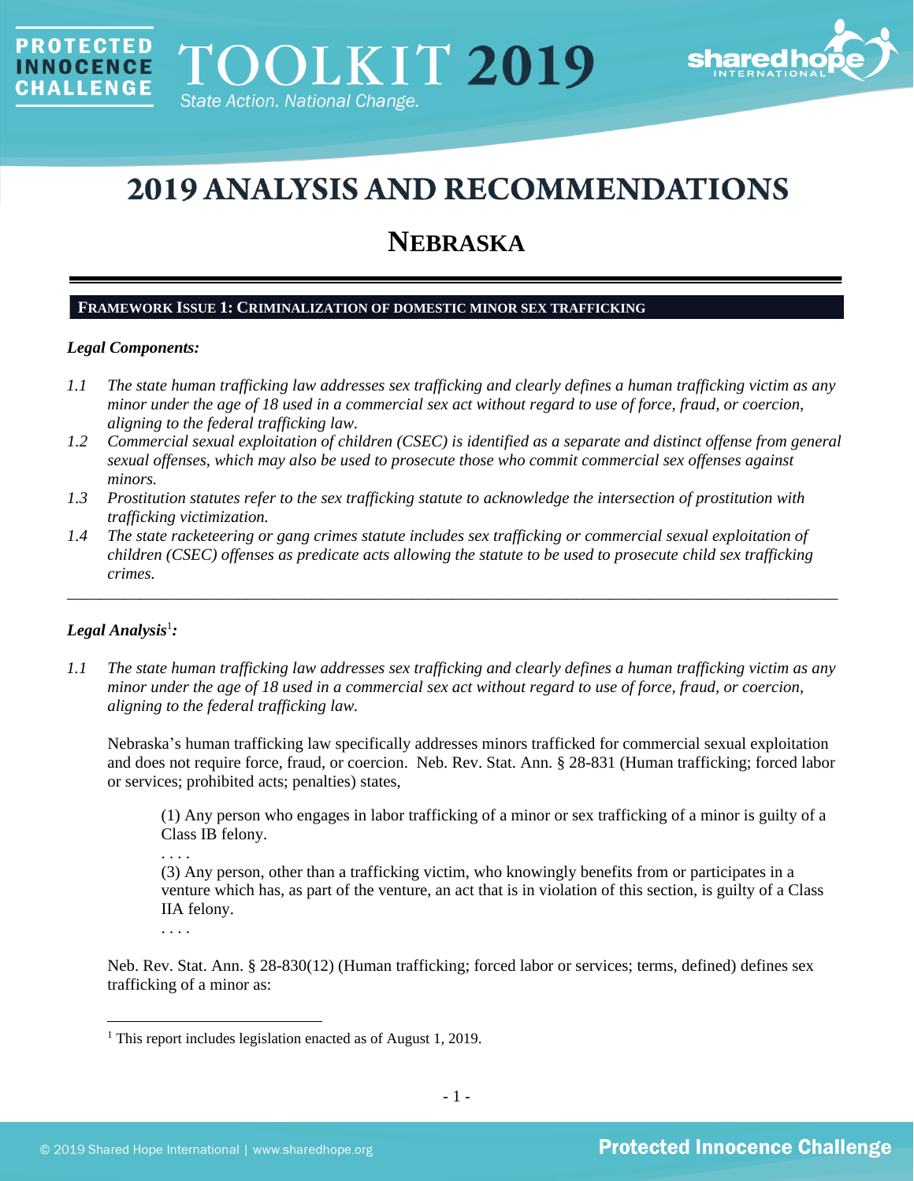# 2019 ANALYSIS AND RECOMMENDATIONS

## NEBRASKA

### FRAMEWORK ISSUE 1: CRIMINALIZATION OF DOMESTIC MINOR SEX TRAFFICKING

***Legal Components:***

*1.1 The state human trafficking law addresses sex trafficking and clearly defines a human trafficking victim as any minor under the age of 18 used in a commercial sex act without regard to use of force, fraud, or coercion, aligning to the federal trafficking law.*

*1.2 Commercial sexual exploitation of children (CSEC) is identified as a separate and distinct offense from general sexual offenses, which may also be used to prosecute those who commit commercial sex offenses against minors.*

*1.3 Prostitution statutes refer to the sex trafficking statute to acknowledge the intersection of prostitution with trafficking victimization.*

*1.4 The state racketeering or gang crimes statute includes sex trafficking or commercial sexual exploitation of children (CSEC) offenses as predicate acts allowing the statute to be used to prosecute child sex trafficking crimes.*

---

***Legal Analysis*[1]*:***

*1.1 The state human trafficking law addresses sex trafficking and clearly defines a human trafficking victim as any minor under the age of 18 used in a commercial sex act without regard to use of force, fraud, or coercion, aligning to the federal trafficking law.*

Nebraska's human trafficking law specifically addresses minors trafficked for commercial sexual exploitation and does not require force, fraud, or coercion. Neb. Rev. Stat. Ann. § 28-831 (Human trafficking; forced labor or services; prohibited acts; penalties) states,

> (1) Any person who engages in labor trafficking of a minor or sex trafficking of a minor is guilty of a Class IB felony.
>
> . . . .
>
> (3) Any person, other than a trafficking victim, who knowingly benefits from or participates in a venture which has, as part of the venture, an act that is in violation of this section, is guilty of a Class IIA felony.
>
> . . . .

Neb. Rev. Stat. Ann. § 28-830(12) (Human trafficking; forced labor or services; terms, defined) defines sex trafficking of a minor as:

[1] This report includes legislation enacted as of August 1, 2019.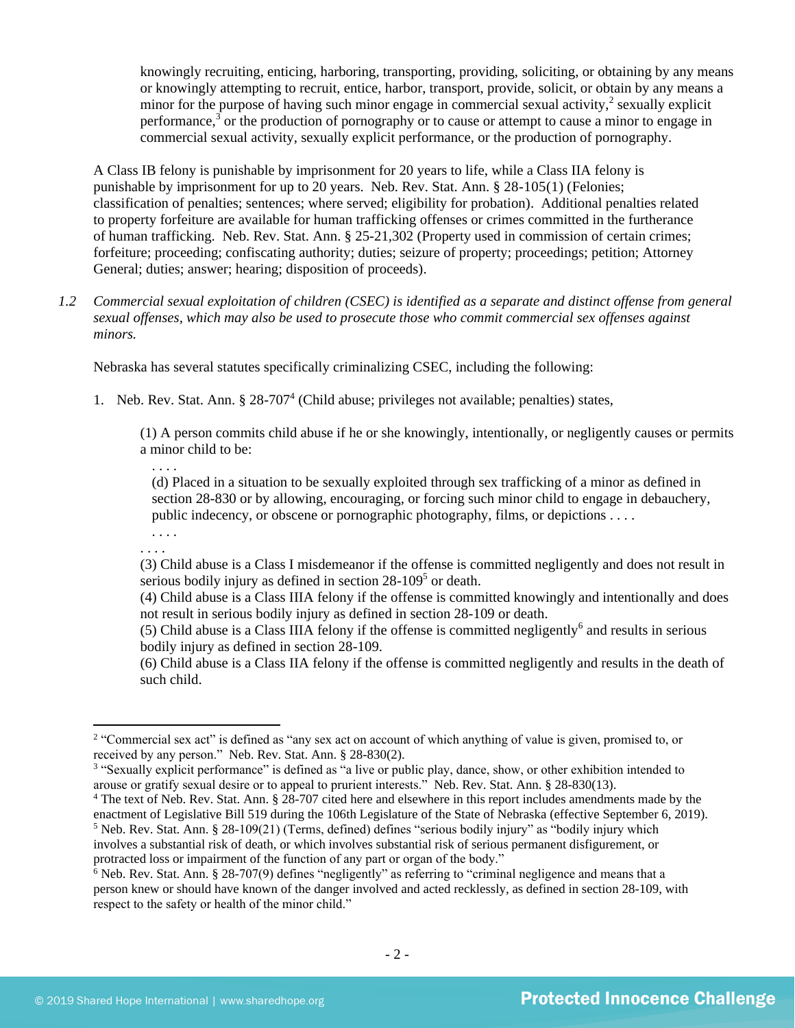> knowingly recruiting, enticing, harboring, transporting, providing, soliciting, or obtaining by any means or knowingly attempting to recruit, entice, harbor, transport, provide, solicit, or obtain by any means a minor for the purpose of having such minor engage in commercial sexual activity,[2] sexually explicit performance,[3] or the production of pornography or to cause or attempt to cause a minor to engage in commercial sexual activity, sexually explicit performance, or the production of pornography.

A Class IB felony is punishable by imprisonment for 20 years to life, while a Class IIA felony is punishable by imprisonment for up to 20 years. Neb. Rev. Stat. Ann. § 28-105(1) (Felonies; classification of penalties; sentences; where served; eligibility for probation). Additional penalties related to property forfeiture are available for human trafficking offenses or crimes committed in the furtherance of human trafficking. Neb. Rev. Stat. Ann. § 25-21,302 (Property used in commission of certain crimes; forfeiture; proceeding; confiscating authority; duties; seizure of property; proceedings; petition; Attorney General; duties; answer; hearing; disposition of proceeds).

*1.2 Commercial sexual exploitation of children (CSEC) is identified as a separate and distinct offense from general sexual offenses, which may also be used to prosecute those who commit commercial sex offenses against minors.*

Nebraska has several statutes specifically criminalizing CSEC, including the following:

1. Neb. Rev. Stat. Ann. § 28-707[4] (Child abuse; privileges not available; penalties) states,

> (1) A person commits child abuse if he or she knowingly, intentionally, or negligently causes or permits a minor child to be:
>
> . . . .
>
> (d) Placed in a situation to be sexually exploited through sex trafficking of a minor as defined in section 28-830 or by allowing, encouraging, or forcing such minor child to engage in debauchery, public indecency, or obscene or pornographic photography, films, or depictions . . . .
>
> . . . .
>
> . . . .
>
> (3) Child abuse is a Class I misdemeanor if the offense is committed negligently and does not result in serious bodily injury as defined in section 28-109[5] or death.
>
> (4) Child abuse is a Class IIIA felony if the offense is committed knowingly and intentionally and does not result in serious bodily injury as defined in section 28-109 or death.
>
> (5) Child abuse is a Class IIIA felony if the offense is committed negligently[6] and results in serious bodily injury as defined in section 28-109.
>
> (6) Child abuse is a Class IIA felony if the offense is committed negligently and results in the death of such child.

---

[2] "Commercial sex act" is defined as "any sex act on account of which anything of value is given, promised to, or received by any person." Neb. Rev. Stat. Ann. § 28-830(2).

[3] "Sexually explicit performance" is defined as "a live or public play, dance, show, or other exhibition intended to arouse or gratify sexual desire or to appeal to prurient interests." Neb. Rev. Stat. Ann. § 28-830(13).

[4] The text of Neb. Rev. Stat. Ann. § 28-707 cited here and elsewhere in this report includes amendments made by the enactment of Legislative Bill 519 during the 106th Legislature of the State of Nebraska (effective September 6, 2019).

[5] Neb. Rev. Stat. Ann. § 28-109(21) (Terms, defined) defines "serious bodily injury" as "bodily injury which involves a substantial risk of death, or which involves substantial risk of serious permanent disfigurement, or protracted loss or impairment of the function of any part or organ of the body."

[6] Neb. Rev. Stat. Ann. § 28-707(9) defines "negligently" as referring to "criminal negligence and means that a person knew or should have known of the danger involved and acted recklessly, as defined in section 28-109, with respect to the safety or health of the minor child."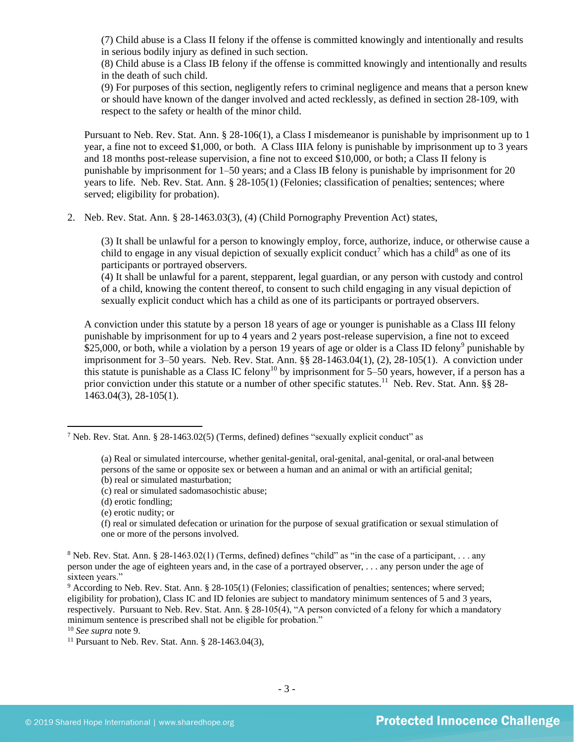(7) Child abuse is a Class II felony if the offense is committed knowingly and intentionally and results in serious bodily injury as defined in such section.
(8) Child abuse is a Class IB felony if the offense is committed knowingly and intentionally and results in the death of such child.
(9) For purposes of this section, negligently refers to criminal negligence and means that a person knew or should have known of the danger involved and acted recklessly, as defined in section 28-109, with respect to the safety or health of the minor child.

Pursuant to Neb. Rev. Stat. Ann. § 28-106(1), a Class I misdemeanor is punishable by imprisonment up to 1 year, a fine not to exceed $1,000, or both. A Class IIIA felony is punishable by imprisonment up to 3 years and 18 months post-release supervision, a fine not to exceed $10,000, or both; a Class II felony is punishable by imprisonment for 1–50 years; and a Class IB felony is punishable by imprisonment for 20 years to life. Neb. Rev. Stat. Ann. § 28-105(1) (Felonies; classification of penalties; sentences; where served; eligibility for probation).

2. Neb. Rev. Stat. Ann. § 28-1463.03(3), (4) (Child Pornography Prevention Act) states,

> (3) It shall be unlawful for a person to knowingly employ, force, authorize, induce, or otherwise cause a child to engage in any visual depiction of sexually explicit conduct[7] which has a child[8] as one of its participants or portrayed observers.
> (4) It shall be unlawful for a parent, stepparent, legal guardian, or any person with custody and control of a child, knowing the content thereof, to consent to such child engaging in any visual depiction of sexually explicit conduct which has a child as one of its participants or portrayed observers.

A conviction under this statute by a person 18 years of age or younger is punishable as a Class III felony punishable by imprisonment for up to 4 years and 2 years post-release supervision, a fine not to exceed $25,000, or both, while a violation by a person 19 years of age or older is a Class ID felony[9] punishable by imprisonment for 3–50 years. Neb. Rev. Stat. Ann. §§ 28-1463.04(1), (2), 28-105(1). A conviction under this statute is punishable as a Class IC felony[10] by imprisonment for 5–50 years, however, if a person has a prior conviction under this statute or a number of other specific statutes.[11] Neb. Rev. Stat. Ann. §§ 28-1463.04(3), 28-105(1).

---

[7] Neb. Rev. Stat. Ann. § 28-1463.02(5) (Terms, defined) defines "sexually explicit conduct" as

> (a) Real or simulated intercourse, whether genital-genital, oral-genital, anal-genital, or oral-anal between persons of the same or opposite sex or between a human and an animal or with an artificial genital;
> (b) real or simulated masturbation;
> (c) real or simulated sadomasochistic abuse;
> (d) erotic fondling;
> (e) erotic nudity; or
> (f) real or simulated defecation or urination for the purpose of sexual gratification or sexual stimulation of one or more of the persons involved.

[8] Neb. Rev. Stat. Ann. § 28-1463.02(1) (Terms, defined) defines "child" as "in the case of a participant, . . . any person under the age of eighteen years and, in the case of a portrayed observer, . . . any person under the age of sixteen years."

[9] According to Neb. Rev. Stat. Ann. § 28-105(1) (Felonies; classification of penalties; sentences; where served; eligibility for probation), Class IC and ID felonies are subject to mandatory minimum sentences of 5 and 3 years, respectively. Pursuant to Neb. Rev. Stat. Ann. § 28-105(4), "A person convicted of a felony for which a mandatory minimum sentence is prescribed shall not be eligible for probation."

[10] *See supra* note 9.

[11] Pursuant to Neb. Rev. Stat. Ann. § 28-1463.04(3),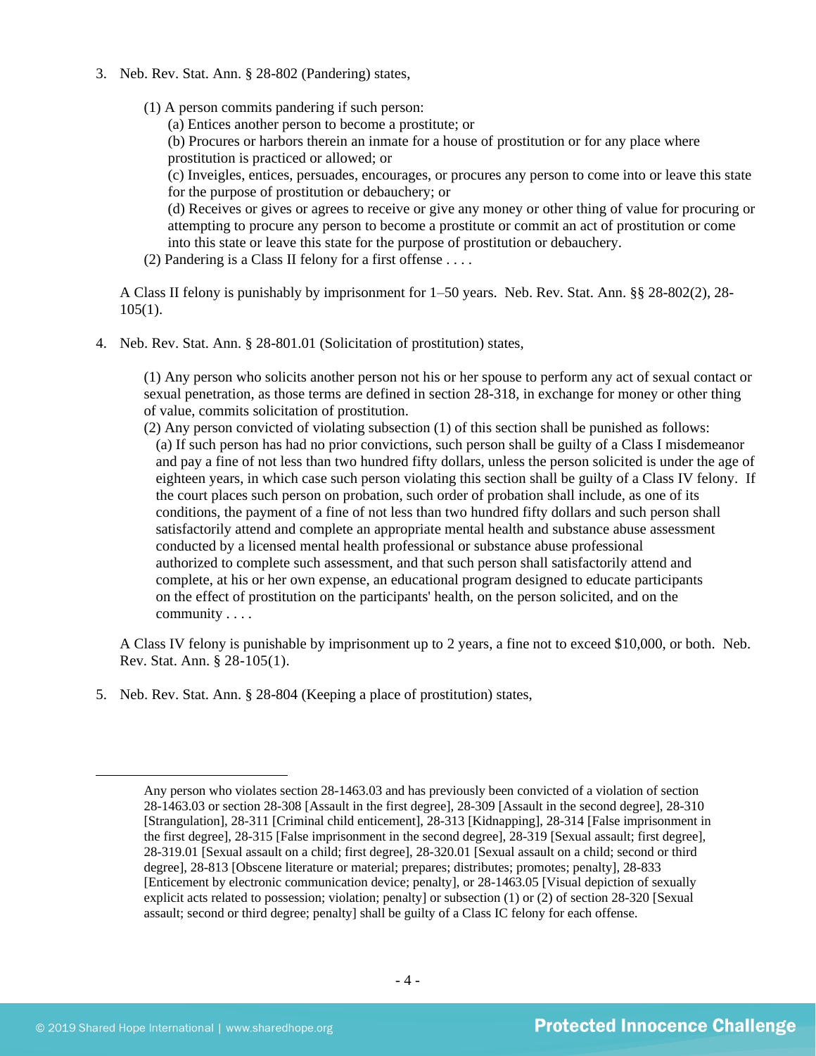3. Neb. Rev. Stat. Ann. § 28-802 (Pandering) states,

   > (1) A person commits pandering if such person:
   > (a) Entices another person to become a prostitute; or
   > (b) Procures or harbors therein an inmate for a house of prostitution or for any place where prostitution is practiced or allowed; or
   > (c) Inveigles, entices, persuades, encourages, or procures any person to come into or leave this state for the purpose of prostitution or debauchery; or
   > (d) Receives or gives or agrees to receive or give any money or other thing of value for procuring or attempting to procure any person to become a prostitute or commit an act of prostitution or come into this state or leave this state for the purpose of prostitution or debauchery.
   > (2) Pandering is a Class II felony for a first offense . . . .

   A Class II felony is punishably by imprisonment for 1–50 years. Neb. Rev. Stat. Ann. §§ 28-802(2), 28-105(1).

4. Neb. Rev. Stat. Ann. § 28-801.01 (Solicitation of prostitution) states,

   > (1) Any person who solicits another person not his or her spouse to perform any act of sexual contact or sexual penetration, as those terms are defined in section 28-318, in exchange for money or other thing of value, commits solicitation of prostitution.
   > (2) Any person convicted of violating subsection (1) of this section shall be punished as follows:
   > (a) If such person has had no prior convictions, such person shall be guilty of a Class I misdemeanor and pay a fine of not less than two hundred fifty dollars, unless the person solicited is under the age of eighteen years, in which case such person violating this section shall be guilty of a Class IV felony. If the court places such person on probation, such order of probation shall include, as one of its conditions, the payment of a fine of not less than two hundred fifty dollars and such person shall satisfactorily attend and complete an appropriate mental health and substance abuse assessment conducted by a licensed mental health professional or substance abuse professional authorized to complete such assessment, and that such person shall satisfactorily attend and complete, at his or her own expense, an educational program designed to educate participants on the effect of prostitution on the participants' health, on the person solicited, and on the community . . . .

   A Class IV felony is punishable by imprisonment up to 2 years, a fine not to exceed $10,000, or both. Neb. Rev. Stat. Ann. § 28-105(1).

5. Neb. Rev. Stat. Ann. § 28-804 (Keeping a place of prostitution) states,

---

Any person who violates section 28-1463.03 and has previously been convicted of a violation of section 28-1463.03 or section 28-308 [Assault in the first degree], 28-309 [Assault in the second degree], 28-310 [Strangulation], 28-311 [Criminal child enticement], 28-313 [Kidnapping], 28-314 [False imprisonment in the first degree], 28-315 [False imprisonment in the second degree], 28-319 [Sexual assault; first degree], 28-319.01 [Sexual assault on a child; first degree], 28-320.01 [Sexual assault on a child; second or third degree], 28-813 [Obscene literature or material; prepares; distributes; promotes; penalty], 28-833 [Enticement by electronic communication device; penalty], or 28-1463.05 [Visual depiction of sexually explicit acts related to possession; violation; penalty] or subsection (1) or (2) of section 28-320 [Sexual assault; second or third degree; penalty] shall be guilty of a Class IC felony for each offense.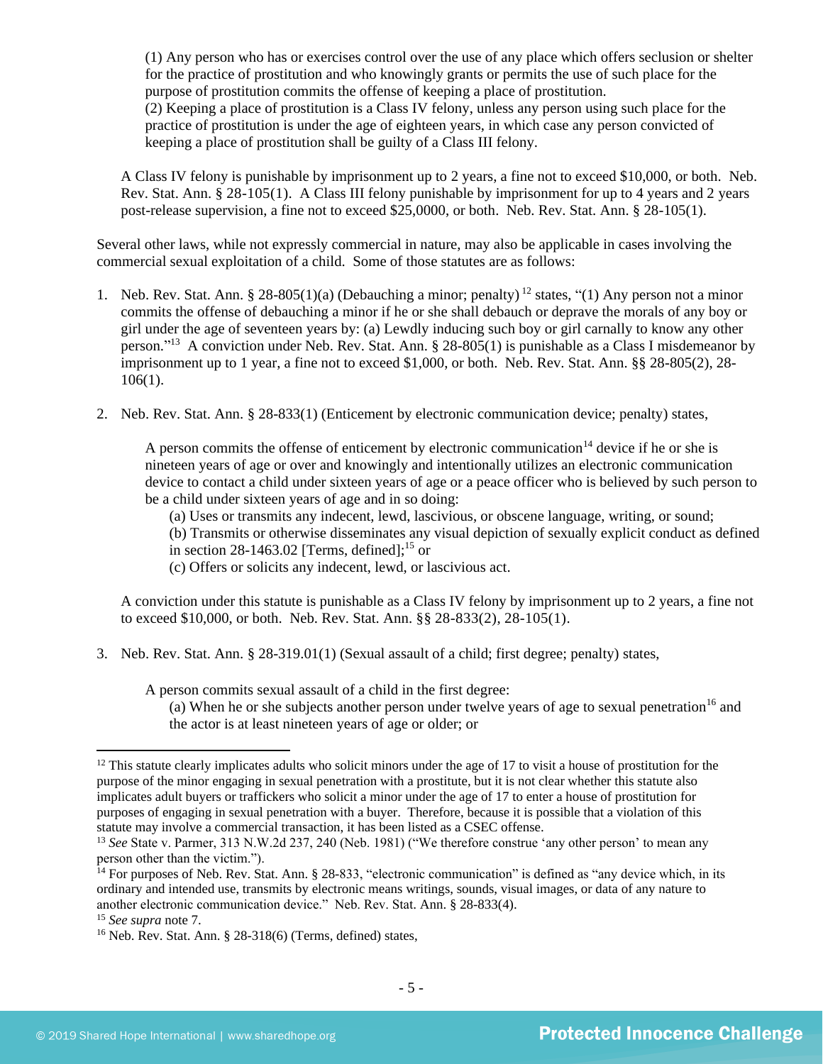> (1) Any person who has or exercises control over the use of any place which offers seclusion or shelter for the practice of prostitution and who knowingly grants or permits the use of such place for the purpose of prostitution commits the offense of keeping a place of prostitution.
> (2) Keeping a place of prostitution is a Class IV felony, unless any person using such place for the practice of prostitution is under the age of eighteen years, in which case any person convicted of keeping a place of prostitution shall be guilty of a Class III felony.

A Class IV felony is punishable by imprisonment up to 2 years, a fine not to exceed $10,000, or both. Neb. Rev. Stat. Ann. § 28-105(1). A Class III felony punishable by imprisonment for up to 4 years and 2 years post-release supervision, a fine not to exceed $25,0000, or both. Neb. Rev. Stat. Ann. § 28-105(1).

Several other laws, while not expressly commercial in nature, may also be applicable in cases involving the commercial sexual exploitation of a child. Some of those statutes are as follows:

1. Neb. Rev. Stat. Ann. § 28-805(1)(a) (Debauching a minor; penalty) [12] states, "(1) Any person not a minor commits the offense of debauching a minor if he or she shall debauch or deprave the morals of any boy or girl under the age of seventeen years by: (a) Lewdly inducing such boy or girl carnally to know any other person."[13] A conviction under Neb. Rev. Stat. Ann. § 28-805(1) is punishable as a Class I misdemeanor by imprisonment up to 1 year, a fine not to exceed $1,000, or both. Neb. Rev. Stat. Ann. §§ 28-805(2), 28-106(1).

2. Neb. Rev. Stat. Ann. § 28-833(1) (Enticement by electronic communication device; penalty) states,

   > A person commits the offense of enticement by electronic communication[14] device if he or she is nineteen years of age or over and knowingly and intentionally utilizes an electronic communication device to contact a child under sixteen years of age or a peace officer who is believed by such person to be a child under sixteen years of age and in so doing:
   > (a) Uses or transmits any indecent, lewd, lascivious, or obscene language, writing, or sound;
   > (b) Transmits or otherwise disseminates any visual depiction of sexually explicit conduct as defined in section 28-1463.02 [Terms, defined];[15] or
   > (c) Offers or solicits any indecent, lewd, or lascivious act.

   A conviction under this statute is punishable as a Class IV felony by imprisonment up to 2 years, a fine not to exceed $10,000, or both. Neb. Rev. Stat. Ann. §§ 28-833(2), 28-105(1).

3. Neb. Rev. Stat. Ann. § 28-319.01(1) (Sexual assault of a child; first degree; penalty) states,

   > A person commits sexual assault of a child in the first degree:
   > (a) When he or she subjects another person under twelve years of age to sexual penetration[16] and the actor is at least nineteen years of age or older; or

---

[12] This statute clearly implicates adults who solicit minors under the age of 17 to visit a house of prostitution for the purpose of the minor engaging in sexual penetration with a prostitute, but it is not clear whether this statute also implicates adult buyers or traffickers who solicit a minor under the age of 17 to enter a house of prostitution for purposes of engaging in sexual penetration with a buyer. Therefore, because it is possible that a violation of this statute may involve a commercial transaction, it has been listed as a CSEC offense.

[13] *See* State v. Parmer, 313 N.W.2d 237, 240 (Neb. 1981) ("We therefore construe 'any other person' to mean any person other than the victim.").

[14] For purposes of Neb. Rev. Stat. Ann. § 28-833, "electronic communication" is defined as "any device which, in its ordinary and intended use, transmits by electronic means writings, sounds, visual images, or data of any nature to another electronic communication device." Neb. Rev. Stat. Ann. § 28-833(4).

[15] *See supra* note 7.

[16] Neb. Rev. Stat. Ann. § 28-318(6) (Terms, defined) states,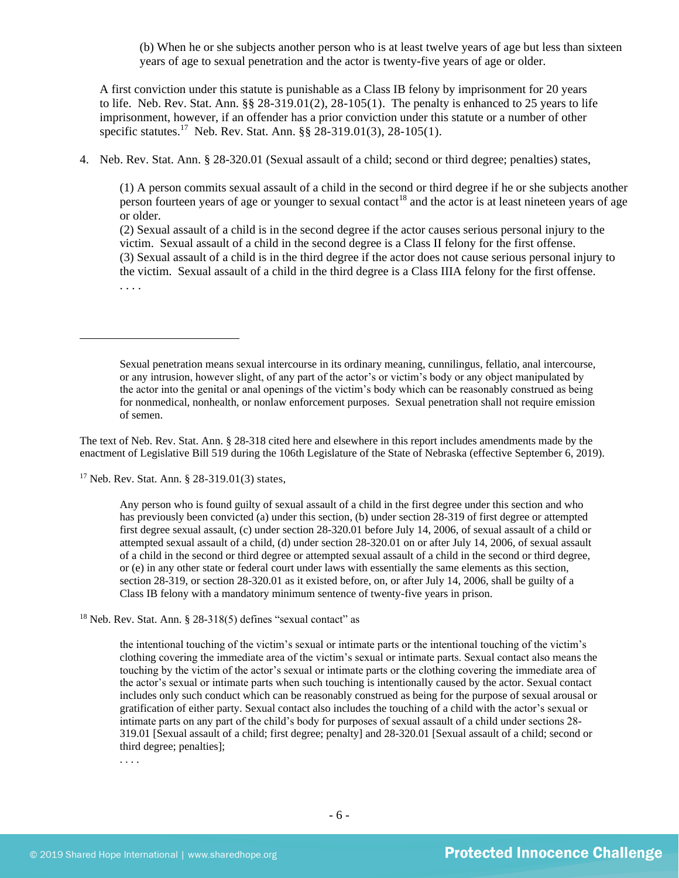(b) When he or she subjects another person who is at least twelve years of age but less than sixteen years of age to sexual penetration and the actor is twenty-five years of age or older.

A first conviction under this statute is punishable as a Class IB felony by imprisonment for 20 years to life. Neb. Rev. Stat. Ann. §§ 28-319.01(2), 28-105(1). The penalty is enhanced to 25 years to life imprisonment, however, if an offender has a prior conviction under this statute or a number of other specific statutes.[17] Neb. Rev. Stat. Ann. §§ 28-319.01(3), 28-105(1).

4. Neb. Rev. Stat. Ann. § 28-320.01 (Sexual assault of a child; second or third degree; penalties) states,

   (1) A person commits sexual assault of a child in the second or third degree if he or she subjects another person fourteen years of age or younger to sexual contact[18] and the actor is at least nineteen years of age or older.
   (2) Sexual assault of a child is in the second degree if the actor causes serious personal injury to the victim. Sexual assault of a child in the second degree is a Class II felony for the first offense.
   (3) Sexual assault of a child is in the third degree if the actor does not cause serious personal injury to the victim. Sexual assault of a child in the third degree is a Class IIIA felony for the first offense.
   . . . .

---

Sexual penetration means sexual intercourse in its ordinary meaning, cunnilingus, fellatio, anal intercourse, or any intrusion, however slight, of any part of the actor's or victim's body or any object manipulated by the actor into the genital or anal openings of the victim's body which can be reasonably construed as being for nonmedical, nonhealth, or nonlaw enforcement purposes. Sexual penetration shall not require emission of semen.

The text of Neb. Rev. Stat. Ann. § 28-318 cited here and elsewhere in this report includes amendments made by the enactment of Legislative Bill 519 during the 106th Legislature of the State of Nebraska (effective September 6, 2019).

[17] Neb. Rev. Stat. Ann. § 28-319.01(3) states,

Any person who is found guilty of sexual assault of a child in the first degree under this section and who has previously been convicted (a) under this section, (b) under section 28-319 of first degree or attempted first degree sexual assault, (c) under section 28-320.01 before July 14, 2006, of sexual assault of a child or attempted sexual assault of a child, (d) under section 28-320.01 on or after July 14, 2006, of sexual assault of a child in the second or third degree or attempted sexual assault of a child in the second or third degree, or (e) in any other state or federal court under laws with essentially the same elements as this section, section 28-319, or section 28-320.01 as it existed before, on, or after July 14, 2006, shall be guilty of a Class IB felony with a mandatory minimum sentence of twenty-five years in prison.

[18] Neb. Rev. Stat. Ann. § 28-318(5) defines "sexual contact" as

the intentional touching of the victim's sexual or intimate parts or the intentional touching of the victim's clothing covering the immediate area of the victim's sexual or intimate parts. Sexual contact also means the touching by the victim of the actor's sexual or intimate parts or the clothing covering the immediate area of the actor's sexual or intimate parts when such touching is intentionally caused by the actor. Sexual contact includes only such conduct which can be reasonably construed as being for the purpose of sexual arousal or gratification of either party. Sexual contact also includes the touching of a child with the actor's sexual or intimate parts on any part of the child's body for purposes of sexual assault of a child under sections 28-319.01 [Sexual assault of a child; first degree; penalty] and 28-320.01 [Sexual assault of a child; second or third degree; penalties];

. . . .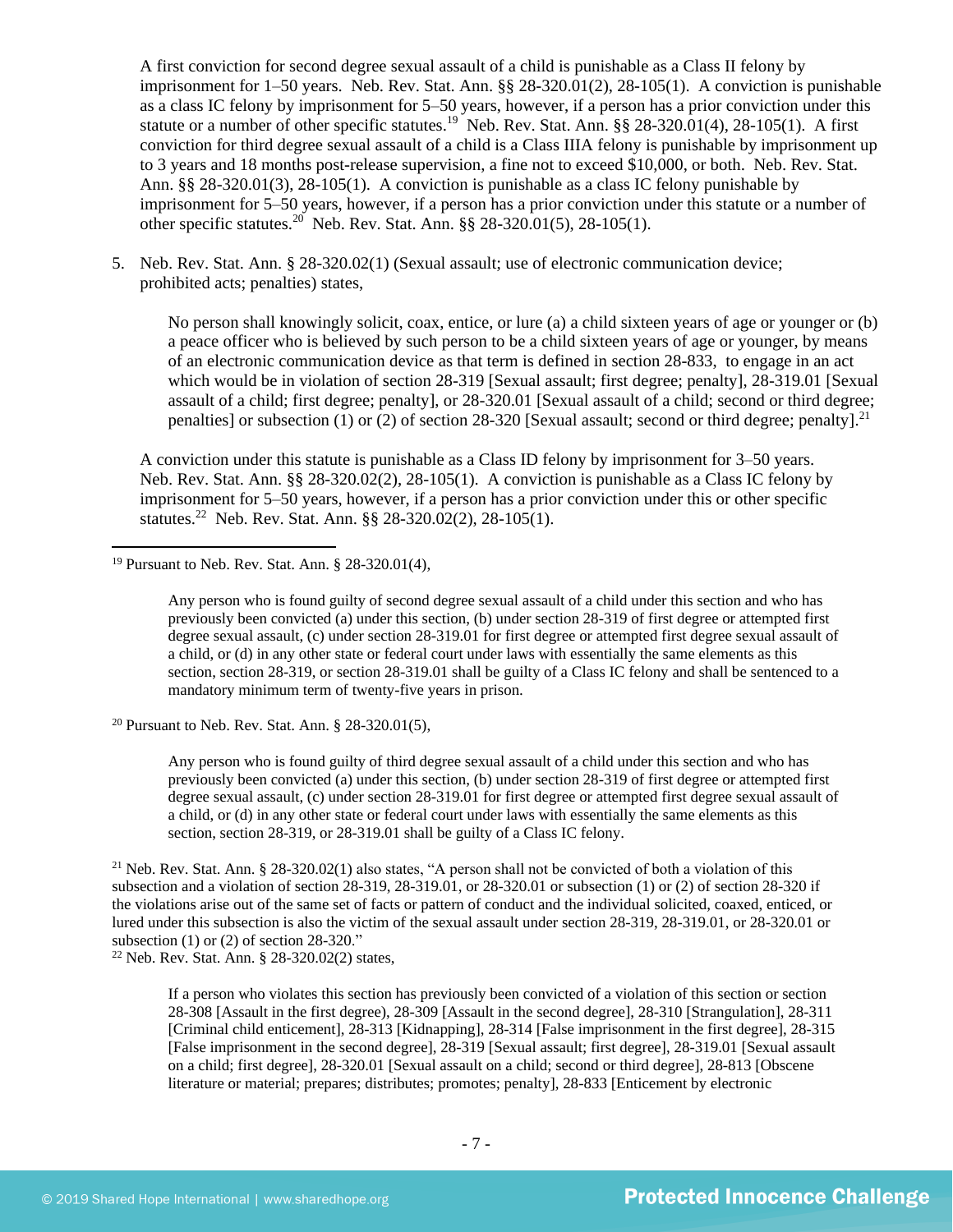A first conviction for second degree sexual assault of a child is punishable as a Class II felony by imprisonment for 1–50 years. Neb. Rev. Stat. Ann. §§ 28-320.01(2), 28-105(1). A conviction is punishable as a class IC felony by imprisonment for 5–50 years, however, if a person has a prior conviction under this statute or a number of other specific statutes.[19] Neb. Rev. Stat. Ann. §§ 28-320.01(4), 28-105(1). A first conviction for third degree sexual assault of a child is a Class IIIA felony is punishable by imprisonment up to 3 years and 18 months post-release supervision, a fine not to exceed $10,000, or both. Neb. Rev. Stat. Ann. §§ 28-320.01(3), 28-105(1). A conviction is punishable as a class IC felony punishable by imprisonment for 5–50 years, however, if a person has a prior conviction under this statute or a number of other specific statutes.[20] Neb. Rev. Stat. Ann. §§ 28-320.01(5), 28-105(1).

5. Neb. Rev. Stat. Ann. § 28-320.02(1) (Sexual assault; use of electronic communication device; prohibited acts; penalties) states,

   > No person shall knowingly solicit, coax, entice, or lure (a) a child sixteen years of age or younger or (b) a peace officer who is believed by such person to be a child sixteen years of age or younger, by means of an electronic communication device as that term is defined in section 28-833, to engage in an act which would be in violation of section 28-319 [Sexual assault; first degree; penalty], 28-319.01 [Sexual assault of a child; first degree; penalty], or 28-320.01 [Sexual assault of a child; second or third degree; penalties] or subsection (1) or (2) of section 28-320 [Sexual assault; second or third degree; penalty].[21]

   A conviction under this statute is punishable as a Class ID felony by imprisonment for 3–50 years. Neb. Rev. Stat. Ann. §§ 28-320.02(2), 28-105(1). A conviction is punishable as a Class IC felony by imprisonment for 5–50 years, however, if a person has a prior conviction under this or other specific statutes.[22] Neb. Rev. Stat. Ann. §§ 28-320.02(2), 28-105(1).

---

[19] Pursuant to Neb. Rev. Stat. Ann. § 28-320.01(4),

> Any person who is found guilty of second degree sexual assault of a child under this section and who has previously been convicted (a) under this section, (b) under section 28-319 of first degree or attempted first degree sexual assault, (c) under section 28-319.01 for first degree or attempted first degree sexual assault of a child, or (d) in any other state or federal court under laws with essentially the same elements as this section, section 28-319, or section 28-319.01 shall be guilty of a Class IC felony and shall be sentenced to a mandatory minimum term of twenty-five years in prison.

[20] Pursuant to Neb. Rev. Stat. Ann. § 28-320.01(5),

> Any person who is found guilty of third degree sexual assault of a child under this section and who has previously been convicted (a) under this section, (b) under section 28-319 of first degree or attempted first degree sexual assault, (c) under section 28-319.01 for first degree or attempted first degree sexual assault of a child, or (d) in any other state or federal court under laws with essentially the same elements as this section, section 28-319, or 28-319.01 shall be guilty of a Class IC felony.

[21] Neb. Rev. Stat. Ann. § 28-320.02(1) also states, "A person shall not be convicted of both a violation of this subsection and a violation of section 28-319, 28-319.01, or 28-320.01 or subsection (1) or (2) of section 28-320 if the violations arise out of the same set of facts or pattern of conduct and the individual solicited, coaxed, enticed, or lured under this subsection is also the victim of the sexual assault under section 28-319, 28-319.01, or 28-320.01 or subsection (1) or (2) of section 28-320."

[22] Neb. Rev. Stat. Ann. § 28-320.02(2) states,

> If a person who violates this section has previously been convicted of a violation of this section or section 28-308 [Assault in the first degree], 28-309 [Assault in the second degree], 28-310 [Strangulation], 28-311 [Criminal child enticement], 28-313 [Kidnapping], 28-314 [False imprisonment in the first degree], 28-315 [False imprisonment in the second degree], 28-319 [Sexual assault; first degree], 28-319.01 [Sexual assault on a child; first degree], 28-320.01 [Sexual assault on a child; second or third degree], 28-813 [Obscene literature or material; prepares; distributes; promotes; penalty], 28-833 [Enticement by electronic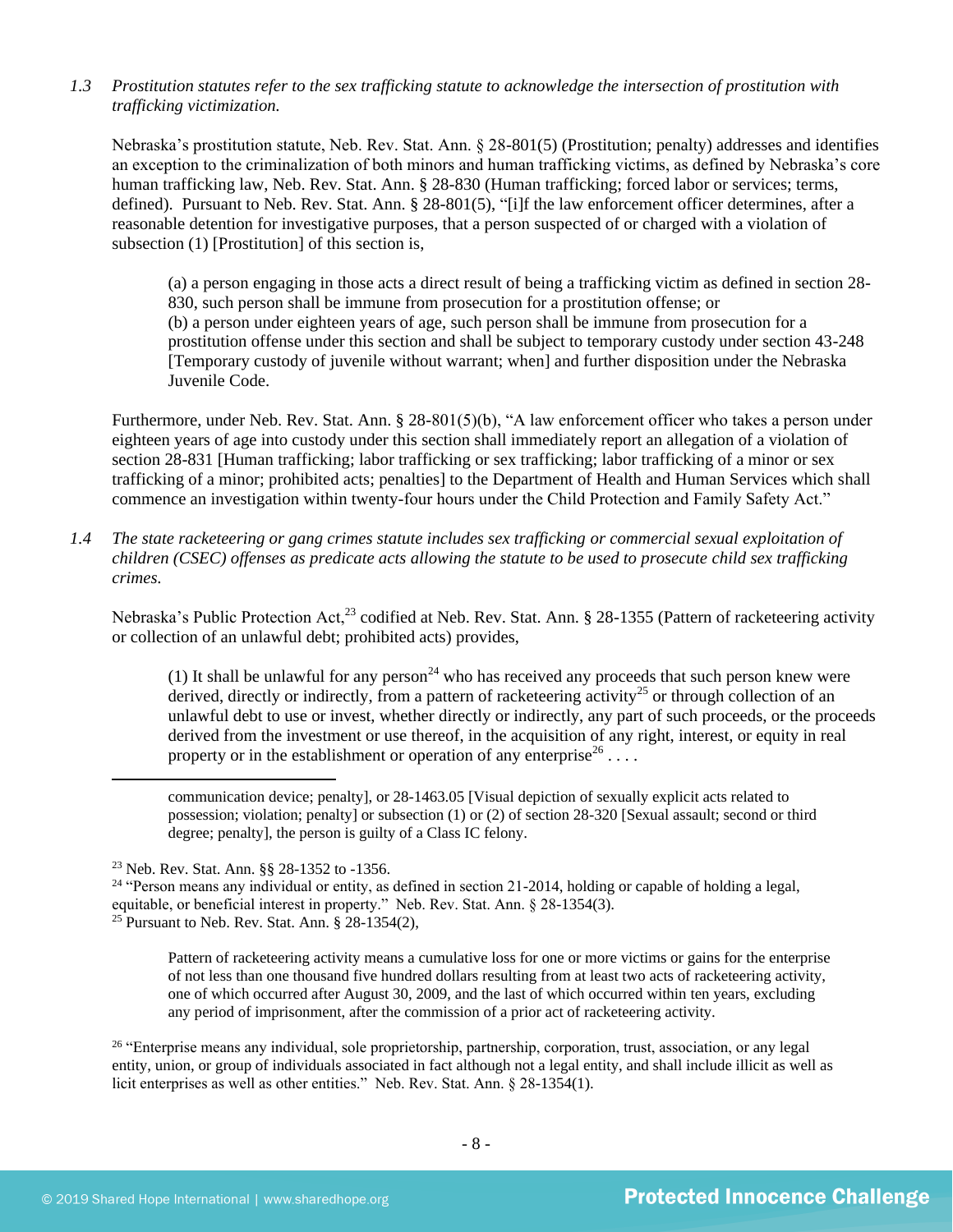*1.3 Prostitution statutes refer to the sex trafficking statute to acknowledge the intersection of prostitution with trafficking victimization.*

Nebraska's prostitution statute, Neb. Rev. Stat. Ann. § 28-801(5) (Prostitution; penalty) addresses and identifies an exception to the criminalization of both minors and human trafficking victims, as defined by Nebraska's core human trafficking law, Neb. Rev. Stat. Ann. § 28-830 (Human trafficking; forced labor or services; terms, defined). Pursuant to Neb. Rev. Stat. Ann. § 28-801(5), "[i]f the law enforcement officer determines, after a reasonable detention for investigative purposes, that a person suspected of or charged with a violation of subsection (1) [Prostitution] of this section is,

> (a) a person engaging in those acts a direct result of being a trafficking victim as defined in section 28-830, such person shall be immune from prosecution for a prostitution offense; or
> (b) a person under eighteen years of age, such person shall be immune from prosecution for a prostitution offense under this section and shall be subject to temporary custody under section 43-248 [Temporary custody of juvenile without warrant; when] and further disposition under the Nebraska Juvenile Code.

Furthermore, under Neb. Rev. Stat. Ann. § 28-801(5)(b), "A law enforcement officer who takes a person under eighteen years of age into custody under this section shall immediately report an allegation of a violation of section 28-831 [Human trafficking; labor trafficking or sex trafficking; labor trafficking of a minor or sex trafficking of a minor; prohibited acts; penalties] to the Department of Health and Human Services which shall commence an investigation within twenty-four hours under the Child Protection and Family Safety Act."

*1.4 The state racketeering or gang crimes statute includes sex trafficking or commercial sexual exploitation of children (CSEC) offenses as predicate acts allowing the statute to be used to prosecute child sex trafficking crimes.*

Nebraska's Public Protection Act,[23] codified at Neb. Rev. Stat. Ann. § 28-1355 (Pattern of racketeering activity or collection of an unlawful debt; prohibited acts) provides,

> (1) It shall be unlawful for any person[24] who has received any proceeds that such person knew were derived, directly or indirectly, from a pattern of racketeering activity[25] or through collection of an unlawful debt to use or invest, whether directly or indirectly, any part of such proceeds, or the proceeds derived from the investment or use thereof, in the acquisition of any right, interest, or equity in real property or in the establishment or operation of any enterprise[26] . . . .

---

communication device; penalty], or 28-1463.05 [Visual depiction of sexually explicit acts related to possession; violation; penalty] or subsection (1) or (2) of section 28-320 [Sexual assault; second or third degree; penalty], the person is guilty of a Class IC felony.

[23] Neb. Rev. Stat. Ann. §§ 28-1352 to -1356.

[24] "Person means any individual or entity, as defined in section 21-2014, holding or capable of holding a legal, equitable, or beneficial interest in property." Neb. Rev. Stat. Ann. § 28-1354(3).

[25] Pursuant to Neb. Rev. Stat. Ann. § 28-1354(2),

> Pattern of racketeering activity means a cumulative loss for one or more victims or gains for the enterprise of not less than one thousand five hundred dollars resulting from at least two acts of racketeering activity, one of which occurred after August 30, 2009, and the last of which occurred within ten years, excluding any period of imprisonment, after the commission of a prior act of racketeering activity.

[26] "Enterprise means any individual, sole proprietorship, partnership, corporation, trust, association, or any legal entity, union, or group of individuals associated in fact although not a legal entity, and shall include illicit as well as licit enterprises as well as other entities." Neb. Rev. Stat. Ann. § 28-1354(1).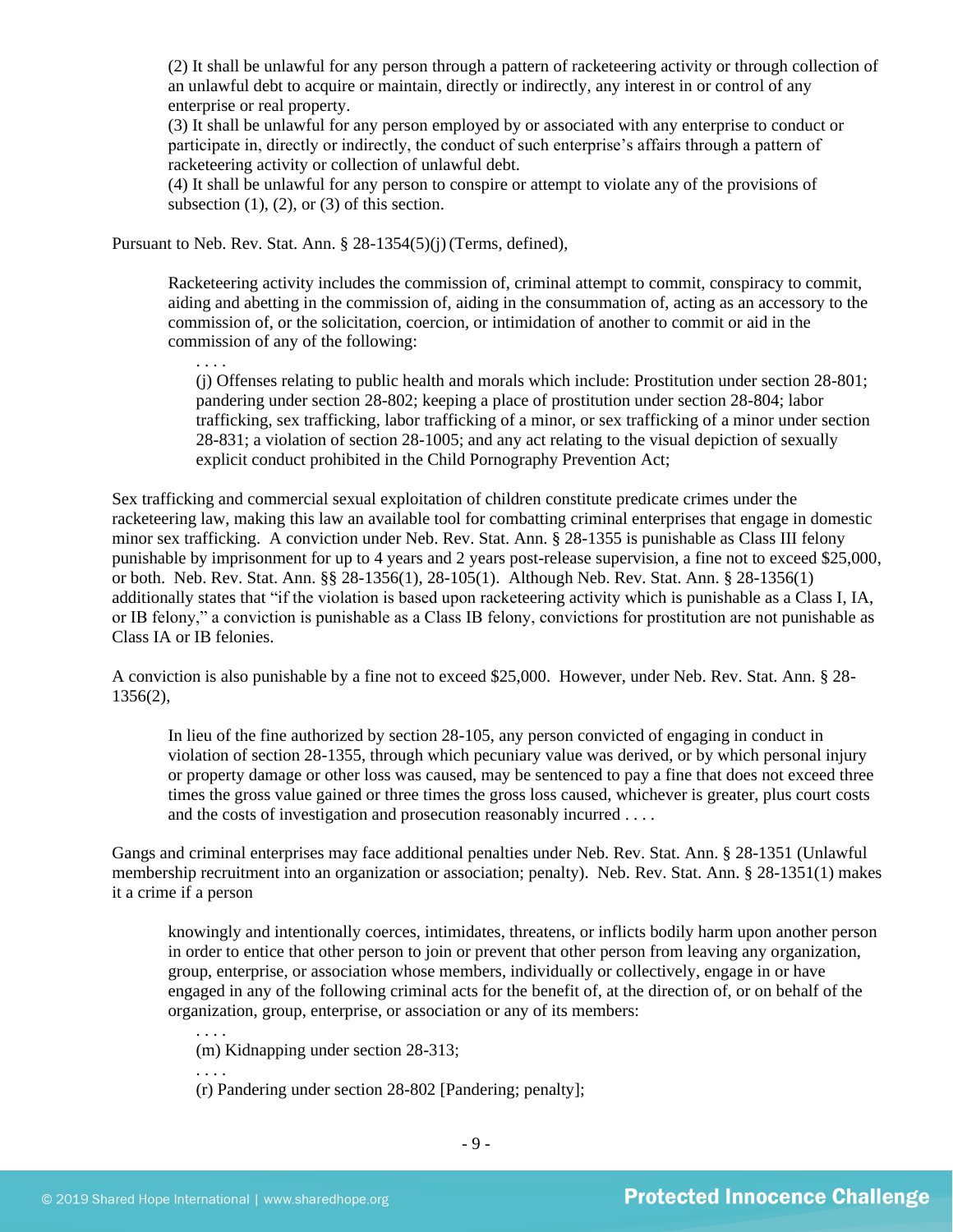> (2) It shall be unlawful for any person through a pattern of racketeering activity or through collection of an unlawful debt to acquire or maintain, directly or indirectly, any interest in or control of any enterprise or real property.
> (3) It shall be unlawful for any person employed by or associated with any enterprise to conduct or participate in, directly or indirectly, the conduct of such enterprise's affairs through a pattern of racketeering activity or collection of unlawful debt.
> (4) It shall be unlawful for any person to conspire or attempt to violate any of the provisions of subsection (1), (2), or (3) of this section.

Pursuant to Neb. Rev. Stat. Ann. § 28-1354(5)(j) (Terms, defined),

> Racketeering activity includes the commission of, criminal attempt to commit, conspiracy to commit, aiding and abetting in the commission of, aiding in the consummation of, acting as an accessory to the commission of, or the solicitation, coercion, or intimidation of another to commit or aid in the commission of any of the following:
>
> . . . .
>
> (j) Offenses relating to public health and morals which include: Prostitution under section 28-801; pandering under section 28-802; keeping a place of prostitution under section 28-804; labor trafficking, sex trafficking, labor trafficking of a minor, or sex trafficking of a minor under section 28-831; a violation of section 28-1005; and any act relating to the visual depiction of sexually explicit conduct prohibited in the Child Pornography Prevention Act;

Sex trafficking and commercial sexual exploitation of children constitute predicate crimes under the racketeering law, making this law an available tool for combatting criminal enterprises that engage in domestic minor sex trafficking. A conviction under Neb. Rev. Stat. Ann. § 28-1355 is punishable as Class III felony punishable by imprisonment for up to 4 years and 2 years post-release supervision, a fine not to exceed $25,000, or both. Neb. Rev. Stat. Ann. §§ 28-1356(1), 28-105(1). Although Neb. Rev. Stat. Ann. § 28-1356(1) additionally states that "if the violation is based upon racketeering activity which is punishable as a Class I, IA, or IB felony," a conviction is punishable as a Class IB felony, convictions for prostitution are not punishable as Class IA or IB felonies.

A conviction is also punishable by a fine not to exceed $25,000. However, under Neb. Rev. Stat. Ann. § 28-1356(2),

> In lieu of the fine authorized by section 28-105, any person convicted of engaging in conduct in violation of section 28-1355, through which pecuniary value was derived, or by which personal injury or property damage or other loss was caused, may be sentenced to pay a fine that does not exceed three times the gross value gained or three times the gross loss caused, whichever is greater, plus court costs and the costs of investigation and prosecution reasonably incurred . . . .

Gangs and criminal enterprises may face additional penalties under Neb. Rev. Stat. Ann. § 28-1351 (Unlawful membership recruitment into an organization or association; penalty). Neb. Rev. Stat. Ann. § 28-1351(1) makes it a crime if a person

> knowingly and intentionally coerces, intimidates, threatens, or inflicts bodily harm upon another person in order to entice that other person to join or prevent that other person from leaving any organization, group, enterprise, or association whose members, individually or collectively, engage in or have engaged in any of the following criminal acts for the benefit of, at the direction of, or on behalf of the organization, group, enterprise, or association or any of its members:
>
> . . . .
>
> (m) Kidnapping under section 28-313;
>
> . . . .
>
> (r) Pandering under section 28-802 [Pandering; penalty];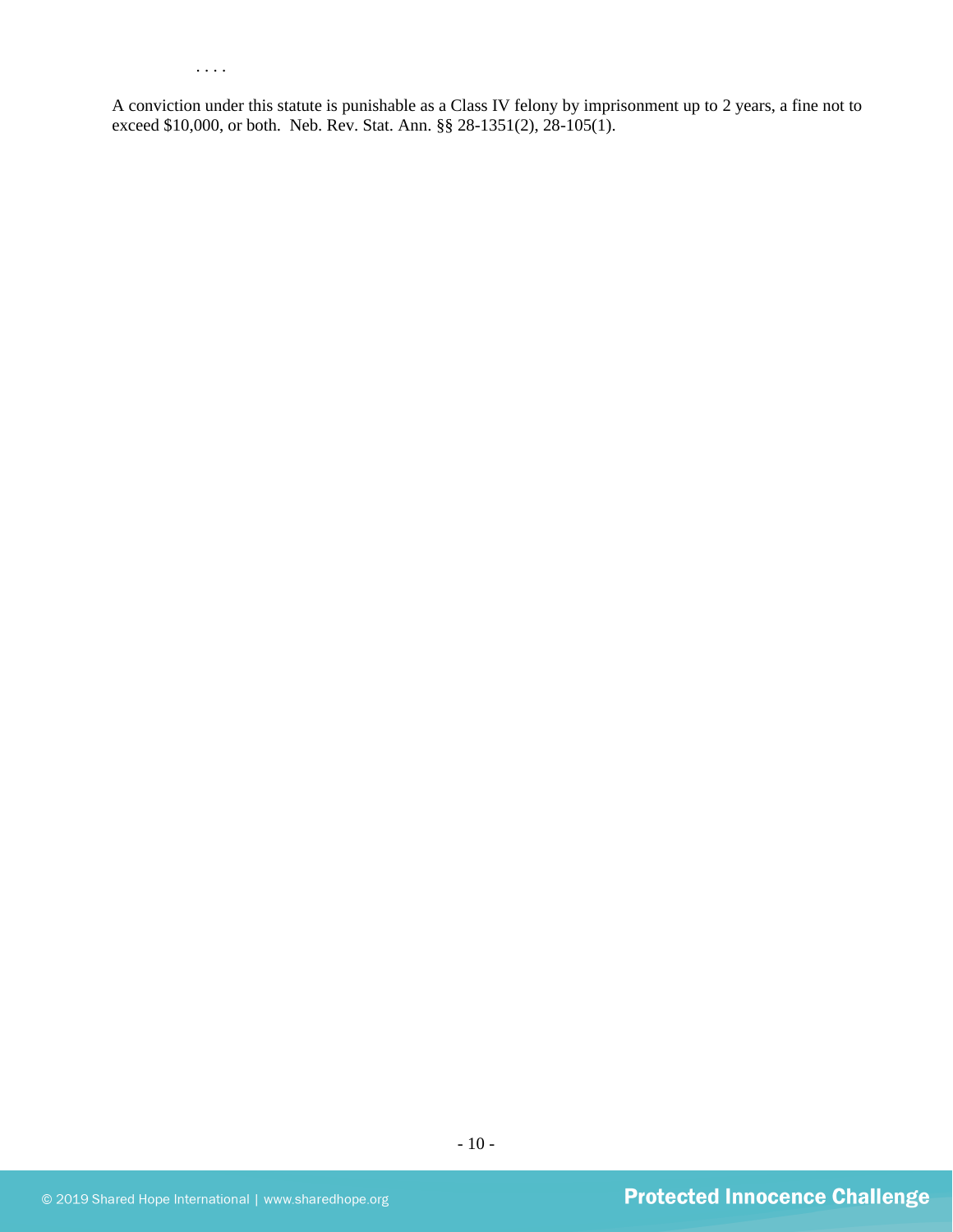. . . .

A conviction under this statute is punishable as a Class IV felony by imprisonment up to 2 years, a fine not to exceed $10,000, or both. Neb. Rev. Stat. Ann. §§ 28-1351(2), 28-105(1).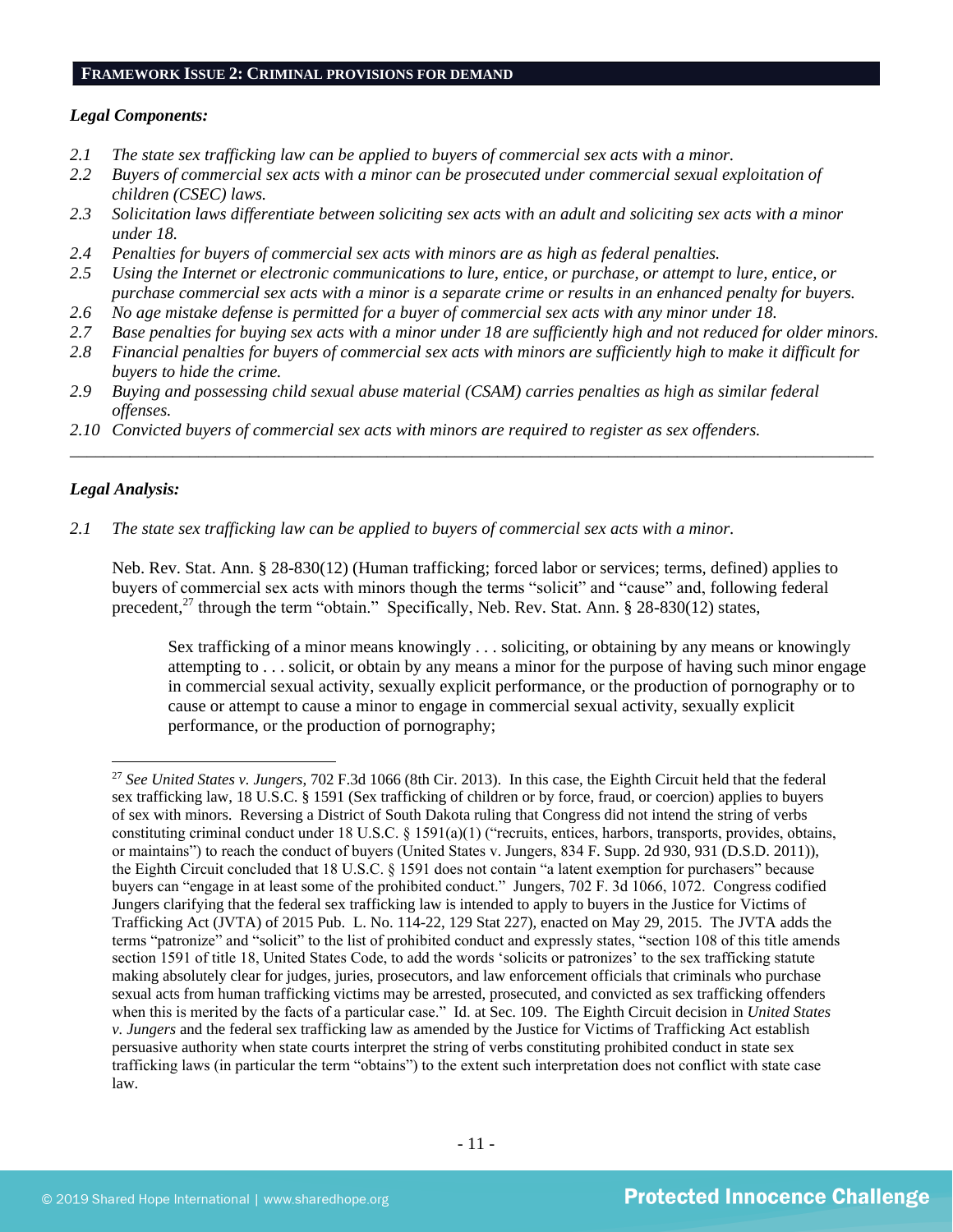## FRAMEWORK ISSUE 2: CRIMINAL PROVISIONS FOR DEMAND

***Legal Components:***

*2.1 The state sex trafficking law can be applied to buyers of commercial sex acts with a minor.*

*2.2 Buyers of commercial sex acts with a minor can be prosecuted under commercial sexual exploitation of children (CSEC) laws.*

*2.3 Solicitation laws differentiate between soliciting sex acts with an adult and soliciting sex acts with a minor under 18.*

*2.4 Penalties for buyers of commercial sex acts with minors are as high as federal penalties.*

*2.5 Using the Internet or electronic communications to lure, entice, or purchase, or attempt to lure, entice, or purchase commercial sex acts with a minor is a separate crime or results in an enhanced penalty for buyers.*

*2.6 No age mistake defense is permitted for a buyer of commercial sex acts with any minor under 18.*

*2.7 Base penalties for buying sex acts with a minor under 18 are sufficiently high and not reduced for older minors.*

*2.8 Financial penalties for buyers of commercial sex acts with minors are sufficiently high to make it difficult for buyers to hide the crime.*

*2.9 Buying and possessing child sexual abuse material (CSAM) carries penalties as high as similar federal offenses.*

*2.10 Convicted buyers of commercial sex acts with minors are required to register as sex offenders.*

---

***Legal Analysis:***

*2.1 The state sex trafficking law can be applied to buyers of commercial sex acts with a minor.*

Neb. Rev. Stat. Ann. § 28-830(12) (Human trafficking; forced labor or services; terms, defined) applies to buyers of commercial sex acts with minors though the terms "solicit" and "cause" and, following federal precedent,[27] through the term "obtain." Specifically, Neb. Rev. Stat. Ann. § 28-830(12) states,

> Sex trafficking of a minor means knowingly . . . soliciting, or obtaining by any means or knowingly attempting to . . . solicit, or obtain by any means a minor for the purpose of having such minor engage in commercial sexual activity, sexually explicit performance, or the production of pornography or to cause or attempt to cause a minor to engage in commercial sexual activity, sexually explicit performance, or the production of pornography;

---

[27] *See United States v. Jungers*, 702 F.3d 1066 (8th Cir. 2013). In this case, the Eighth Circuit held that the federal sex trafficking law, 18 U.S.C. § 1591 (Sex trafficking of children or by force, fraud, or coercion) applies to buyers of sex with minors. Reversing a District of South Dakota ruling that Congress did not intend the string of verbs constituting criminal conduct under 18 U.S.C. § 1591(a)(1) ("recruits, entices, harbors, transports, provides, obtains, or maintains") to reach the conduct of buyers (United States v. Jungers, 834 F. Supp. 2d 930, 931 (D.S.D. 2011)), the Eighth Circuit concluded that 18 U.S.C. § 1591 does not contain "a latent exemption for purchasers" because buyers can "engage in at least some of the prohibited conduct." Jungers, 702 F. 3d 1066, 1072. Congress codified Jungers clarifying that the federal sex trafficking law is intended to apply to buyers in the Justice for Victims of Trafficking Act (JVTA) of 2015 Pub. L. No. 114-22, 129 Stat 227), enacted on May 29, 2015. The JVTA adds the terms "patronize" and "solicit" to the list of prohibited conduct and expressly states, "section 108 of this title amends section 1591 of title 18, United States Code, to add the words 'solicits or patronizes' to the sex trafficking statute making absolutely clear for judges, juries, prosecutors, and law enforcement officials that criminals who purchase sexual acts from human trafficking victims may be arrested, prosecuted, and convicted as sex trafficking offenders when this is merited by the facts of a particular case." Id. at Sec. 109. The Eighth Circuit decision in *United States v. Jungers* and the federal sex trafficking law as amended by the Justice for Victims of Trafficking Act establish persuasive authority when state courts interpret the string of verbs constituting prohibited conduct in state sex trafficking laws (in particular the term "obtains") to the extent such interpretation does not conflict with state case law.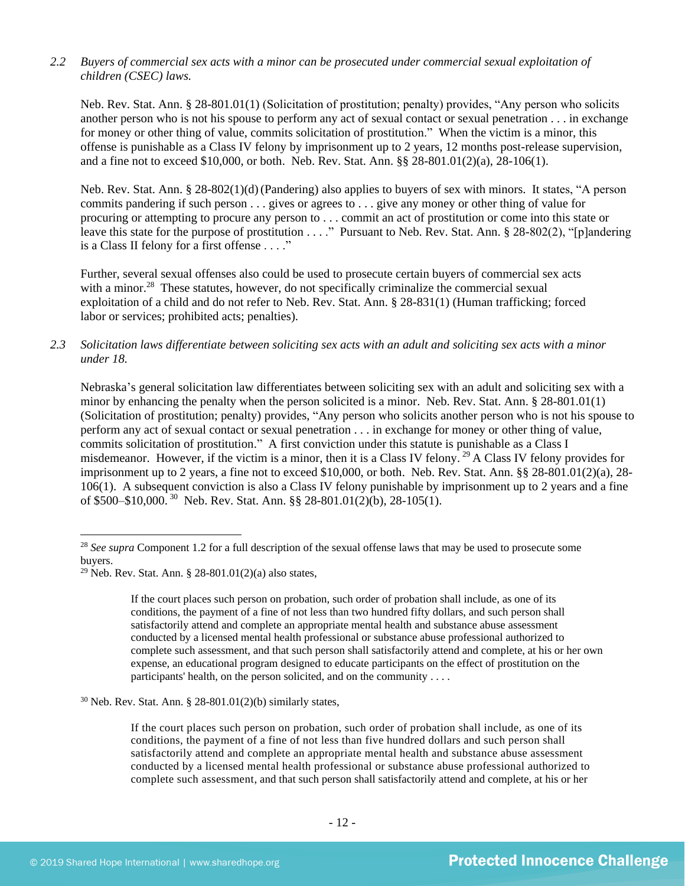*2.2 Buyers of commercial sex acts with a minor can be prosecuted under commercial sexual exploitation of children (CSEC) laws.*

Neb. Rev. Stat. Ann. § 28-801.01(1) (Solicitation of prostitution; penalty) provides, "Any person who solicits another person who is not his spouse to perform any act of sexual contact or sexual penetration . . . in exchange for money or other thing of value, commits solicitation of prostitution." When the victim is a minor, this offense is punishable as a Class IV felony by imprisonment up to 2 years, 12 months post-release supervision, and a fine not to exceed $10,000, or both. Neb. Rev. Stat. Ann. §§ 28-801.01(2)(a), 28-106(1).

Neb. Rev. Stat. Ann. § 28-802(1)(d) (Pandering) also applies to buyers of sex with minors. It states, "A person commits pandering if such person . . . gives or agrees to . . . give any money or other thing of value for procuring or attempting to procure any person to . . . commit an act of prostitution or come into this state or leave this state for the purpose of prostitution . . . ." Pursuant to Neb. Rev. Stat. Ann. § 28-802(2), "[p]andering is a Class II felony for a first offense . . . ."

Further, several sexual offenses also could be used to prosecute certain buyers of commercial sex acts with a minor.[28] These statutes, however, do not specifically criminalize the commercial sexual exploitation of a child and do not refer to Neb. Rev. Stat. Ann. § 28-831(1) (Human trafficking; forced labor or services; prohibited acts; penalties).

*2.3 Solicitation laws differentiate between soliciting sex acts with an adult and soliciting sex acts with a minor under 18.*

Nebraska's general solicitation law differentiates between soliciting sex with an adult and soliciting sex with a minor by enhancing the penalty when the person solicited is a minor. Neb. Rev. Stat. Ann. § 28-801.01(1) (Solicitation of prostitution; penalty) provides, "Any person who solicits another person who is not his spouse to perform any act of sexual contact or sexual penetration . . . in exchange for money or other thing of value, commits solicitation of prostitution." A first conviction under this statute is punishable as a Class I misdemeanor. However, if the victim is a minor, then it is a Class IV felony.[29] A Class IV felony provides for imprisonment up to 2 years, a fine not to exceed $10,000, or both. Neb. Rev. Stat. Ann. §§ 28-801.01(2)(a), 28-106(1). A subsequent conviction is also a Class IV felony punishable by imprisonment up to 2 years and a fine of $500–$10,000.[30] Neb. Rev. Stat. Ann. §§ 28-801.01(2)(b), 28-105(1).

---

[28] *See supra* Component 1.2 for a full description of the sexual offense laws that may be used to prosecute some buyers.

[29] Neb. Rev. Stat. Ann. § 28-801.01(2)(a) also states,

> If the court places such person on probation, such order of probation shall include, as one of its conditions, the payment of a fine of not less than two hundred fifty dollars, and such person shall satisfactorily attend and complete an appropriate mental health and substance abuse assessment conducted by a licensed mental health professional or substance abuse professional authorized to complete such assessment, and that such person shall satisfactorily attend and complete, at his or her own expense, an educational program designed to educate participants on the effect of prostitution on the participants' health, on the person solicited, and on the community . . . .

[30] Neb. Rev. Stat. Ann. § 28-801.01(2)(b) similarly states,

> If the court places such person on probation, such order of probation shall include, as one of its conditions, the payment of a fine of not less than five hundred dollars and such person shall satisfactorily attend and complete an appropriate mental health and substance abuse assessment conducted by a licensed mental health professional or substance abuse professional authorized to complete such assessment, and that such person shall satisfactorily attend and complete, at his or her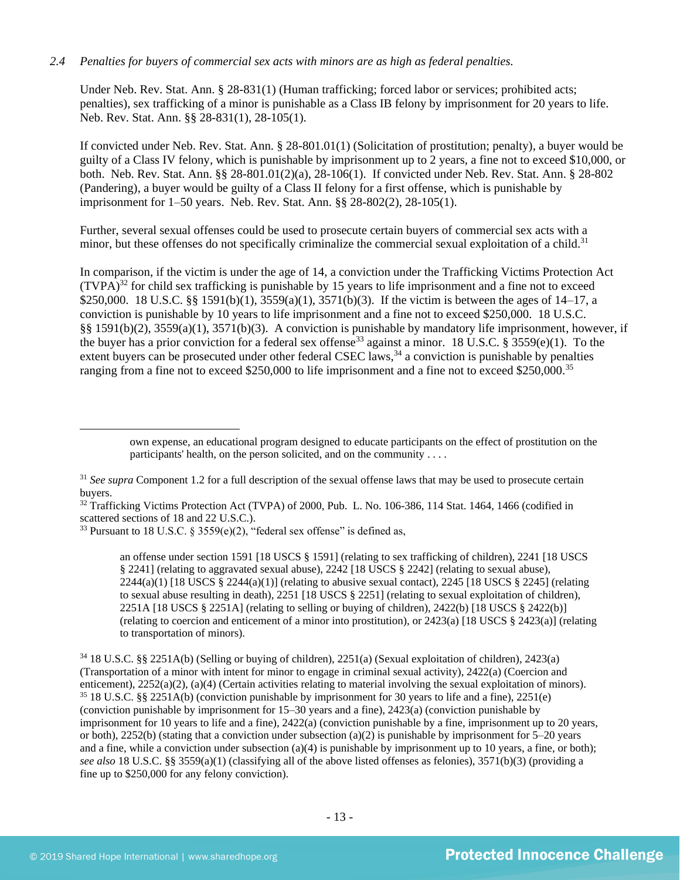*2.4 Penalties for buyers of commercial sex acts with minors are as high as federal penalties.*

Under Neb. Rev. Stat. Ann. § 28-831(1) (Human trafficking; forced labor or services; prohibited acts; penalties), sex trafficking of a minor is punishable as a Class IB felony by imprisonment for 20 years to life. Neb. Rev. Stat. Ann. §§ 28-831(1), 28-105(1).

If convicted under Neb. Rev. Stat. Ann. § 28-801.01(1) (Solicitation of prostitution; penalty), a buyer would be guilty of a Class IV felony, which is punishable by imprisonment up to 2 years, a fine not to exceed $10,000, or both. Neb. Rev. Stat. Ann. §§ 28-801.01(2)(a), 28-106(1). If convicted under Neb. Rev. Stat. Ann. § 28-802 (Pandering), a buyer would be guilty of a Class II felony for a first offense, which is punishable by imprisonment for 1–50 years. Neb. Rev. Stat. Ann. §§ 28-802(2), 28-105(1).

Further, several sexual offenses could be used to prosecute certain buyers of commercial sex acts with a minor, but these offenses do not specifically criminalize the commercial sexual exploitation of a child.[31]

In comparison, if the victim is under the age of 14, a conviction under the Trafficking Victims Protection Act (TVPA)[32] for child sex trafficking is punishable by 15 years to life imprisonment and a fine not to exceed $250,000. 18 U.S.C. §§ 1591(b)(1), 3559(a)(1), 3571(b)(3). If the victim is between the ages of 14–17, a conviction is punishable by 10 years to life imprisonment and a fine not to exceed $250,000. 18 U.S.C. §§ 1591(b)(2), 3559(a)(1), 3571(b)(3). A conviction is punishable by mandatory life imprisonment, however, if the buyer has a prior conviction for a federal sex offense[33] against a minor. 18 U.S.C. § 3559(e)(1). To the extent buyers can be prosecuted under other federal CSEC laws,[34] a conviction is punishable by penalties ranging from a fine not to exceed $250,000 to life imprisonment and a fine not to exceed $250,000.[35]

---

> own expense, an educational program designed to educate participants on the effect of prostitution on the participants' health, on the person solicited, and on the community . . . .

[31] *See supra* Component 1.2 for a full description of the sexual offense laws that may be used to prosecute certain buyers.

[32] Trafficking Victims Protection Act (TVPA) of 2000, Pub. L. No. 106-386, 114 Stat. 1464, 1466 (codified in scattered sections of 18 and 22 U.S.C.).

[33] Pursuant to 18 U.S.C. § 3559(e)(2), "federal sex offense" is defined as,

> an offense under section 1591 [18 USCS § 1591] (relating to sex trafficking of children), 2241 [18 USCS § 2241] (relating to aggravated sexual abuse), 2242 [18 USCS § 2242] (relating to sexual abuse), 2244(a)(1) [18 USCS § 2244(a)(1)] (relating to abusive sexual contact), 2245 [18 USCS § 2245] (relating to sexual abuse resulting in death), 2251 [18 USCS § 2251] (relating to sexual exploitation of children), 2251A [18 USCS § 2251A] (relating to selling or buying of children), 2422(b) [18 USCS § 2422(b)] (relating to coercion and enticement of a minor into prostitution), or 2423(a) [18 USCS § 2423(a)] (relating to transportation of minors).

[34] 18 U.S.C. §§ 2251A(b) (Selling or buying of children), 2251(a) (Sexual exploitation of children), 2423(a) (Transportation of a minor with intent for minor to engage in criminal sexual activity), 2422(a) (Coercion and enticement), 2252(a)(2), (a)(4) (Certain activities relating to material involving the sexual exploitation of minors).

[35] 18 U.S.C. §§ 2251A(b) (conviction punishable by imprisonment for 30 years to life and a fine), 2251(e) (conviction punishable by imprisonment for 15–30 years and a fine), 2423(a) (conviction punishable by imprisonment for 10 years to life and a fine), 2422(a) (conviction punishable by a fine, imprisonment up to 20 years, or both), 2252(b) (stating that a conviction under subsection (a)(2) is punishable by imprisonment for 5–20 years and a fine, while a conviction under subsection (a)(4) is punishable by imprisonment up to 10 years, a fine, or both); *see also* 18 U.S.C. §§ 3559(a)(1) (classifying all of the above listed offenses as felonies), 3571(b)(3) (providing a fine up to $250,000 for any felony conviction).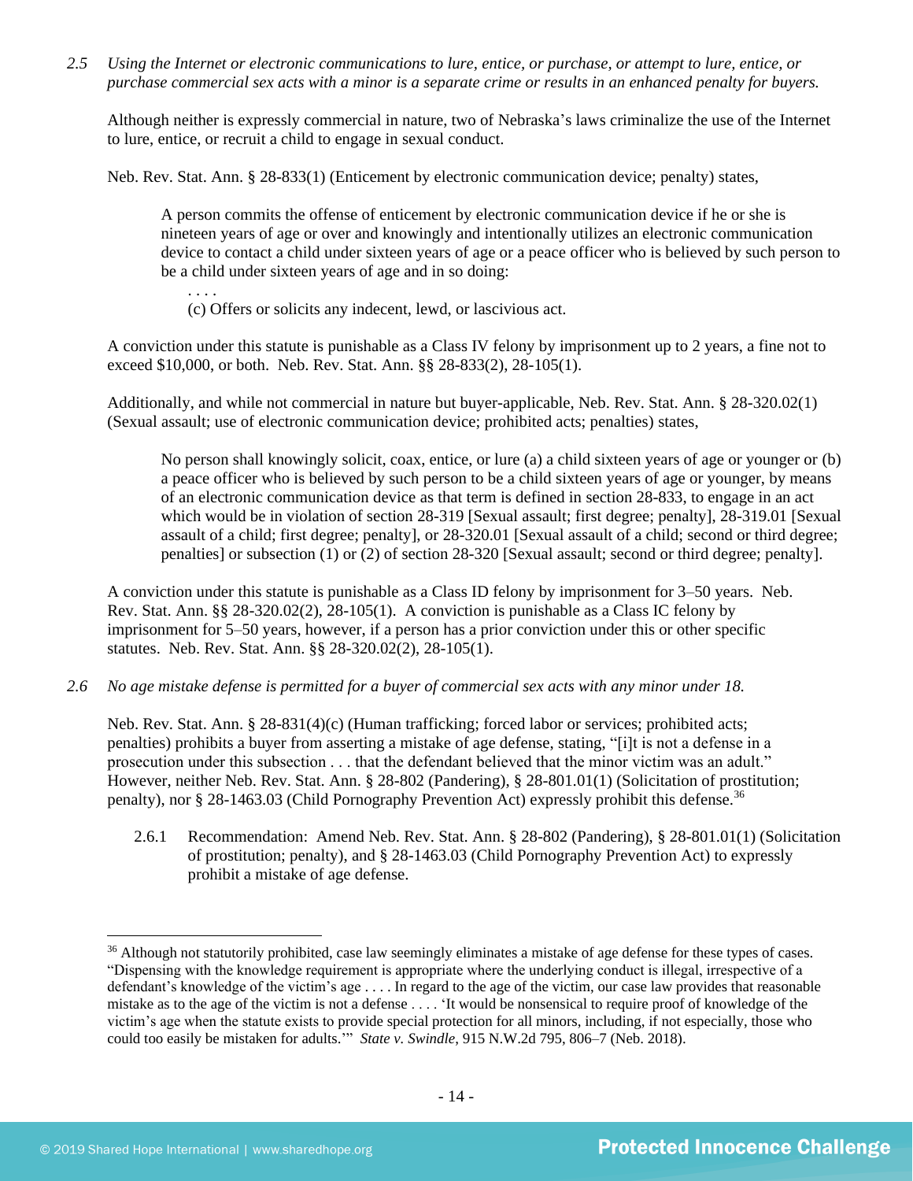*2.5 Using the Internet or electronic communications to lure, entice, or purchase, or attempt to lure, entice, or purchase commercial sex acts with a minor is a separate crime or results in an enhanced penalty for buyers.*

Although neither is expressly commercial in nature, two of Nebraska's laws criminalize the use of the Internet to lure, entice, or recruit a child to engage in sexual conduct.

Neb. Rev. Stat. Ann. § 28-833(1) (Enticement by electronic communication device; penalty) states,

> A person commits the offense of enticement by electronic communication device if he or she is nineteen years of age or over and knowingly and intentionally utilizes an electronic communication device to contact a child under sixteen years of age or a peace officer who is believed by such person to be a child under sixteen years of age and in so doing:
>
> . . . .
>
> (c) Offers or solicits any indecent, lewd, or lascivious act.

A conviction under this statute is punishable as a Class IV felony by imprisonment up to 2 years, a fine not to exceed $10,000, or both. Neb. Rev. Stat. Ann. §§ 28-833(2), 28-105(1).

Additionally, and while not commercial in nature but buyer-applicable, Neb. Rev. Stat. Ann. § 28-320.02(1) (Sexual assault; use of electronic communication device; prohibited acts; penalties) states,

> No person shall knowingly solicit, coax, entice, or lure (a) a child sixteen years of age or younger or (b) a peace officer who is believed by such person to be a child sixteen years of age or younger, by means of an electronic communication device as that term is defined in section 28-833, to engage in an act which would be in violation of section 28-319 [Sexual assault; first degree; penalty], 28-319.01 [Sexual assault of a child; first degree; penalty], or 28-320.01 [Sexual assault of a child; second or third degree; penalties] or subsection (1) or (2) of section 28-320 [Sexual assault; second or third degree; penalty].

A conviction under this statute is punishable as a Class ID felony by imprisonment for 3–50 years. Neb. Rev. Stat. Ann. §§ 28-320.02(2), 28-105(1). A conviction is punishable as a Class IC felony by imprisonment for 5–50 years, however, if a person has a prior conviction under this or other specific statutes. Neb. Rev. Stat. Ann. §§ 28-320.02(2), 28-105(1).

*2.6 No age mistake defense is permitted for a buyer of commercial sex acts with any minor under 18.*

Neb. Rev. Stat. Ann. § 28-831(4)(c) (Human trafficking; forced labor or services; prohibited acts; penalties) prohibits a buyer from asserting a mistake of age defense, stating, "[i]t is not a defense in a prosecution under this subsection . . . that the defendant believed that the minor victim was an adult." However, neither Neb. Rev. Stat. Ann. § 28-802 (Pandering), § 28-801.01(1) (Solicitation of prostitution; penalty), nor § 28-1463.03 (Child Pornography Prevention Act) expressly prohibit this defense.[36]

2.6.1 Recommendation: Amend Neb. Rev. Stat. Ann. § 28-802 (Pandering), § 28-801.01(1) (Solicitation of prostitution; penalty), and § 28-1463.03 (Child Pornography Prevention Act) to expressly prohibit a mistake of age defense.

---

[36] Although not statutorily prohibited, case law seemingly eliminates a mistake of age defense for these types of cases. "Dispensing with the knowledge requirement is appropriate where the underlying conduct is illegal, irrespective of a defendant's knowledge of the victim's age . . . . In regard to the age of the victim, our case law provides that reasonable mistake as to the age of the victim is not a defense . . . . 'It would be nonsensical to require proof of knowledge of the victim's age when the statute exists to provide special protection for all minors, including, if not especially, those who could too easily be mistaken for adults.'" *State v. Swindle*, 915 N.W.2d 795, 806–7 (Neb. 2018).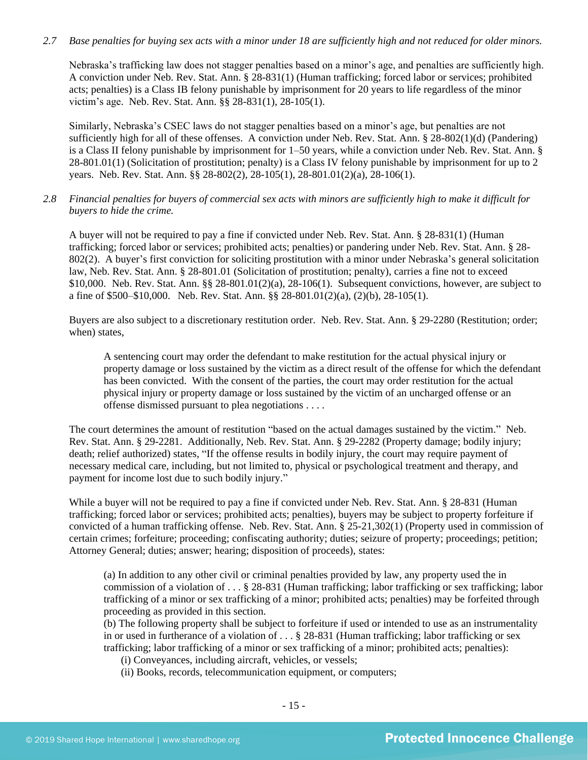*2.7 Base penalties for buying sex acts with a minor under 18 are sufficiently high and not reduced for older minors.*

Nebraska's trafficking law does not stagger penalties based on a minor's age, and penalties are sufficiently high. A conviction under Neb. Rev. Stat. Ann. § 28-831(1) (Human trafficking; forced labor or services; prohibited acts; penalties) is a Class IB felony punishable by imprisonment for 20 years to life regardless of the minor victim's age. Neb. Rev. Stat. Ann. §§ 28-831(1), 28-105(1).

Similarly, Nebraska's CSEC laws do not stagger penalties based on a minor's age, but penalties are not sufficiently high for all of these offenses. A conviction under Neb. Rev. Stat. Ann. § 28-802(1)(d) (Pandering) is a Class II felony punishable by imprisonment for 1–50 years, while a conviction under Neb. Rev. Stat. Ann. § 28-801.01(1) (Solicitation of prostitution; penalty) is a Class IV felony punishable by imprisonment for up to 2 years. Neb. Rev. Stat. Ann. §§ 28-802(2), 28-105(1), 28-801.01(2)(a), 28-106(1).

*2.8 Financial penalties for buyers of commercial sex acts with minors are sufficiently high to make it difficult for buyers to hide the crime.*

A buyer will not be required to pay a fine if convicted under Neb. Rev. Stat. Ann. § 28-831(1) (Human trafficking; forced labor or services; prohibited acts; penalties) or pandering under Neb. Rev. Stat. Ann. § 28-802(2). A buyer's first conviction for soliciting prostitution with a minor under Nebraska's general solicitation law, Neb. Rev. Stat. Ann. § 28-801.01 (Solicitation of prostitution; penalty), carries a fine not to exceed $10,000. Neb. Rev. Stat. Ann. §§ 28-801.01(2)(a), 28-106(1). Subsequent convictions, however, are subject to a fine of $500–$10,000. Neb. Rev. Stat. Ann. §§ 28-801.01(2)(a), (2)(b), 28-105(1).

Buyers are also subject to a discretionary restitution order. Neb. Rev. Stat. Ann. § 29-2280 (Restitution; order; when) states,

> A sentencing court may order the defendant to make restitution for the actual physical injury or property damage or loss sustained by the victim as a direct result of the offense for which the defendant has been convicted. With the consent of the parties, the court may order restitution for the actual physical injury or property damage or loss sustained by the victim of an uncharged offense or an offense dismissed pursuant to plea negotiations . . . .

The court determines the amount of restitution "based on the actual damages sustained by the victim." Neb. Rev. Stat. Ann. § 29-2281. Additionally, Neb. Rev. Stat. Ann. § 29-2282 (Property damage; bodily injury; death; relief authorized) states, "If the offense results in bodily injury, the court may require payment of necessary medical care, including, but not limited to, physical or psychological treatment and therapy, and payment for income lost due to such bodily injury."

While a buyer will not be required to pay a fine if convicted under Neb. Rev. Stat. Ann. § 28-831 (Human trafficking; forced labor or services; prohibited acts; penalties), buyers may be subject to property forfeiture if convicted of a human trafficking offense. Neb. Rev. Stat. Ann. § 25-21,302(1) (Property used in commission of certain crimes; forfeiture; proceeding; confiscating authority; duties; seizure of property; proceedings; petition; Attorney General; duties; answer; hearing; disposition of proceeds), states:

> (a) In addition to any other civil or criminal penalties provided by law, any property used the in commission of a violation of . . . § 28-831 (Human trafficking; labor trafficking or sex trafficking; labor trafficking of a minor or sex trafficking of a minor; prohibited acts; penalties) may be forfeited through proceeding as provided in this section.
> (b) The following property shall be subject to forfeiture if used or intended to use as an instrumentality in or used in furtherance of a violation of . . . § 28-831 (Human trafficking; labor trafficking or sex trafficking; labor trafficking of a minor or sex trafficking of a minor; prohibited acts; penalties):
> (i) Conveyances, including aircraft, vehicles, or vessels;
> (ii) Books, records, telecommunication equipment, or computers;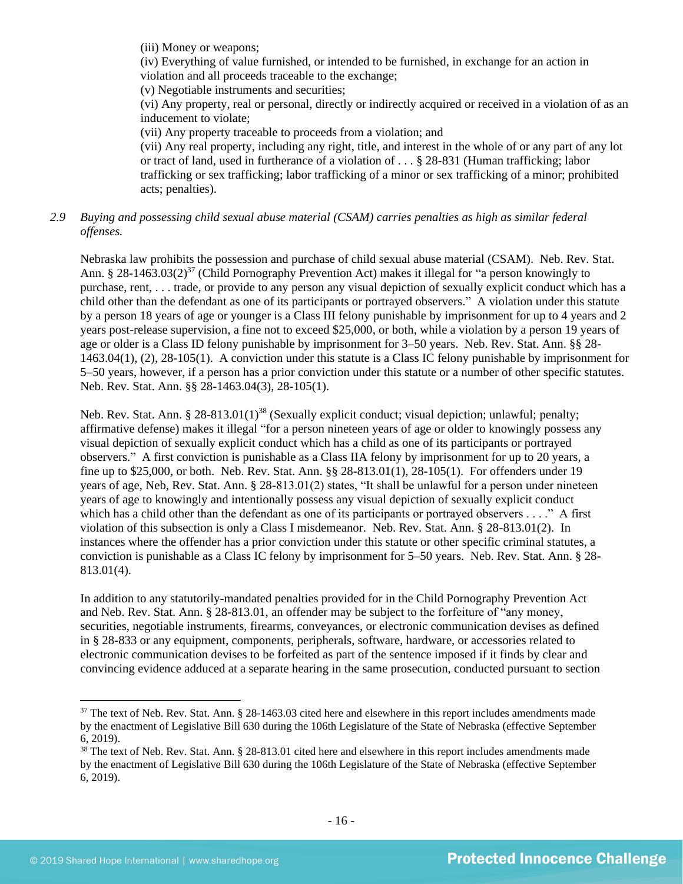(iii) Money or weapons;
(iv) Everything of value furnished, or intended to be furnished, in exchange for an action in violation and all proceeds traceable to the exchange;
(v) Negotiable instruments and securities;
(vi) Any property, real or personal, directly or indirectly acquired or received in a violation of as an inducement to violate;
(vii) Any property traceable to proceeds from a violation; and
(vii) Any real property, including any right, title, and interest in the whole of or any part of any lot or tract of land, used in furtherance of a violation of . . . § 28-831 (Human trafficking; labor trafficking or sex trafficking; labor trafficking of a minor or sex trafficking of a minor; prohibited acts; penalties).

*2.9 Buying and possessing child sexual abuse material (CSAM) carries penalties as high as similar federal offenses.*

Nebraska law prohibits the possession and purchase of child sexual abuse material (CSAM). Neb. Rev. Stat. Ann. § 28-1463.03(2)[37] (Child Pornography Prevention Act) makes it illegal for "a person knowingly to purchase, rent, . . . trade, or provide to any person any visual depiction of sexually explicit conduct which has a child other than the defendant as one of its participants or portrayed observers." A violation under this statute by a person 18 years of age or younger is a Class III felony punishable by imprisonment for up to 4 years and 2 years post-release supervision, a fine not to exceed $25,000, or both, while a violation by a person 19 years of age or older is a Class ID felony punishable by imprisonment for 3–50 years. Neb. Rev. Stat. Ann. §§ 28-1463.04(1), (2), 28-105(1). A conviction under this statute is a Class IC felony punishable by imprisonment for 5–50 years, however, if a person has a prior conviction under this statute or a number of other specific statutes. Neb. Rev. Stat. Ann. §§ 28-1463.04(3), 28-105(1).

Neb. Rev. Stat. Ann. § 28-813.01(1)[38] (Sexually explicit conduct; visual depiction; unlawful; penalty; affirmative defense) makes it illegal "for a person nineteen years of age or older to knowingly possess any visual depiction of sexually explicit conduct which has a child as one of its participants or portrayed observers." A first conviction is punishable as a Class IIA felony by imprisonment for up to 20 years, a fine up to $25,000, or both. Neb. Rev. Stat. Ann. §§ 28-813.01(1), 28-105(1). For offenders under 19 years of age, Neb, Rev. Stat. Ann. § 28-813.01(2) states, "It shall be unlawful for a person under nineteen years of age to knowingly and intentionally possess any visual depiction of sexually explicit conduct which has a child other than the defendant as one of its participants or portrayed observers . . . ." A first violation of this subsection is only a Class I misdemeanor. Neb. Rev. Stat. Ann. § 28-813.01(2). In instances where the offender has a prior conviction under this statute or other specific criminal statutes, a conviction is punishable as a Class IC felony by imprisonment for 5–50 years. Neb. Rev. Stat. Ann. § 28-813.01(4).

In addition to any statutorily-mandated penalties provided for in the Child Pornography Prevention Act and Neb. Rev. Stat. Ann. § 28-813.01, an offender may be subject to the forfeiture of "any money, securities, negotiable instruments, firearms, conveyances, or electronic communication devises as defined in § 28-833 or any equipment, components, peripherals, software, hardware, or accessories related to electronic communication devises to be forfeited as part of the sentence imposed if it finds by clear and convincing evidence adduced at a separate hearing in the same prosecution, conducted pursuant to section

[37] The text of Neb. Rev. Stat. Ann. § 28-1463.03 cited here and elsewhere in this report includes amendments made by the enactment of Legislative Bill 630 during the 106th Legislature of the State of Nebraska (effective September 6, 2019).

[38] The text of Neb. Rev. Stat. Ann. § 28-813.01 cited here and elsewhere in this report includes amendments made by the enactment of Legislative Bill 630 during the 106th Legislature of the State of Nebraska (effective September 6, 2019).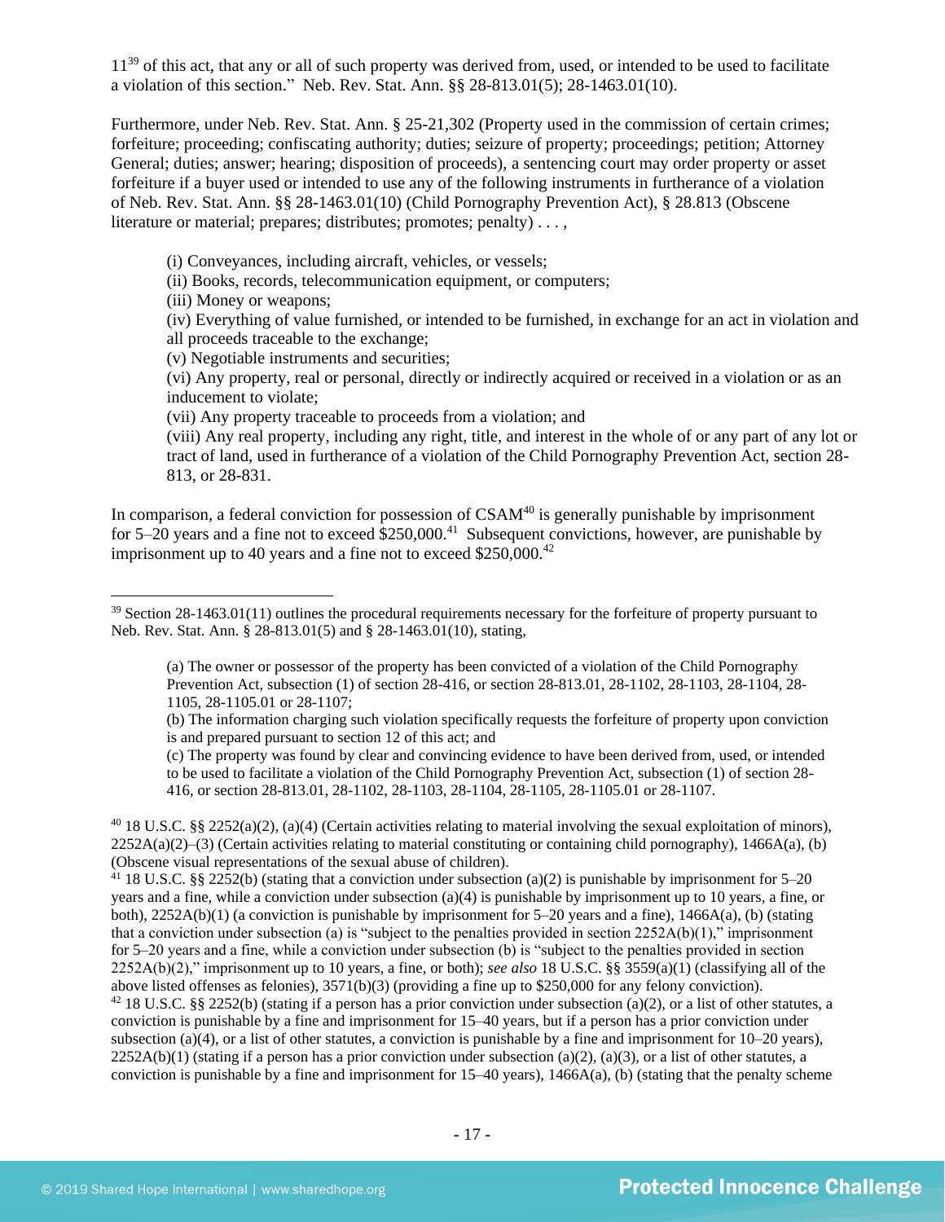11[39] of this act, that any or all of such property was derived from, used, or intended to be used to facilitate a violation of this section." Neb. Rev. Stat. Ann. §§ 28-813.01(5); 28-1463.01(10).

Furthermore, under Neb. Rev. Stat. Ann. § 25-21,302 (Property used in the commission of certain crimes; forfeiture; proceeding; confiscating authority; duties; seizure of property; proceedings; petition; Attorney General; duties; answer; hearing; disposition of proceeds), a sentencing court may order property or asset forfeiture if a buyer used or intended to use any of the following instruments in furtherance of a violation of Neb. Rev. Stat. Ann. §§ 28-1463.01(10) (Child Pornography Prevention Act), § 28.813 (Obscene literature or material; prepares; distributes; promotes; penalty) . . . ,

> (i) Conveyances, including aircraft, vehicles, or vessels;
> (ii) Books, records, telecommunication equipment, or computers;
> (iii) Money or weapons;
> (iv) Everything of value furnished, or intended to be furnished, in exchange for an act in violation and all proceeds traceable to the exchange;
> (v) Negotiable instruments and securities;
> (vi) Any property, real or personal, directly or indirectly acquired or received in a violation or as an inducement to violate;
> (vii) Any property traceable to proceeds from a violation; and
> (viii) Any real property, including any right, title, and interest in the whole of or any part of any lot or tract of land, used in furtherance of a violation of the Child Pornography Prevention Act, section 28-813, or 28-831.

In comparison, a federal conviction for possession of CSAM[40] is generally punishable by imprisonment for 5–20 years and a fine not to exceed $250,000.[41] Subsequent convictions, however, are punishable by imprisonment up to 40 years and a fine not to exceed $250,000.[42]

---

[39] Section 28-1463.01(11) outlines the procedural requirements necessary for the forfeiture of property pursuant to Neb. Rev. Stat. Ann. § 28-813.01(5) and § 28-1463.01(10), stating,

> (a) The owner or possessor of the property has been convicted of a violation of the Child Pornography Prevention Act, subsection (1) of section 28-416, or section 28-813.01, 28-1102, 28-1103, 28-1104, 28-1105, 28-1105.01 or 28-1107;
> (b) The information charging such violation specifically requests the forfeiture of property upon conviction is and prepared pursuant to section 12 of this act; and
> (c) The property was found by clear and convincing evidence to have been derived from, used, or intended to be used to facilitate a violation of the Child Pornography Prevention Act, subsection (1) of section 28-416, or section 28-813.01, 28-1102, 28-1103, 28-1104, 28-1105, 28-1105.01 or 28-1107.

[40] 18 U.S.C. §§ 2252(a)(2), (a)(4) (Certain activities relating to material involving the sexual exploitation of minors), 2252A(a)(2)–(3) (Certain activities relating to material constituting or containing child pornography), 1466A(a), (b) (Obscene visual representations of the sexual abuse of children).

[41] 18 U.S.C. §§ 2252(b) (stating that a conviction under subsection (a)(2) is punishable by imprisonment for 5–20 years and a fine, while a conviction under subsection (a)(4) is punishable by imprisonment up to 10 years, a fine, or both), 2252A(b)(1) (a conviction is punishable by imprisonment for 5–20 years and a fine), 1466A(a), (b) (stating that a conviction under subsection (a) is "subject to the penalties provided in section 2252A(b)(1)," imprisonment for 5–20 years and a fine, while a conviction under subsection (b) is "subject to the penalties provided in section 2252A(b)(2)," imprisonment up to 10 years, a fine, or both); *see also* 18 U.S.C. §§ 3559(a)(1) (classifying all of the above listed offenses as felonies), 3571(b)(3) (providing a fine up to $250,000 for any felony conviction).

[42] 18 U.S.C. §§ 2252(b) (stating if a person has a prior conviction under subsection (a)(2), or a list of other statutes, a conviction is punishable by a fine and imprisonment for 15–40 years, but if a person has a prior conviction under subsection (a)(4), or a list of other statutes, a conviction is punishable by a fine and imprisonment for 10–20 years), 2252A(b)(1) (stating if a person has a prior conviction under subsection (a)(2), (a)(3), or a list of other statutes, a conviction is punishable by a fine and imprisonment for 15–40 years), 1466A(a), (b) (stating that the penalty scheme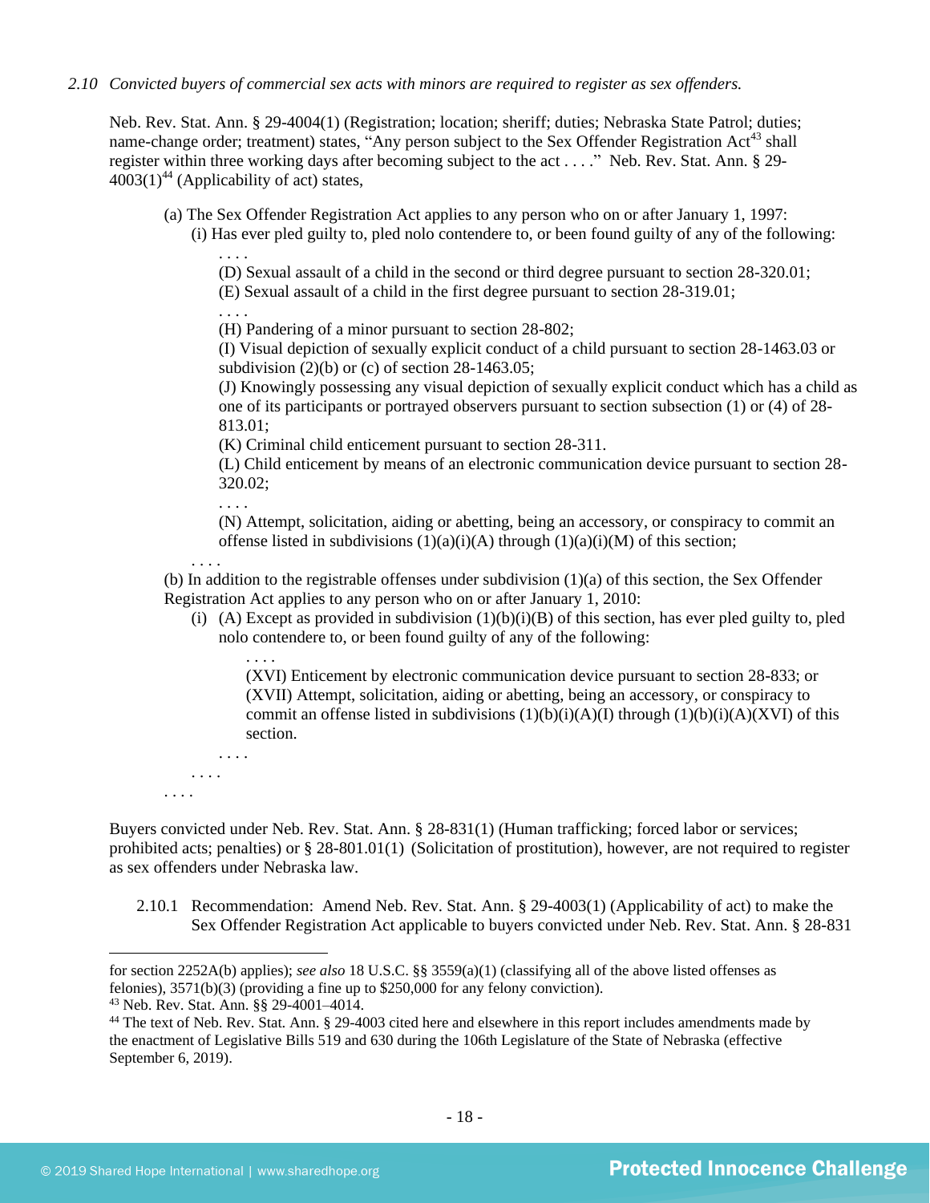*2.10 Convicted buyers of commercial sex acts with minors are required to register as sex offenders.*

Neb. Rev. Stat. Ann. § 29-4004(1) (Registration; location; sheriff; duties; Nebraska State Patrol; duties; name-change order; treatment) states, "Any person subject to the Sex Offender Registration Act[43] shall register within three working days after becoming subject to the act . . . ." Neb. Rev. Stat. Ann. § 29-4003(1)[44] (Applicability of act) states,

> (a) The Sex Offender Registration Act applies to any person who on or after January 1, 1997:
>
> (i) Has ever pled guilty to, pled nolo contendere to, or been found guilty of any of the following:
>
> . . . .
>
> (D) Sexual assault of a child in the second or third degree pursuant to section 28-320.01;
>
> (E) Sexual assault of a child in the first degree pursuant to section 28-319.01;
>
> . . . .
>
> (H) Pandering of a minor pursuant to section 28-802;
>
> (I) Visual depiction of sexually explicit conduct of a child pursuant to section 28-1463.03 or subdivision (2)(b) or (c) of section 28-1463.05;
>
> (J) Knowingly possessing any visual depiction of sexually explicit conduct which has a child as one of its participants or portrayed observers pursuant to section subsection (1) or (4) of 28-813.01;
>
> (K) Criminal child enticement pursuant to section 28-311.
>
> (L) Child enticement by means of an electronic communication device pursuant to section 28-320.02;
>
> . . . .
>
> (N) Attempt, solicitation, aiding or abetting, being an accessory, or conspiracy to commit an offense listed in subdivisions (1)(a)(i)(A) through (1)(a)(i)(M) of this section;
>
> . . . .
>
> (b) In addition to the registrable offenses under subdivision (1)(a) of this section, the Sex Offender Registration Act applies to any person who on or after January 1, 2010:
>
> (i) (A) Except as provided in subdivision (1)(b)(i)(B) of this section, has ever pled guilty to, pled nolo contendere to, or been found guilty of any of the following:
>
> . . . .
>
> (XVI) Enticement by electronic communication device pursuant to section 28-833; or
>
> (XVII) Attempt, solicitation, aiding or abetting, being an accessory, or conspiracy to commit an offense listed in subdivisions (1)(b)(i)(A)(I) through (1)(b)(i)(A)(XVI) of this section.
>
> . . . .
>
> . . . .
>
> . . . .

Buyers convicted under Neb. Rev. Stat. Ann. § 28-831(1) (Human trafficking; forced labor or services; prohibited acts; penalties) or § 28-801.01(1) (Solicitation of prostitution), however, are not required to register as sex offenders under Nebraska law.

2.10.1 Recommendation: Amend Neb. Rev. Stat. Ann. § 29-4003(1) (Applicability of act) to make the Sex Offender Registration Act applicable to buyers convicted under Neb. Rev. Stat. Ann. § 28-831

---

for section 2252A(b) applies); *see also* 18 U.S.C. §§ 3559(a)(1) (classifying all of the above listed offenses as felonies), 3571(b)(3) (providing a fine up to $250,000 for any felony conviction).

[43] Neb. Rev. Stat. Ann. §§ 29-4001–4014.

[44] The text of Neb. Rev. Stat. Ann. § 29-4003 cited here and elsewhere in this report includes amendments made by the enactment of Legislative Bills 519 and 630 during the 106th Legislature of the State of Nebraska (effective September 6, 2019).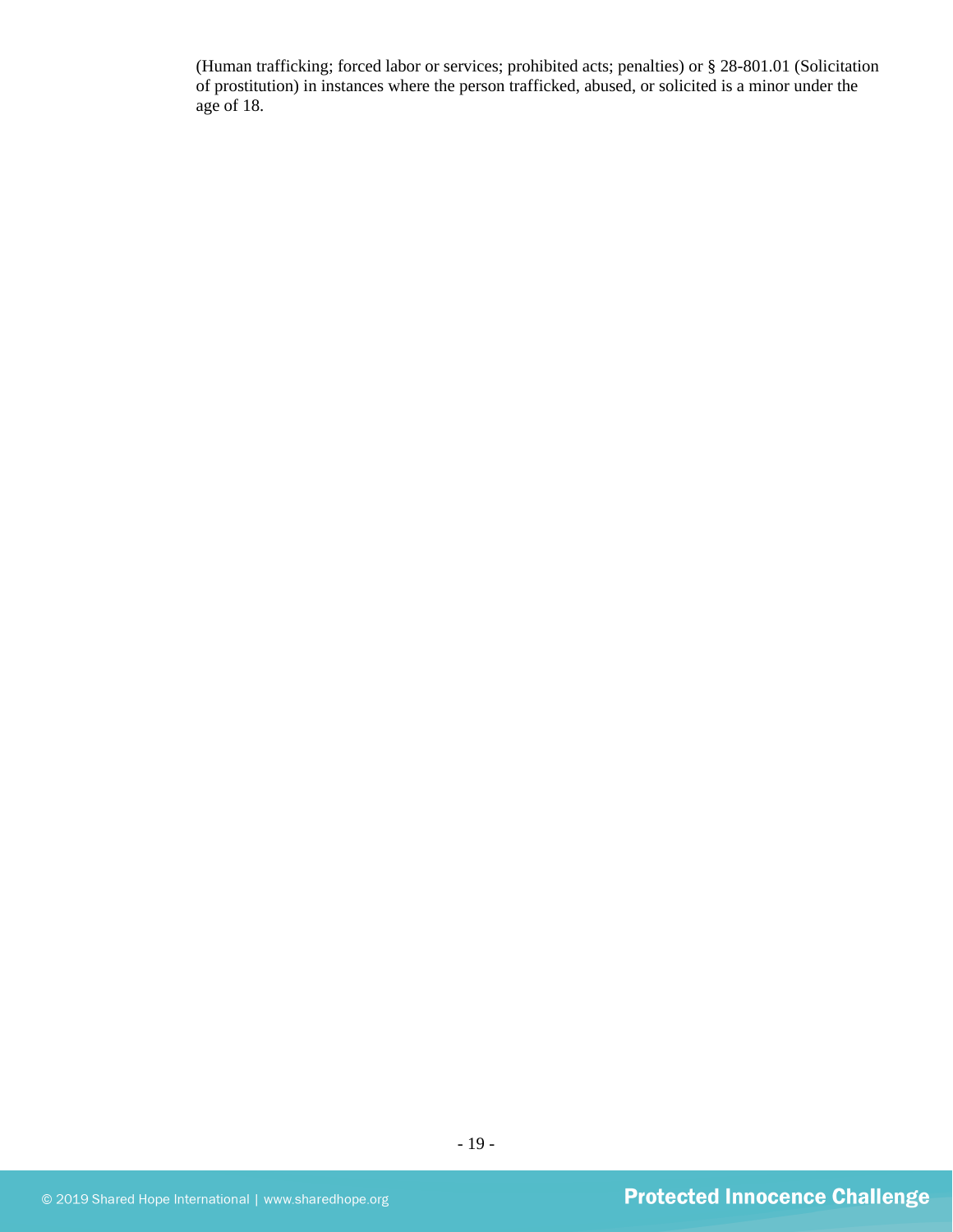(Human trafficking; forced labor or services; prohibited acts; penalties) or § 28-801.01 (Solicitation of prostitution) in instances where the person trafficked, abused, or solicited is a minor under the age of 18.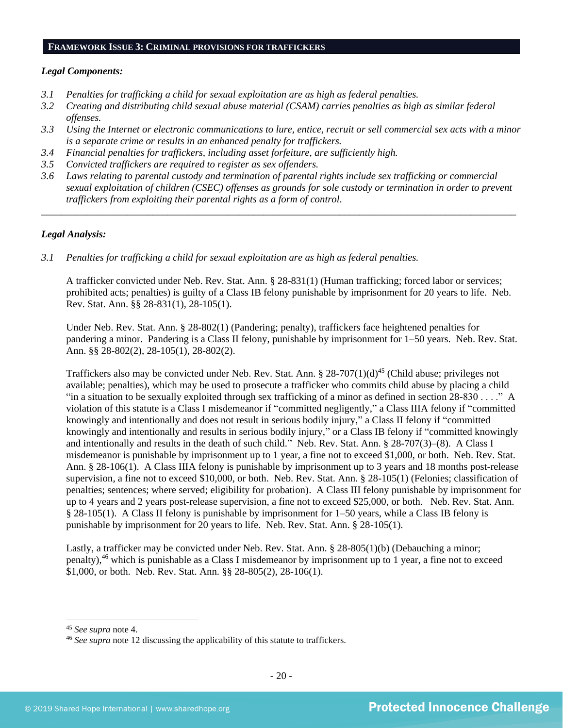## FRAMEWORK ISSUE 3: CRIMINAL PROVISIONS FOR TRAFFICKERS

***Legal Components:***

*3.1 Penalties for trafficking a child for sexual exploitation are as high as federal penalties.*
*3.2 Creating and distributing child sexual abuse material (CSAM) carries penalties as high as similar federal offenses.*
*3.3 Using the Internet or electronic communications to lure, entice, recruit or sell commercial sex acts with a minor is a separate crime or results in an enhanced penalty for traffickers.*
*3.4 Financial penalties for traffickers, including asset forfeiture, are sufficiently high.*
*3.5 Convicted traffickers are required to register as sex offenders.*
*3.6 Laws relating to parental custody and termination of parental rights include sex trafficking or commercial sexual exploitation of children (CSEC) offenses as grounds for sole custody or termination in order to prevent traffickers from exploiting their parental rights as a form of control.*

---

***Legal Analysis:***

*3.1 Penalties for trafficking a child for sexual exploitation are as high as federal penalties.*

A trafficker convicted under Neb. Rev. Stat. Ann. § 28-831(1) (Human trafficking; forced labor or services; prohibited acts; penalties) is guilty of a Class IB felony punishable by imprisonment for 20 years to life. Neb. Rev. Stat. Ann. §§ 28-831(1), 28-105(1).

Under Neb. Rev. Stat. Ann. § 28-802(1) (Pandering; penalty), traffickers face heightened penalties for pandering a minor. Pandering is a Class II felony, punishable by imprisonment for 1–50 years. Neb. Rev. Stat. Ann. §§ 28-802(2), 28-105(1), 28-802(2).

Traffickers also may be convicted under Neb. Rev. Stat. Ann. § 28-707(1)(d)[45] (Child abuse; privileges not available; penalties), which may be used to prosecute a trafficker who commits child abuse by placing a child "in a situation to be sexually exploited through sex trafficking of a minor as defined in section 28-830 . . . ." A violation of this statute is a Class I misdemeanor if "committed negligently," a Class IIIA felony if "committed knowingly and intentionally and does not result in serious bodily injury," a Class II felony if "committed knowingly and intentionally and results in serious bodily injury," or a Class IB felony if "committed knowingly and intentionally and results in the death of such child." Neb. Rev. Stat. Ann. § 28-707(3)–(8). A Class I misdemeanor is punishable by imprisonment up to 1 year, a fine not to exceed $1,000, or both. Neb. Rev. Stat. Ann. § 28-106(1). A Class IIIA felony is punishable by imprisonment up to 3 years and 18 months post-release supervision, a fine not to exceed $10,000, or both. Neb. Rev. Stat. Ann. § 28-105(1) (Felonies; classification of penalties; sentences; where served; eligibility for probation). A Class III felony punishable by imprisonment for up to 4 years and 2 years post-release supervision, a fine not to exceed $25,000, or both. Neb. Rev. Stat. Ann. § 28-105(1). A Class II felony is punishable by imprisonment for 1–50 years, while a Class IB felony is punishable by imprisonment for 20 years to life. Neb. Rev. Stat. Ann. § 28-105(1).

Lastly, a trafficker may be convicted under Neb. Rev. Stat. Ann. § 28-805(1)(b) (Debauching a minor; penalty),[46] which is punishable as a Class I misdemeanor by imprisonment up to 1 year, a fine not to exceed $1,000, or both. Neb. Rev. Stat. Ann. §§ 28-805(2), 28-106(1).

---

[45] *See supra* note 4.
[46] *See supra* note 12 discussing the applicability of this statute to traffickers.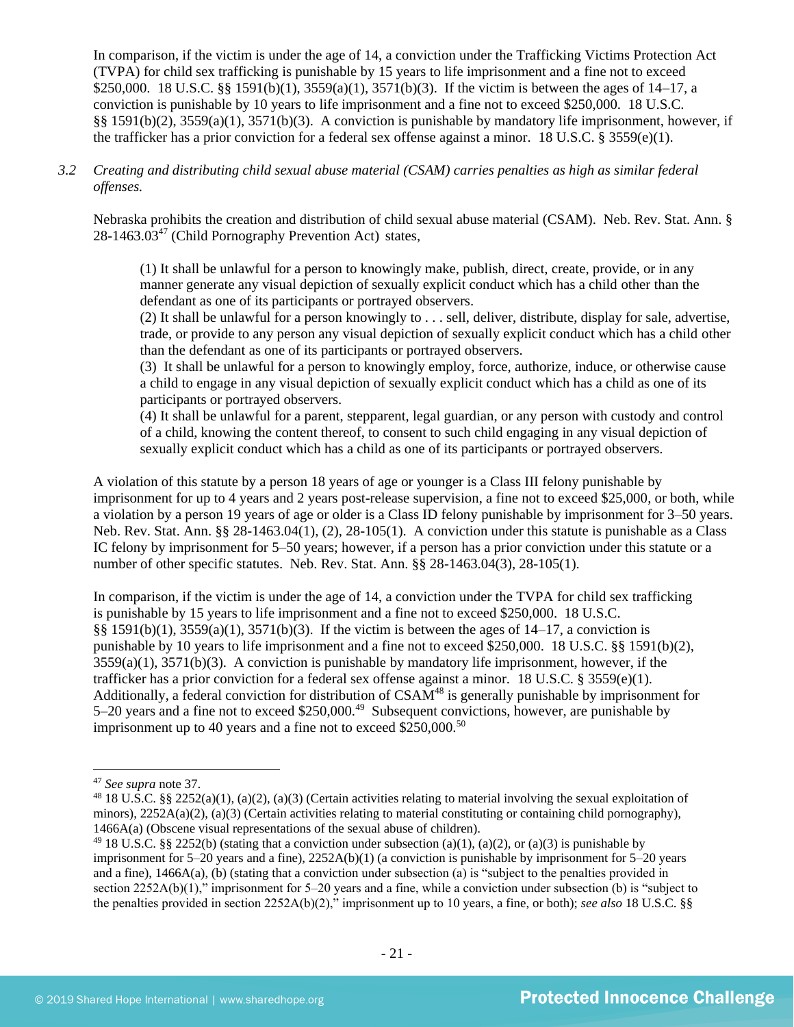In comparison, if the victim is under the age of 14, a conviction under the Trafficking Victims Protection Act (TVPA) for child sex trafficking is punishable by 15 years to life imprisonment and a fine not to exceed $250,000. 18 U.S.C. §§ 1591(b)(1), 3559(a)(1), 3571(b)(3). If the victim is between the ages of 14–17, a conviction is punishable by 10 years to life imprisonment and a fine not to exceed $250,000. 18 U.S.C. §§ 1591(b)(2), 3559(a)(1), 3571(b)(3). A conviction is punishable by mandatory life imprisonment, however, if the trafficker has a prior conviction for a federal sex offense against a minor. 18 U.S.C. § 3559(e)(1).

*3.2 Creating and distributing child sexual abuse material (CSAM) carries penalties as high as similar federal offenses.*

Nebraska prohibits the creation and distribution of child sexual abuse material (CSAM). Neb. Rev. Stat. Ann. § 28-1463.03[47] (Child Pornography Prevention Act) states,

> (1) It shall be unlawful for a person to knowingly make, publish, direct, create, provide, or in any manner generate any visual depiction of sexually explicit conduct which has a child other than the defendant as one of its participants or portrayed observers.
> (2) It shall be unlawful for a person knowingly to . . . sell, deliver, distribute, display for sale, advertise, trade, or provide to any person any visual depiction of sexually explicit conduct which has a child other than the defendant as one of its participants or portrayed observers.
> (3) It shall be unlawful for a person to knowingly employ, force, authorize, induce, or otherwise cause a child to engage in any visual depiction of sexually explicit conduct which has a child as one of its participants or portrayed observers.
> (4) It shall be unlawful for a parent, stepparent, legal guardian, or any person with custody and control of a child, knowing the content thereof, to consent to such child engaging in any visual depiction of sexually explicit conduct which has a child as one of its participants or portrayed observers.

A violation of this statute by a person 18 years of age or younger is a Class III felony punishable by imprisonment for up to 4 years and 2 years post-release supervision, a fine not to exceed $25,000, or both, while a violation by a person 19 years of age or older is a Class ID felony punishable by imprisonment for 3–50 years. Neb. Rev. Stat. Ann. §§ 28-1463.04(1), (2), 28-105(1). A conviction under this statute is punishable as a Class IC felony by imprisonment for 5–50 years; however, if a person has a prior conviction under this statute or a number of other specific statutes. Neb. Rev. Stat. Ann. §§ 28-1463.04(3), 28-105(1).

In comparison, if the victim is under the age of 14, a conviction under the TVPA for child sex trafficking is punishable by 15 years to life imprisonment and a fine not to exceed $250,000. 18 U.S.C. §§ 1591(b)(1), 3559(a)(1), 3571(b)(3). If the victim is between the ages of 14–17, a conviction is punishable by 10 years to life imprisonment and a fine not to exceed $250,000. 18 U.S.C. §§ 1591(b)(2), 3559(a)(1), 3571(b)(3). A conviction is punishable by mandatory life imprisonment, however, if the trafficker has a prior conviction for a federal sex offense against a minor. 18 U.S.C. § 3559(e)(1). Additionally, a federal conviction for distribution of CSAM[48] is generally punishable by imprisonment for 5–20 years and a fine not to exceed $250,000.[49] Subsequent convictions, however, are punishable by imprisonment up to 40 years and a fine not to exceed $250,000.[50]

---

[47] *See supra* note 37.

[48] 18 U.S.C. §§ 2252(a)(1), (a)(2), (a)(3) (Certain activities relating to material involving the sexual exploitation of minors), 2252A(a)(2), (a)(3) (Certain activities relating to material constituting or containing child pornography), 1466A(a) (Obscene visual representations of the sexual abuse of children).

[49] 18 U.S.C. §§ 2252(b) (stating that a conviction under subsection (a)(1), (a)(2), or (a)(3) is punishable by imprisonment for 5–20 years and a fine), 2252A(b)(1) (a conviction is punishable by imprisonment for 5–20 years and a fine), 1466A(a), (b) (stating that a conviction under subsection (a) is "subject to the penalties provided in section 2252A(b)(1)," imprisonment for 5–20 years and a fine, while a conviction under subsection (b) is "subject to the penalties provided in section 2252A(b)(2)," imprisonment up to 10 years, a fine, or both); *see also* 18 U.S.C. §§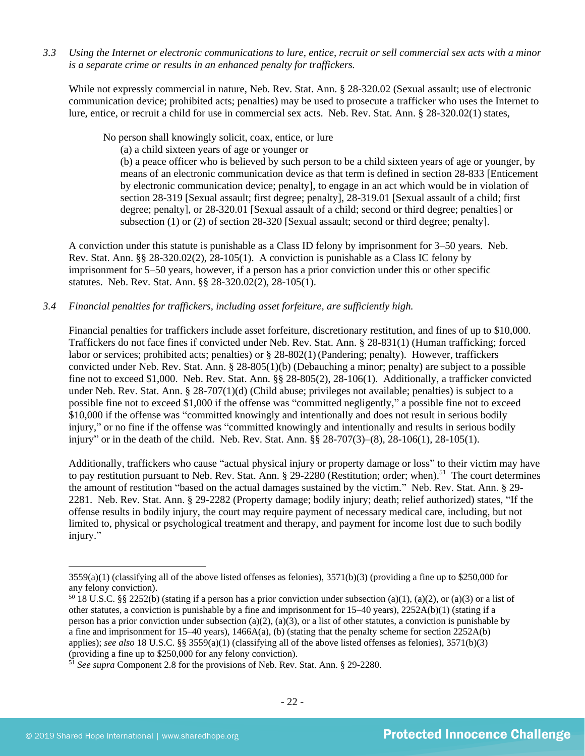*3.3 Using the Internet or electronic communications to lure, entice, recruit or sell commercial sex acts with a minor is a separate crime or results in an enhanced penalty for traffickers.*

While not expressly commercial in nature, Neb. Rev. Stat. Ann. § 28-320.02 (Sexual assault; use of electronic communication device; prohibited acts; penalties) may be used to prosecute a trafficker who uses the Internet to lure, entice, or recruit a child for use in commercial sex acts. Neb. Rev. Stat. Ann. § 28-320.02(1) states,

> No person shall knowingly solicit, coax, entice, or lure
>
> (a) a child sixteen years of age or younger or
>
> (b) a peace officer who is believed by such person to be a child sixteen years of age or younger, by means of an electronic communication device as that term is defined in section 28-833 [Enticement by electronic communication device; penalty], to engage in an act which would be in violation of section 28-319 [Sexual assault; first degree; penalty], 28-319.01 [Sexual assault of a child; first degree; penalty], or 28-320.01 [Sexual assault of a child; second or third degree; penalties] or subsection (1) or (2) of section 28-320 [Sexual assault; second or third degree; penalty].

A conviction under this statute is punishable as a Class ID felony by imprisonment for 3–50 years. Neb. Rev. Stat. Ann. §§ 28-320.02(2), 28-105(1). A conviction is punishable as a Class IC felony by imprisonment for 5–50 years, however, if a person has a prior conviction under this or other specific statutes. Neb. Rev. Stat. Ann. §§ 28-320.02(2), 28-105(1).

*3.4 Financial penalties for traffickers, including asset forfeiture, are sufficiently high.*

Financial penalties for traffickers include asset forfeiture, discretionary restitution, and fines of up to $10,000. Traffickers do not face fines if convicted under Neb. Rev. Stat. Ann. § 28-831(1) (Human trafficking; forced labor or services; prohibited acts; penalties) or § 28-802(1) (Pandering; penalty). However, traffickers convicted under Neb. Rev. Stat. Ann. § 28-805(1)(b) (Debauching a minor; penalty) are subject to a possible fine not to exceed $1,000. Neb. Rev. Stat. Ann. §§ 28-805(2), 28-106(1). Additionally, a trafficker convicted under Neb. Rev. Stat. Ann. § 28-707(1)(d) (Child abuse; privileges not available; penalties) is subject to a possible fine not to exceed $1,000 if the offense was "committed negligently," a possible fine not to exceed $10,000 if the offense was "committed knowingly and intentionally and does not result in serious bodily injury," or no fine if the offense was "committed knowingly and intentionally and results in serious bodily injury" or in the death of the child. Neb. Rev. Stat. Ann. §§ 28-707(3)–(8), 28-106(1), 28-105(1).

Additionally, traffickers who cause "actual physical injury or property damage or loss" to their victim may have to pay restitution pursuant to Neb. Rev. Stat. Ann. § 29-2280 (Restitution; order; when).[51] The court determines the amount of restitution "based on the actual damages sustained by the victim." Neb. Rev. Stat. Ann. § 29-2281. Neb. Rev. Stat. Ann. § 29-2282 (Property damage; bodily injury; death; relief authorized) states, "If the offense results in bodily injury, the court may require payment of necessary medical care, including, but not limited to, physical or psychological treatment and therapy, and payment for income lost due to such bodily injury."

---

3559(a)(1) (classifying all of the above listed offenses as felonies), 3571(b)(3) (providing a fine up to $250,000 for any felony conviction).

[50] 18 U.S.C. §§ 2252(b) (stating if a person has a prior conviction under subsection (a)(1), (a)(2), or (a)(3) or a list of other statutes, a conviction is punishable by a fine and imprisonment for 15–40 years), 2252A(b)(1) (stating if a person has a prior conviction under subsection (a)(2), (a)(3), or a list of other statutes, a conviction is punishable by a fine and imprisonment for 15–40 years), 1466A(a), (b) (stating that the penalty scheme for section 2252A(b) applies); *see also* 18 U.S.C. §§ 3559(a)(1) (classifying all of the above listed offenses as felonies), 3571(b)(3) (providing a fine up to $250,000 for any felony conviction).

[51] *See supra* Component 2.8 for the provisions of Neb. Rev. Stat. Ann. § 29-2280.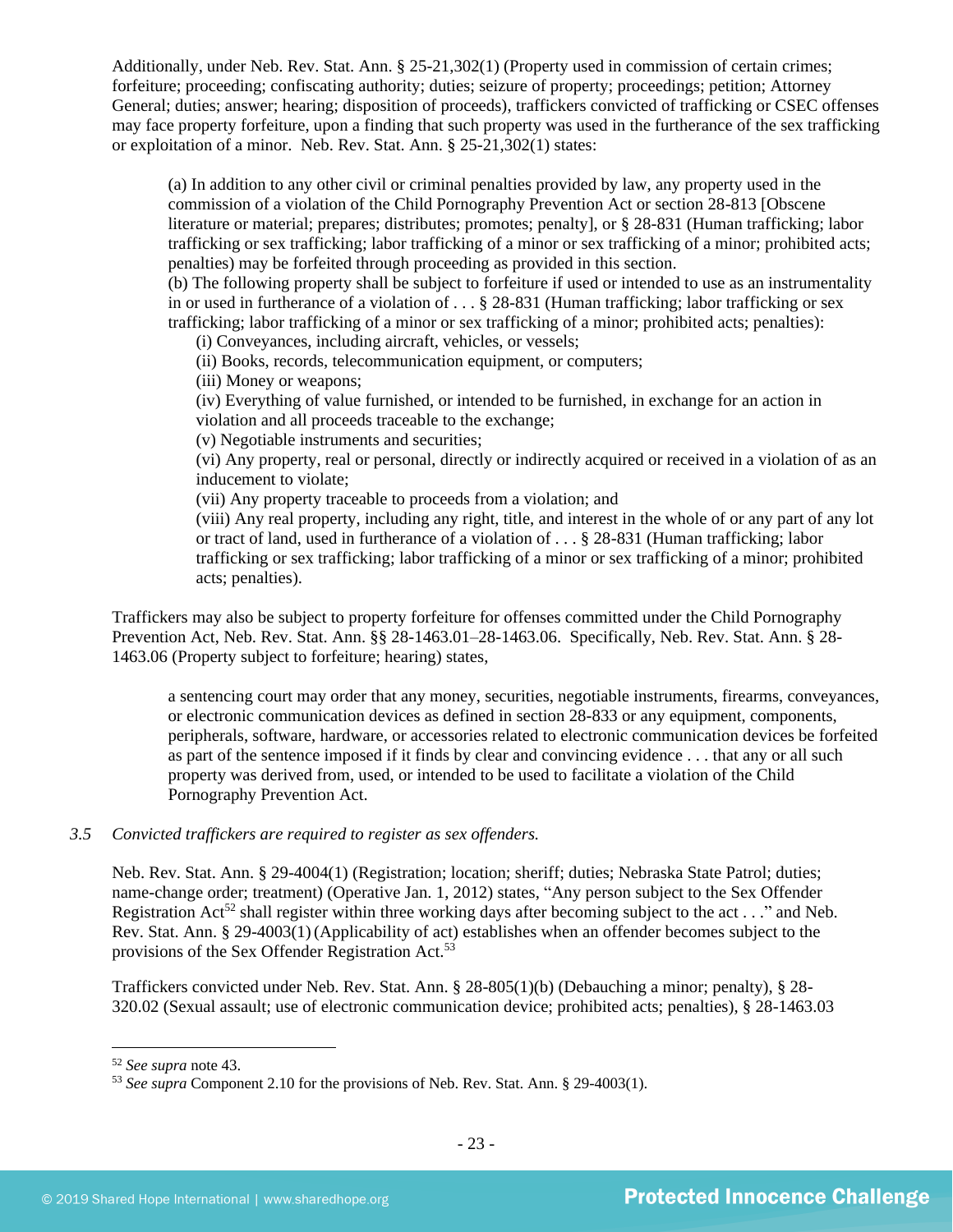Additionally, under Neb. Rev. Stat. Ann. § 25-21,302(1) (Property used in commission of certain crimes; forfeiture; proceeding; confiscating authority; duties; seizure of property; proceedings; petition; Attorney General; duties; answer; hearing; disposition of proceeds), traffickers convicted of trafficking or CSEC offenses may face property forfeiture, upon a finding that such property was used in the furtherance of the sex trafficking or exploitation of a minor. Neb. Rev. Stat. Ann. § 25-21,302(1) states:

> (a) In addition to any other civil or criminal penalties provided by law, any property used in the commission of a violation of the Child Pornography Prevention Act or section 28-813 [Obscene literature or material; prepares; distributes; promotes; penalty], or § 28-831 (Human trafficking; labor trafficking or sex trafficking; labor trafficking of a minor or sex trafficking of a minor; prohibited acts; penalties) may be forfeited through proceeding as provided in this section.
> (b) The following property shall be subject to forfeiture if used or intended to use as an instrumentality in or used in furtherance of a violation of . . . § 28-831 (Human trafficking; labor trafficking or sex trafficking; labor trafficking of a minor or sex trafficking of a minor; prohibited acts; penalties):
> (i) Conveyances, including aircraft, vehicles, or vessels;
> (ii) Books, records, telecommunication equipment, or computers;
> (iii) Money or weapons;
> (iv) Everything of value furnished, or intended to be furnished, in exchange for an action in violation and all proceeds traceable to the exchange;
> (v) Negotiable instruments and securities;
> (vi) Any property, real or personal, directly or indirectly acquired or received in a violation of as an inducement to violate;
> (vii) Any property traceable to proceeds from a violation; and
> (viii) Any real property, including any right, title, and interest in the whole of or any part of any lot or tract of land, used in furtherance of a violation of . . . § 28-831 (Human trafficking; labor trafficking or sex trafficking; labor trafficking of a minor or sex trafficking of a minor; prohibited acts; penalties).

Traffickers may also be subject to property forfeiture for offenses committed under the Child Pornography Prevention Act, Neb. Rev. Stat. Ann. §§ 28-1463.01–28-1463.06. Specifically, Neb. Rev. Stat. Ann. § 28-1463.06 (Property subject to forfeiture; hearing) states,

> a sentencing court may order that any money, securities, negotiable instruments, firearms, conveyances, or electronic communication devices as defined in section 28-833 or any equipment, components, peripherals, software, hardware, or accessories related to electronic communication devices be forfeited as part of the sentence imposed if it finds by clear and convincing evidence . . . that any or all such property was derived from, used, or intended to be used to facilitate a violation of the Child Pornography Prevention Act.

*3.5 Convicted traffickers are required to register as sex offenders.*

Neb. Rev. Stat. Ann. § 29-4004(1) (Registration; location; sheriff; duties; Nebraska State Patrol; duties; name-change order; treatment) (Operative Jan. 1, 2012) states, "Any person subject to the Sex Offender Registration Act[52] shall register within three working days after becoming subject to the act . . ." and Neb. Rev. Stat. Ann. § 29-4003(1) (Applicability of act) establishes when an offender becomes subject to the provisions of the Sex Offender Registration Act.[53]

Traffickers convicted under Neb. Rev. Stat. Ann. § 28-805(1)(b) (Debauching a minor; penalty), § 28-320.02 (Sexual assault; use of electronic communication device; prohibited acts; penalties), § 28-1463.03

[52] *See supra* note 43.
[53] *See supra* Component 2.10 for the provisions of Neb. Rev. Stat. Ann. § 29-4003(1).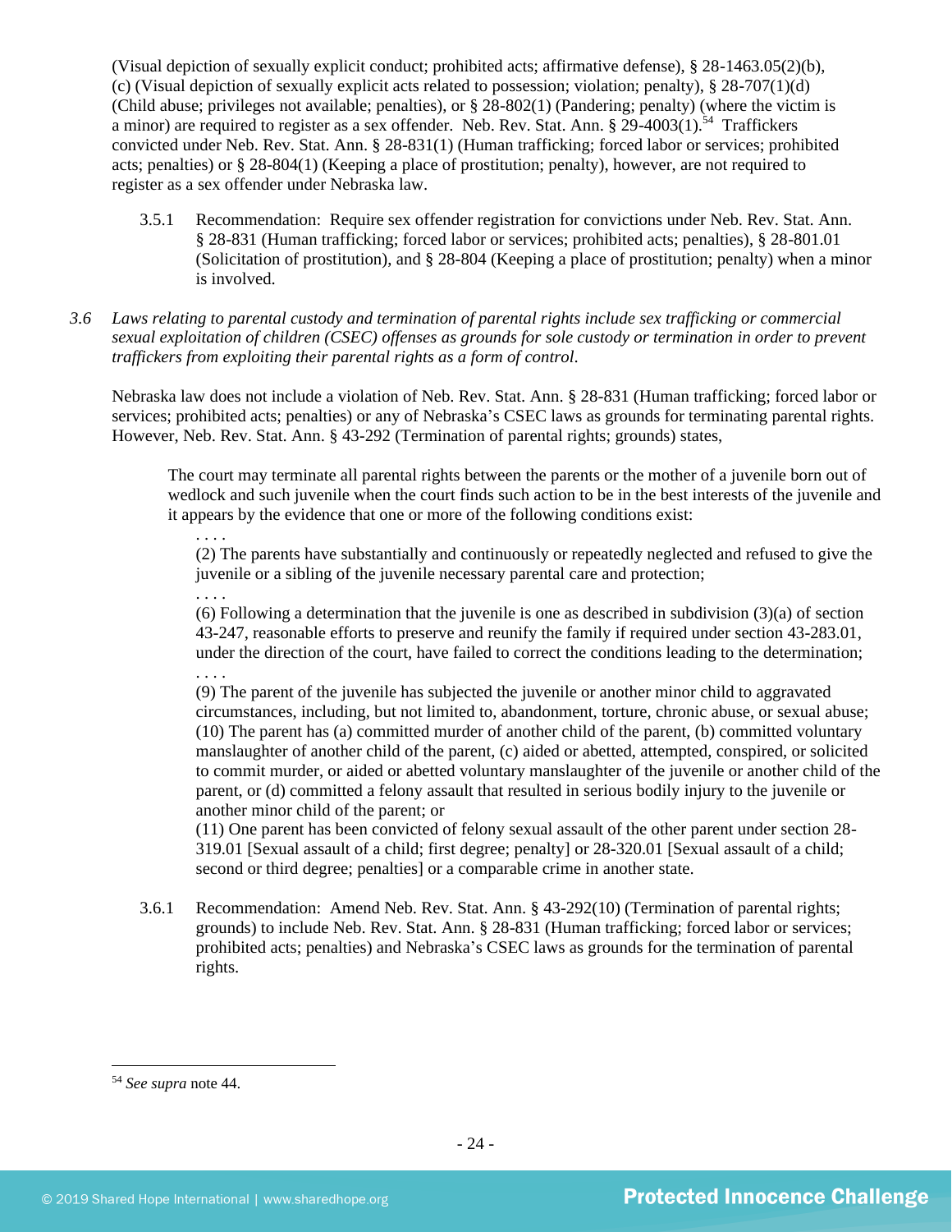(Visual depiction of sexually explicit conduct; prohibited acts; affirmative defense), § 28-1463.05(2)(b), (c) (Visual depiction of sexually explicit acts related to possession; violation; penalty), § 28-707(1)(d) (Child abuse; privileges not available; penalties), or § 28-802(1) (Pandering; penalty) (where the victim is a minor) are required to register as a sex offender. Neb. Rev. Stat. Ann. § 29-4003(1).[54] Traffickers convicted under Neb. Rev. Stat. Ann. § 28-831(1) (Human trafficking; forced labor or services; prohibited acts; penalties) or § 28-804(1) (Keeping a place of prostitution; penalty), however, are not required to register as a sex offender under Nebraska law.

3.5.1 Recommendation: Require sex offender registration for convictions under Neb. Rev. Stat. Ann. § 28-831 (Human trafficking; forced labor or services; prohibited acts; penalties), § 28-801.01 (Solicitation of prostitution), and § 28-804 (Keeping a place of prostitution; penalty) when a minor is involved.

*3.6 Laws relating to parental custody and termination of parental rights include sex trafficking or commercial sexual exploitation of children (CSEC) offenses as grounds for sole custody or termination in order to prevent traffickers from exploiting their parental rights as a form of control.*

Nebraska law does not include a violation of Neb. Rev. Stat. Ann. § 28-831 (Human trafficking; forced labor or services; prohibited acts; penalties) or any of Nebraska's CSEC laws as grounds for terminating parental rights. However, Neb. Rev. Stat. Ann. § 43-292 (Termination of parental rights; grounds) states,

> The court may terminate all parental rights between the parents or the mother of a juvenile born out of wedlock and such juvenile when the court finds such action to be in the best interests of the juvenile and it appears by the evidence that one or more of the following conditions exist:
>
> . . . .
>
> (2) The parents have substantially and continuously or repeatedly neglected and refused to give the juvenile or a sibling of the juvenile necessary parental care and protection;
>
> . . . .
>
> (6) Following a determination that the juvenile is one as described in subdivision (3)(a) of section 43-247, reasonable efforts to preserve and reunify the family if required under section 43-283.01, under the direction of the court, have failed to correct the conditions leading to the determination;
>
> . . . .
>
> (9) The parent of the juvenile has subjected the juvenile or another minor child to aggravated circumstances, including, but not limited to, abandonment, torture, chronic abuse, or sexual abuse;
>
> (10) The parent has (a) committed murder of another child of the parent, (b) committed voluntary manslaughter of another child of the parent, (c) aided or abetted, attempted, conspired, or solicited to commit murder, or aided or abetted voluntary manslaughter of the juvenile or another child of the parent, or (d) committed a felony assault that resulted in serious bodily injury to the juvenile or another minor child of the parent; or
>
> (11) One parent has been convicted of felony sexual assault of the other parent under section 28-319.01 [Sexual assault of a child; first degree; penalty] or 28-320.01 [Sexual assault of a child; second or third degree; penalties] or a comparable crime in another state.

3.6.1 Recommendation: Amend Neb. Rev. Stat. Ann. § 43-292(10) (Termination of parental rights; grounds) to include Neb. Rev. Stat. Ann. § 28-831 (Human trafficking; forced labor or services; prohibited acts; penalties) and Nebraska's CSEC laws as grounds for the termination of parental rights.

---

[54] *See supra* note 44.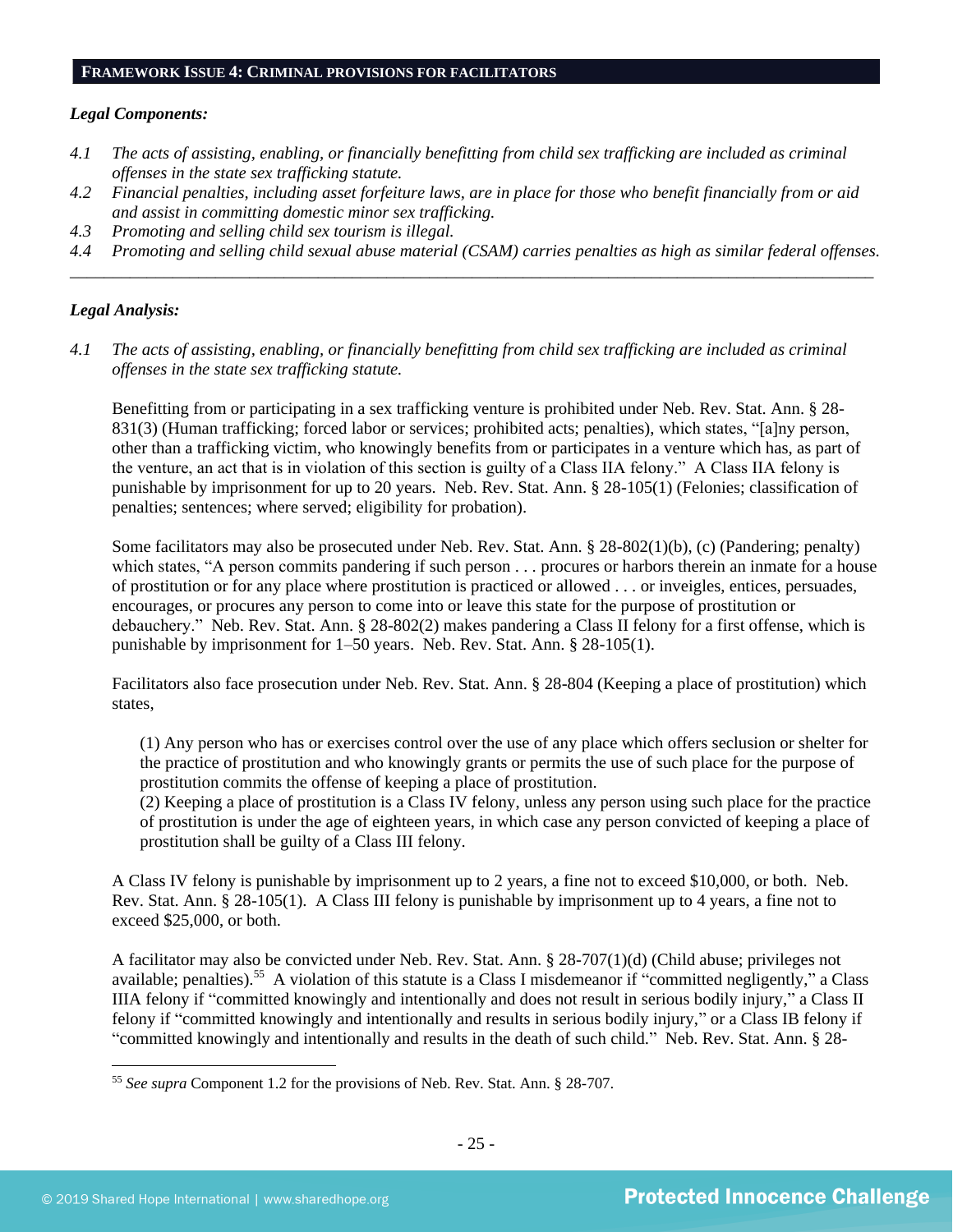## FRAMEWORK ISSUE 4: CRIMINAL PROVISIONS FOR FACILITATORS

***Legal Components:***

*4.1 The acts of assisting, enabling, or financially benefitting from child sex trafficking are included as criminal offenses in the state sex trafficking statute.*

*4.2 Financial penalties, including asset forfeiture laws, are in place for those who benefit financially from or aid and assist in committing domestic minor sex trafficking.*

*4.3 Promoting and selling child sex tourism is illegal.*

*4.4 Promoting and selling child sexual abuse material (CSAM) carries penalties as high as similar federal offenses.*

---

***Legal Analysis:***

*4.1 The acts of assisting, enabling, or financially benefitting from child sex trafficking are included as criminal offenses in the state sex trafficking statute.*

Benefitting from or participating in a sex trafficking venture is prohibited under Neb. Rev. Stat. Ann. § 28-831(3) (Human trafficking; forced labor or services; prohibited acts; penalties), which states, "[a]ny person, other than a trafficking victim, who knowingly benefits from or participates in a venture which has, as part of the venture, an act that is in violation of this section is guilty of a Class IIA felony." A Class IIA felony is punishable by imprisonment for up to 20 years. Neb. Rev. Stat. Ann. § 28-105(1) (Felonies; classification of penalties; sentences; where served; eligibility for probation).

Some facilitators may also be prosecuted under Neb. Rev. Stat. Ann. § 28-802(1)(b), (c) (Pandering; penalty) which states, "A person commits pandering if such person . . . procures or harbors therein an inmate for a house of prostitution or for any place where prostitution is practiced or allowed . . . or inveigles, entices, persuades, encourages, or procures any person to come into or leave this state for the purpose of prostitution or debauchery." Neb. Rev. Stat. Ann. § 28-802(2) makes pandering a Class II felony for a first offense, which is punishable by imprisonment for 1–50 years. Neb. Rev. Stat. Ann. § 28-105(1).

Facilitators also face prosecution under Neb. Rev. Stat. Ann. § 28-804 (Keeping a place of prostitution) which states,

> (1) Any person who has or exercises control over the use of any place which offers seclusion or shelter for the practice of prostitution and who knowingly grants or permits the use of such place for the purpose of prostitution commits the offense of keeping a place of prostitution.
> (2) Keeping a place of prostitution is a Class IV felony, unless any person using such place for the practice of prostitution is under the age of eighteen years, in which case any person convicted of keeping a place of prostitution shall be guilty of a Class III felony.

A Class IV felony is punishable by imprisonment up to 2 years, a fine not to exceed $10,000, or both. Neb. Rev. Stat. Ann. § 28-105(1). A Class III felony is punishable by imprisonment up to 4 years, a fine not to exceed $25,000, or both.

A facilitator may also be convicted under Neb. Rev. Stat. Ann. § 28-707(1)(d) (Child abuse; privileges not available; penalties).[55] A violation of this statute is a Class I misdemeanor if "committed negligently," a Class IIIA felony if "committed knowingly and intentionally and does not result in serious bodily injury," a Class II felony if "committed knowingly and intentionally and results in serious bodily injury," or a Class IB felony if "committed knowingly and intentionally and results in the death of such child." Neb. Rev. Stat. Ann. § 28-

---

[55] *See supra* Component 1.2 for the provisions of Neb. Rev. Stat. Ann. § 28-707.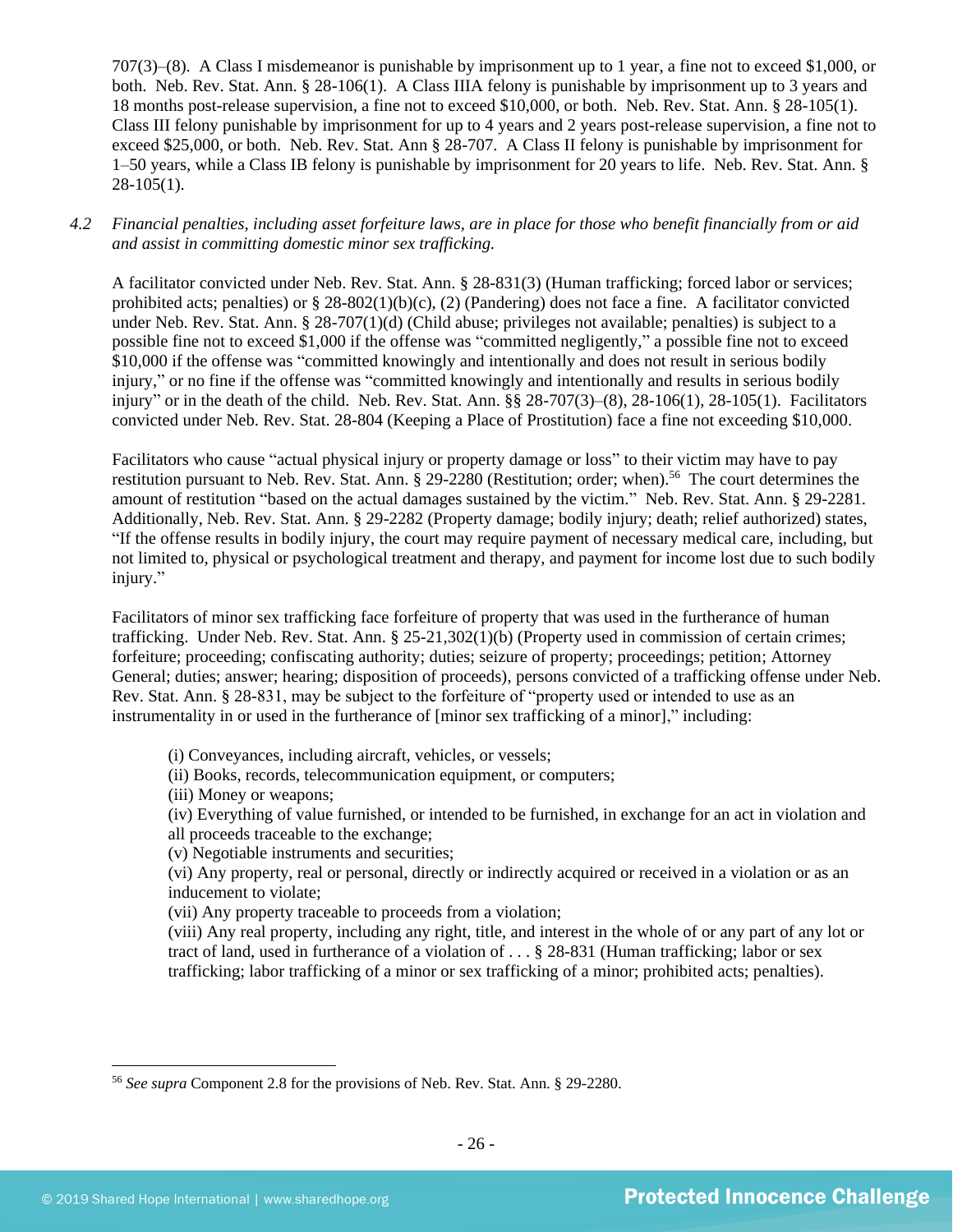707(3)–(8). A Class I misdemeanor is punishable by imprisonment up to 1 year, a fine not to exceed $1,000, or both. Neb. Rev. Stat. Ann. § 28-106(1). A Class IIIA felony is punishable by imprisonment up to 3 years and 18 months post-release supervision, a fine not to exceed $10,000, or both. Neb. Rev. Stat. Ann. § 28-105(1). Class III felony punishable by imprisonment for up to 4 years and 2 years post-release supervision, a fine not to exceed $25,000, or both. Neb. Rev. Stat. Ann § 28-707. A Class II felony is punishable by imprisonment for 1–50 years, while a Class IB felony is punishable by imprisonment for 20 years to life. Neb. Rev. Stat. Ann. § 28-105(1).

*4.2 Financial penalties, including asset forfeiture laws, are in place for those who benefit financially from or aid and assist in committing domestic minor sex trafficking.*

A facilitator convicted under Neb. Rev. Stat. Ann. § 28-831(3) (Human trafficking; forced labor or services; prohibited acts; penalties) or § 28-802(1)(b)(c), (2) (Pandering) does not face a fine. A facilitator convicted under Neb. Rev. Stat. Ann. § 28-707(1)(d) (Child abuse; privileges not available; penalties) is subject to a possible fine not to exceed $1,000 if the offense was "committed negligently," a possible fine not to exceed $10,000 if the offense was "committed knowingly and intentionally and does not result in serious bodily injury," or no fine if the offense was "committed knowingly and intentionally and results in serious bodily injury" or in the death of the child. Neb. Rev. Stat. Ann. §§ 28-707(3)–(8), 28-106(1), 28-105(1). Facilitators convicted under Neb. Rev. Stat. 28-804 (Keeping a Place of Prostitution) face a fine not exceeding $10,000.

Facilitators who cause "actual physical injury or property damage or loss" to their victim may have to pay restitution pursuant to Neb. Rev. Stat. Ann. § 29-2280 (Restitution; order; when).[56] The court determines the amount of restitution "based on the actual damages sustained by the victim." Neb. Rev. Stat. Ann. § 29-2281. Additionally, Neb. Rev. Stat. Ann. § 29-2282 (Property damage; bodily injury; death; relief authorized) states, "If the offense results in bodily injury, the court may require payment of necessary medical care, including, but not limited to, physical or psychological treatment and therapy, and payment for income lost due to such bodily injury."

Facilitators of minor sex trafficking face forfeiture of property that was used in the furtherance of human trafficking. Under Neb. Rev. Stat. Ann. § 25-21,302(1)(b) (Property used in commission of certain crimes; forfeiture; proceeding; confiscating authority; duties; seizure of property; proceedings; petition; Attorney General; duties; answer; hearing; disposition of proceeds), persons convicted of a trafficking offense under Neb. Rev. Stat. Ann. § 28-831, may be subject to the forfeiture of "property used or intended to use as an instrumentality in or used in the furtherance of [minor sex trafficking of a minor]," including:

> (i) Conveyances, including aircraft, vehicles, or vessels;
> (ii) Books, records, telecommunication equipment, or computers;
> (iii) Money or weapons;
> (iv) Everything of value furnished, or intended to be furnished, in exchange for an act in violation and all proceeds traceable to the exchange;
> (v) Negotiable instruments and securities;
> (vi) Any property, real or personal, directly or indirectly acquired or received in a violation or as an inducement to violate;
> (vii) Any property traceable to proceeds from a violation;
> (viii) Any real property, including any right, title, and interest in the whole of or any part of any lot or tract of land, used in furtherance of a violation of . . . § 28-831 (Human trafficking; labor or sex trafficking; labor trafficking of a minor or sex trafficking of a minor; prohibited acts; penalties).

---

[56] *See supra* Component 2.8 for the provisions of Neb. Rev. Stat. Ann. § 29-2280.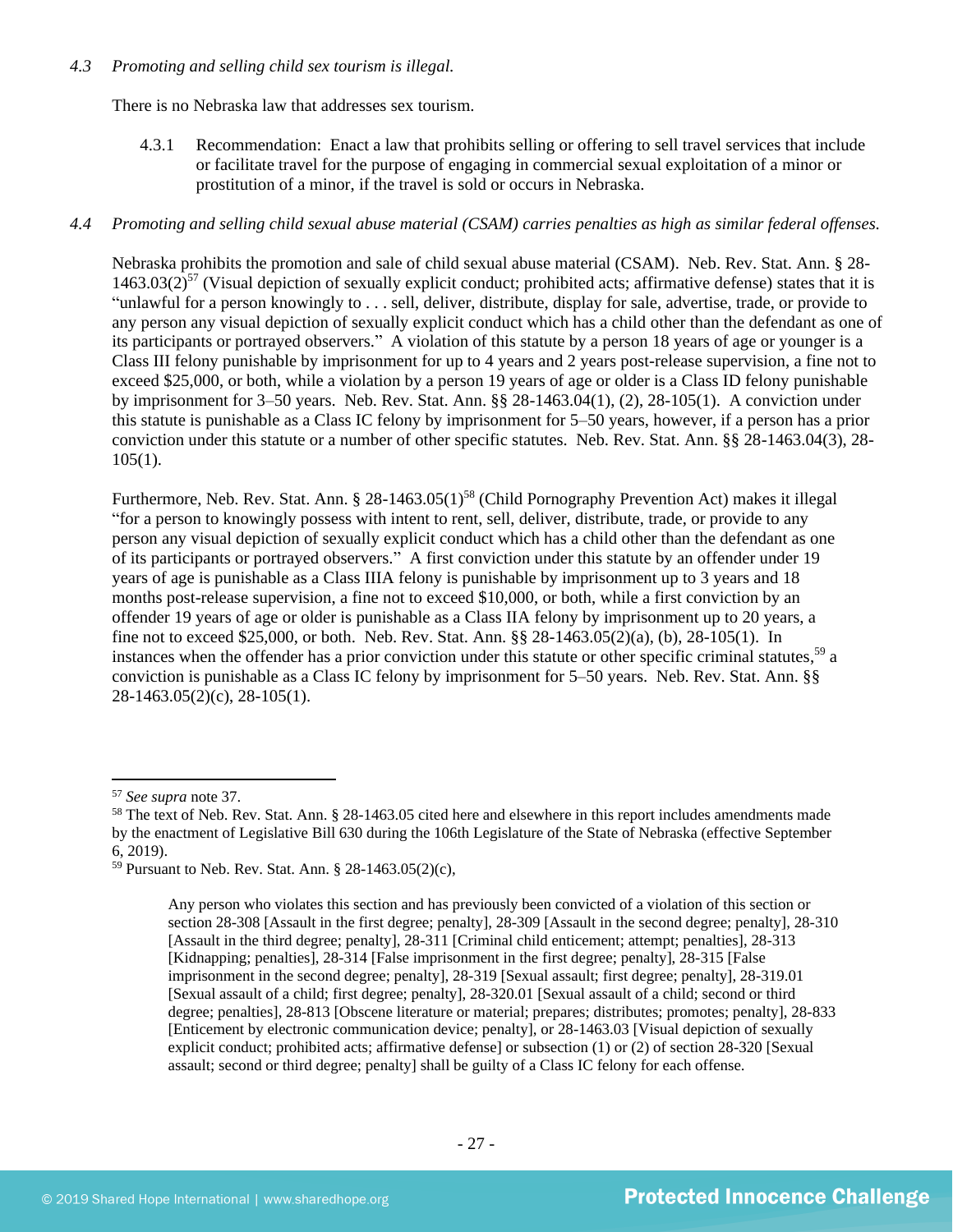*4.3 Promoting and selling child sex tourism is illegal.*

There is no Nebraska law that addresses sex tourism.

4.3.1 Recommendation: Enact a law that prohibits selling or offering to sell travel services that include or facilitate travel for the purpose of engaging in commercial sexual exploitation of a minor or prostitution of a minor, if the travel is sold or occurs in Nebraska.

*4.4 Promoting and selling child sexual abuse material (CSAM) carries penalties as high as similar federal offenses.*

Nebraska prohibits the promotion and sale of child sexual abuse material (CSAM). Neb. Rev. Stat. Ann. § 28-1463.03(2)[57] (Visual depiction of sexually explicit conduct; prohibited acts; affirmative defense) states that it is "unlawful for a person knowingly to . . . sell, deliver, distribute, display for sale, advertise, trade, or provide to any person any visual depiction of sexually explicit conduct which has a child other than the defendant as one of its participants or portrayed observers." A violation of this statute by a person 18 years of age or younger is a Class III felony punishable by imprisonment for up to 4 years and 2 years post-release supervision, a fine not to exceed $25,000, or both, while a violation by a person 19 years of age or older is a Class ID felony punishable by imprisonment for 3–50 years. Neb. Rev. Stat. Ann. §§ 28-1463.04(1), (2), 28-105(1). A conviction under this statute is punishable as a Class IC felony by imprisonment for 5–50 years, however, if a person has a prior conviction under this statute or a number of other specific statutes. Neb. Rev. Stat. Ann. §§ 28-1463.04(3), 28-105(1).

Furthermore, Neb. Rev. Stat. Ann. § 28-1463.05(1)[58] (Child Pornography Prevention Act) makes it illegal "for a person to knowingly possess with intent to rent, sell, deliver, distribute, trade, or provide to any person any visual depiction of sexually explicit conduct which has a child other than the defendant as one of its participants or portrayed observers." A first conviction under this statute by an offender under 19 years of age is punishable as a Class IIIA felony is punishable by imprisonment up to 3 years and 18 months post-release supervision, a fine not to exceed $10,000, or both, while a first conviction by an offender 19 years of age or older is punishable as a Class IIA felony by imprisonment up to 20 years, a fine not to exceed $25,000, or both. Neb. Rev. Stat. Ann. §§ 28-1463.05(2)(a), (b), 28-105(1). In instances when the offender has a prior conviction under this statute or other specific criminal statutes,[59] a conviction is punishable as a Class IC felony by imprisonment for 5–50 years. Neb. Rev. Stat. Ann. §§ 28-1463.05(2)(c), 28-105(1).

---

[57] *See supra* note 37.

[58] The text of Neb. Rev. Stat. Ann. § 28-1463.05 cited here and elsewhere in this report includes amendments made by the enactment of Legislative Bill 630 during the 106th Legislature of the State of Nebraska (effective September 6, 2019).

[59] Pursuant to Neb. Rev. Stat. Ann. § 28-1463.05(2)(c),

> Any person who violates this section and has previously been convicted of a violation of this section or section 28-308 [Assault in the first degree; penalty], 28-309 [Assault in the second degree; penalty], 28-310 [Assault in the third degree; penalty], 28-311 [Criminal child enticement; attempt; penalties], 28-313 [Kidnapping; penalties], 28-314 [False imprisonment in the first degree; penalty], 28-315 [False imprisonment in the second degree; penalty], 28-319 [Sexual assault; first degree; penalty], 28-319.01 [Sexual assault of a child; first degree; penalty], 28-320.01 [Sexual assault of a child; second or third degree; penalties], 28-813 [Obscene literature or material; prepares; distributes; promotes; penalty], 28-833 [Enticement by electronic communication device; penalty], or 28-1463.03 [Visual depiction of sexually explicit conduct; prohibited acts; affirmative defense] or subsection (1) or (2) of section 28-320 [Sexual assault; second or third degree; penalty] shall be guilty of a Class IC felony for each offense.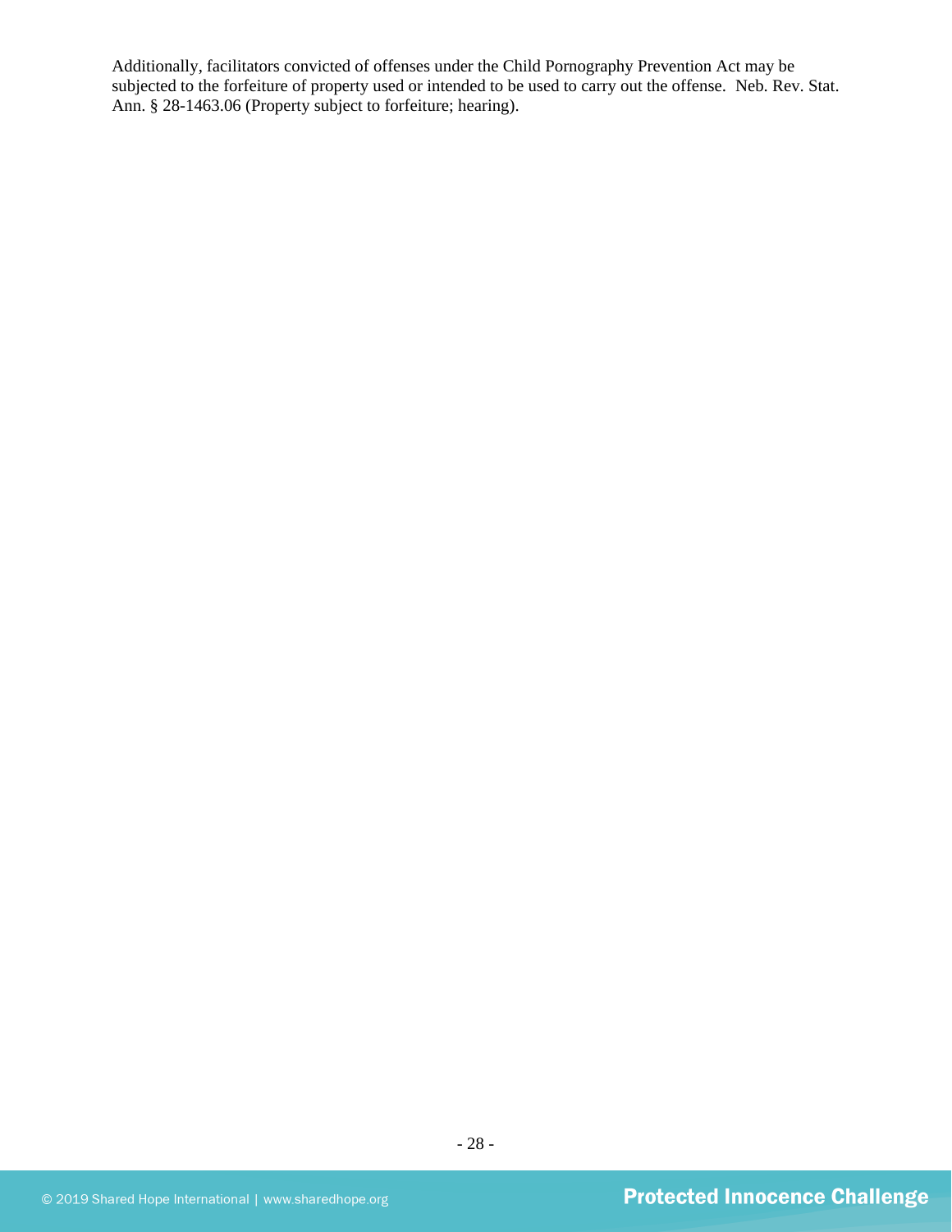Additionally, facilitators convicted of offenses under the Child Pornography Prevention Act may be subjected to the forfeiture of property used or intended to be used to carry out the offense. Neb. Rev. Stat. Ann. § 28-1463.06 (Property subject to forfeiture; hearing).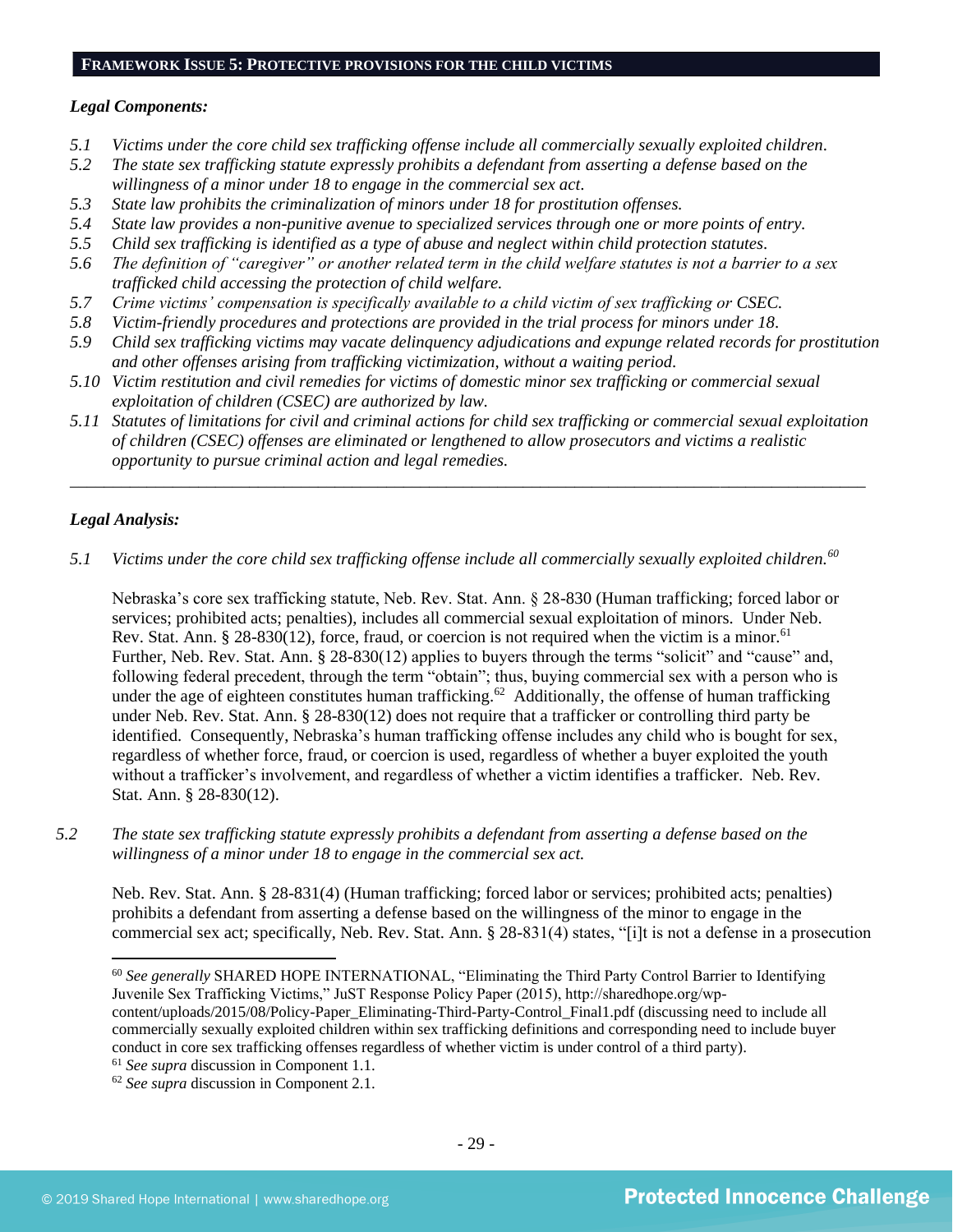**FRAMEWORK ISSUE 5: PROTECTIVE PROVISIONS FOR THE CHILD VICTIMS**

***Legal Components:***

*5.1 Victims under the core child sex trafficking offense include all commercially sexually exploited children.*
*5.2 The state sex trafficking statute expressly prohibits a defendant from asserting a defense based on the willingness of a minor under 18 to engage in the commercial sex act.*
*5.3 State law prohibits the criminalization of minors under 18 for prostitution offenses.*
*5.4 State law provides a non-punitive avenue to specialized services through one or more points of entry.*
*5.5 Child sex trafficking is identified as a type of abuse and neglect within child protection statutes.*
*5.6 The definition of "caregiver" or another related term in the child welfare statutes is not a barrier to a sex trafficked child accessing the protection of child welfare.*
*5.7 Crime victims' compensation is specifically available to a child victim of sex trafficking or CSEC.*
*5.8 Victim-friendly procedures and protections are provided in the trial process for minors under 18.*
*5.9 Child sex trafficking victims may vacate delinquency adjudications and expunge related records for prostitution and other offenses arising from trafficking victimization, without a waiting period.*
*5.10 Victim restitution and civil remedies for victims of domestic minor sex trafficking or commercial sexual exploitation of children (CSEC) are authorized by law.*
*5.11 Statutes of limitations for civil and criminal actions for child sex trafficking or commercial sexual exploitation of children (CSEC) offenses are eliminated or lengthened to allow prosecutors and victims a realistic opportunity to pursue criminal action and legal remedies.*

---

***Legal Analysis:***

*5.1 Victims under the core child sex trafficking offense include all commercially sexually exploited children.*[60]

Nebraska's core sex trafficking statute, Neb. Rev. Stat. Ann. § 28-830 (Human trafficking; forced labor or services; prohibited acts; penalties), includes all commercial sexual exploitation of minors. Under Neb. Rev. Stat. Ann. § 28-830(12), force, fraud, or coercion is not required when the victim is a minor.[61] Further, Neb. Rev. Stat. Ann. § 28-830(12) applies to buyers through the terms "solicit" and "cause" and, following federal precedent, through the term "obtain"; thus, buying commercial sex with a person who is under the age of eighteen constitutes human trafficking.[62] Additionally, the offense of human trafficking under Neb. Rev. Stat. Ann. § 28-830(12) does not require that a trafficker or controlling third party be identified. Consequently, Nebraska's human trafficking offense includes any child who is bought for sex, regardless of whether force, fraud, or coercion is used, regardless of whether a buyer exploited the youth without a trafficker's involvement, and regardless of whether a victim identifies a trafficker. Neb. Rev. Stat. Ann. § 28-830(12).

*5.2 The state sex trafficking statute expressly prohibits a defendant from asserting a defense based on the willingness of a minor under 18 to engage in the commercial sex act.*

Neb. Rev. Stat. Ann. § 28-831(4) (Human trafficking; forced labor or services; prohibited acts; penalties) prohibits a defendant from asserting a defense based on the willingness of the minor to engage in the commercial sex act; specifically, Neb. Rev. Stat. Ann. § 28-831(4) states, "[i]t is not a defense in a prosecution

---

[60] *See generally* SHARED HOPE INTERNATIONAL, "Eliminating the Third Party Control Barrier to Identifying Juvenile Sex Trafficking Victims," JuST Response Policy Paper (2015), http://sharedhope.org/wp-content/uploads/2015/08/Policy-Paper_Eliminating-Third-Party-Control_Final1.pdf (discussing need to include all commercially sexually exploited children within sex trafficking definitions and corresponding need to include buyer conduct in core sex trafficking offenses regardless of whether victim is under control of a third party).
[61] *See supra* discussion in Component 1.1.
[62] *See supra* discussion in Component 2.1.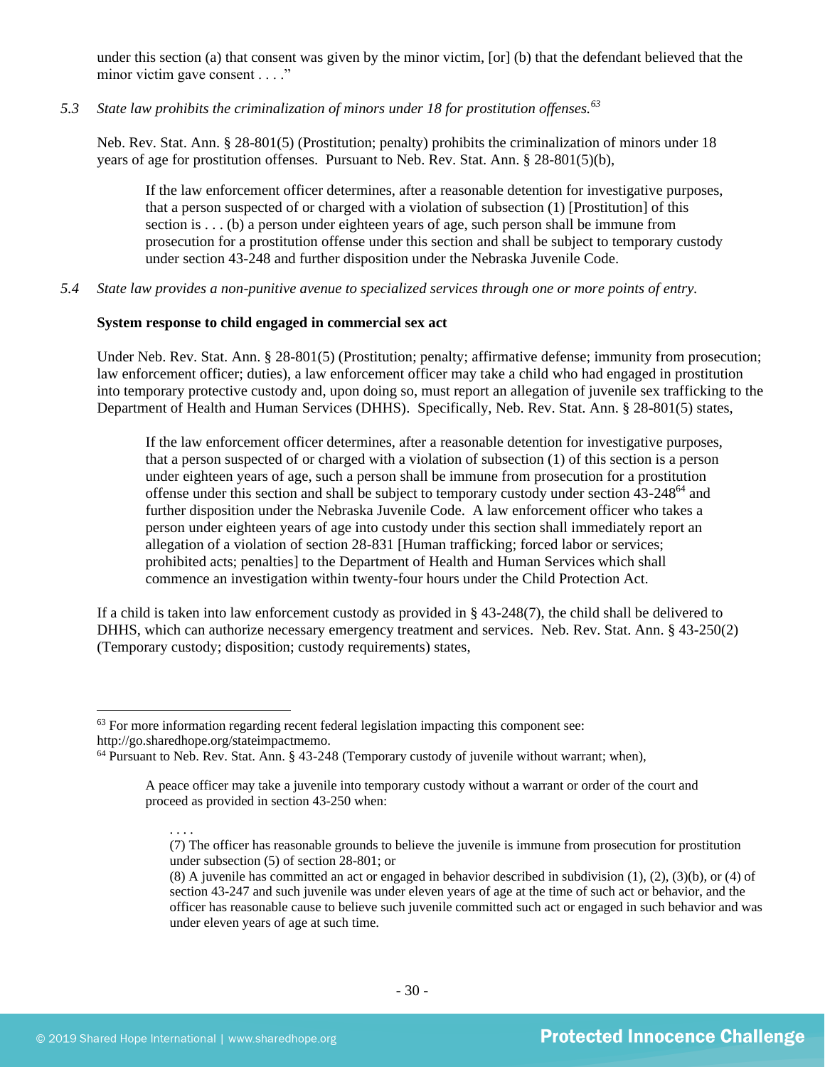under this section (a) that consent was given by the minor victim, [or] (b) that the defendant believed that the minor victim gave consent . . . ."

*5.3 State law prohibits the criminalization of minors under 18 for prostitution offenses.*[63]

Neb. Rev. Stat. Ann. § 28-801(5) (Prostitution; penalty) prohibits the criminalization of minors under 18 years of age for prostitution offenses. Pursuant to Neb. Rev. Stat. Ann. § 28-801(5)(b),

> If the law enforcement officer determines, after a reasonable detention for investigative purposes, that a person suspected of or charged with a violation of subsection (1) [Prostitution] of this section is . . . (b) a person under eighteen years of age, such person shall be immune from prosecution for a prostitution offense under this section and shall be subject to temporary custody under section 43-248 and further disposition under the Nebraska Juvenile Code.

*5.4 State law provides a non-punitive avenue to specialized services through one or more points of entry.*

**System response to child engaged in commercial sex act**

Under Neb. Rev. Stat. Ann. § 28-801(5) (Prostitution; penalty; affirmative defense; immunity from prosecution; law enforcement officer; duties), a law enforcement officer may take a child who had engaged in prostitution into temporary protective custody and, upon doing so, must report an allegation of juvenile sex trafficking to the Department of Health and Human Services (DHHS). Specifically, Neb. Rev. Stat. Ann. § 28-801(5) states,

> If the law enforcement officer determines, after a reasonable detention for investigative purposes, that a person suspected of or charged with a violation of subsection (1) of this section is a person under eighteen years of age, such a person shall be immune from prosecution for a prostitution offense under this section and shall be subject to temporary custody under section 43-248[64] and further disposition under the Nebraska Juvenile Code. A law enforcement officer who takes a person under eighteen years of age into custody under this section shall immediately report an allegation of a violation of section 28-831 [Human trafficking; forced labor or services; prohibited acts; penalties] to the Department of Health and Human Services which shall commence an investigation within twenty-four hours under the Child Protection Act.

If a child is taken into law enforcement custody as provided in § 43-248(7), the child shall be delivered to DHHS, which can authorize necessary emergency treatment and services. Neb. Rev. Stat. Ann. § 43-250(2) (Temporary custody; disposition; custody requirements) states,

---

[63] For more information regarding recent federal legislation impacting this component see: http://go.sharedhope.org/stateimpactmemo.

[64] Pursuant to Neb. Rev. Stat. Ann. § 43-248 (Temporary custody of juvenile without warrant; when),

> A peace officer may take a juvenile into temporary custody without a warrant or order of the court and proceed as provided in section 43-250 when:
>
> > . . . .
> > (7) The officer has reasonable grounds to believe the juvenile is immune from prosecution for prostitution under subsection (5) of section 28-801; or
> > (8) A juvenile has committed an act or engaged in behavior described in subdivision (1), (2), (3)(b), or (4) of section 43-247 and such juvenile was under eleven years of age at the time of such act or behavior, and the officer has reasonable cause to believe such juvenile committed such act or engaged in such behavior and was under eleven years of age at such time.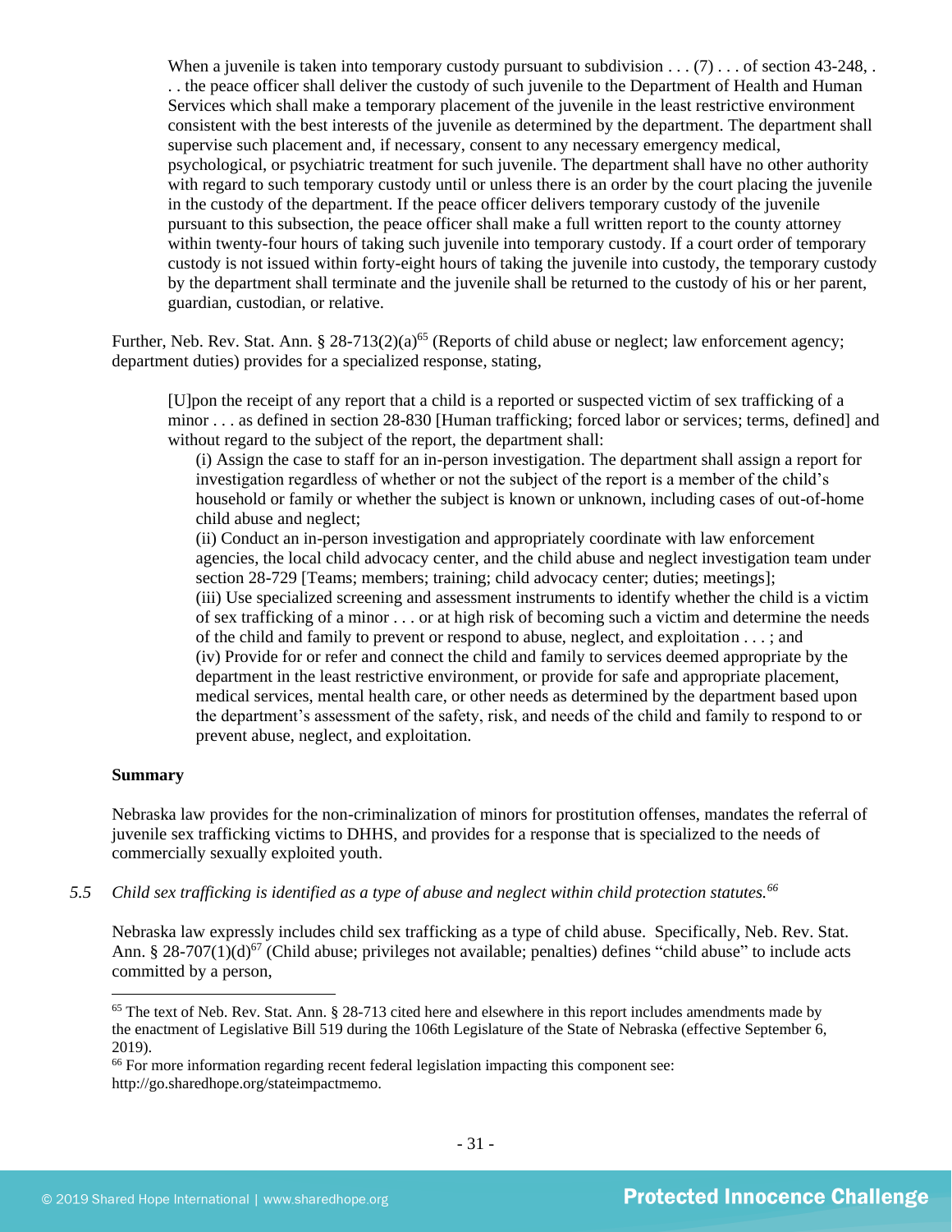> When a juvenile is taken into temporary custody pursuant to subdivision . . . (7) . . . of section 43-248, . . . the peace officer shall deliver the custody of such juvenile to the Department of Health and Human Services which shall make a temporary placement of the juvenile in the least restrictive environment consistent with the best interests of the juvenile as determined by the department. The department shall supervise such placement and, if necessary, consent to any necessary emergency medical, psychological, or psychiatric treatment for such juvenile. The department shall have no other authority with regard to such temporary custody until or unless there is an order by the court placing the juvenile in the custody of the department. If the peace officer delivers temporary custody of the juvenile pursuant to this subsection, the peace officer shall make a full written report to the county attorney within twenty-four hours of taking such juvenile into temporary custody. If a court order of temporary custody is not issued within forty-eight hours of taking the juvenile into custody, the temporary custody by the department shall terminate and the juvenile shall be returned to the custody of his or her parent, guardian, custodian, or relative.

Further, Neb. Rev. Stat. Ann. § 28-713(2)(a)[65] (Reports of child abuse or neglect; law enforcement agency; department duties) provides for a specialized response, stating,

> [U]pon the receipt of any report that a child is a reported or suspected victim of sex trafficking of a minor . . . as defined in section 28-830 [Human trafficking; forced labor or services; terms, defined] and without regard to the subject of the report, the department shall:
>
> (i) Assign the case to staff for an in-person investigation. The department shall assign a report for investigation regardless of whether or not the subject of the report is a member of the child's household or family or whether the subject is known or unknown, including cases of out-of-home child abuse and neglect;
>
> (ii) Conduct an in-person investigation and appropriately coordinate with law enforcement agencies, the local child advocacy center, and the child abuse and neglect investigation team under section 28-729 [Teams; members; training; child advocacy center; duties; meetings];
>
> (iii) Use specialized screening and assessment instruments to identify whether the child is a victim of sex trafficking of a minor . . . or at high risk of becoming such a victim and determine the needs of the child and family to prevent or respond to abuse, neglect, and exploitation . . . ; and
>
> (iv) Provide for or refer and connect the child and family to services deemed appropriate by the department in the least restrictive environment, or provide for safe and appropriate placement, medical services, mental health care, or other needs as determined by the department based upon the department's assessment of the safety, risk, and needs of the child and family to respond to or prevent abuse, neglect, and exploitation.

**Summary**

Nebraska law provides for the non-criminalization of minors for prostitution offenses, mandates the referral of juvenile sex trafficking victims to DHHS, and provides for a response that is specialized to the needs of commercially sexually exploited youth.

*5.5 Child sex trafficking is identified as a type of abuse and neglect within child protection statutes.*[66]

Nebraska law expressly includes child sex trafficking as a type of child abuse. Specifically, Neb. Rev. Stat. Ann. § 28-707(1)(d)[67] (Child abuse; privileges not available; penalties) defines "child abuse" to include acts committed by a person,

---

[65] The text of Neb. Rev. Stat. Ann. § 28-713 cited here and elsewhere in this report includes amendments made by the enactment of Legislative Bill 519 during the 106th Legislature of the State of Nebraska (effective September 6, 2019).

[66] For more information regarding recent federal legislation impacting this component see: http://go.sharedhope.org/stateimpactmemo.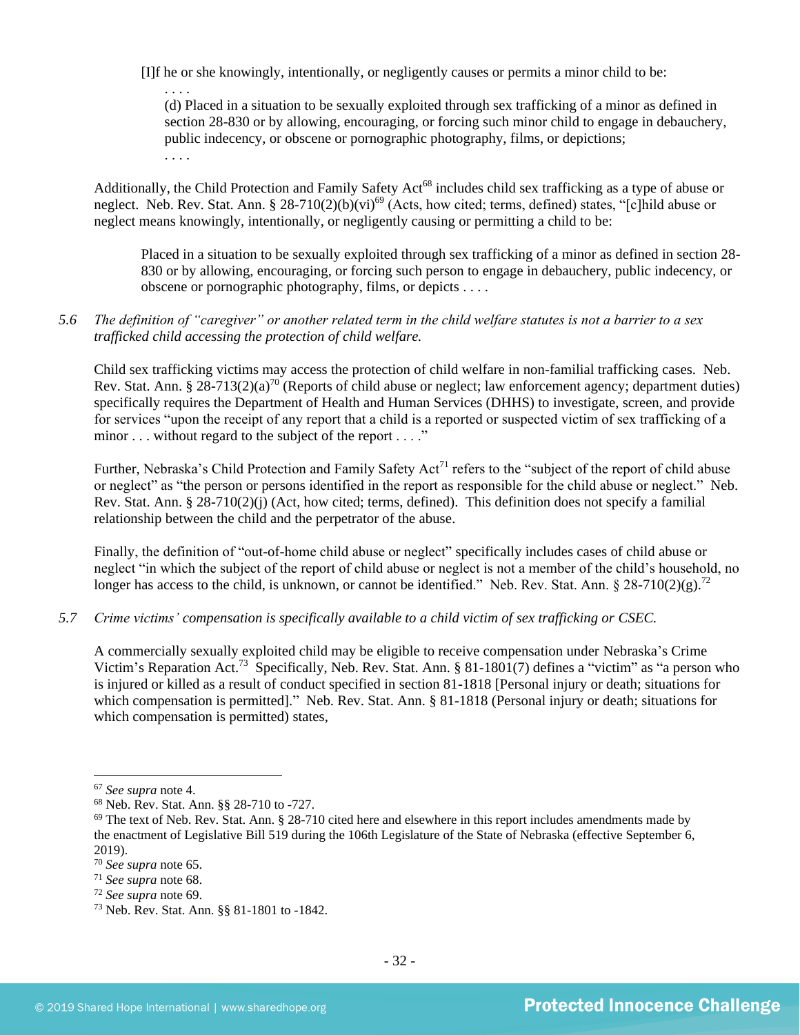> [I]f he or she knowingly, intentionally, or negligently causes or permits a minor child to be:
>
> . . . .
>
> (d) Placed in a situation to be sexually exploited through sex trafficking of a minor as defined in section 28-830 or by allowing, encouraging, or forcing such minor child to engage in debauchery, public indecency, or obscene or pornographic photography, films, or depictions;
>
> . . . .

Additionally, the Child Protection and Family Safety Act[68] includes child sex trafficking as a type of abuse or neglect. Neb. Rev. Stat. Ann. § 28-710(2)(b)(vi)[69] (Acts, how cited; terms, defined) states, "[c]hild abuse or neglect means knowingly, intentionally, or negligently causing or permitting a child to be:

> Placed in a situation to be sexually exploited through sex trafficking of a minor as defined in section 28-830 or by allowing, encouraging, or forcing such person to engage in debauchery, public indecency, or obscene or pornographic photography, films, or depicts . . . .

*5.6 The definition of "caregiver" or another related term in the child welfare statutes is not a barrier to a sex trafficked child accessing the protection of child welfare.*

Child sex trafficking victims may access the protection of child welfare in non-familial trafficking cases. Neb. Rev. Stat. Ann. § 28-713(2)(a)[70] (Reports of child abuse or neglect; law enforcement agency; department duties) specifically requires the Department of Health and Human Services (DHHS) to investigate, screen, and provide for services "upon the receipt of any report that a child is a reported or suspected victim of sex trafficking of a minor . . . without regard to the subject of the report . . . ."

Further, Nebraska's Child Protection and Family Safety Act[71] refers to the "subject of the report of child abuse or neglect" as "the person or persons identified in the report as responsible for the child abuse or neglect." Neb. Rev. Stat. Ann. § 28-710(2)(j) (Act, how cited; terms, defined). This definition does not specify a familial relationship between the child and the perpetrator of the abuse.

Finally, the definition of "out-of-home child abuse or neglect" specifically includes cases of child abuse or neglect "in which the subject of the report of child abuse or neglect is not a member of the child's household, no longer has access to the child, is unknown, or cannot be identified." Neb. Rev. Stat. Ann. § 28-710(2)(g).[72]

*5.7 Crime victims' compensation is specifically available to a child victim of sex trafficking or CSEC.*

A commercially sexually exploited child may be eligible to receive compensation under Nebraska's Crime Victim's Reparation Act.[73] Specifically, Neb. Rev. Stat. Ann. § 81-1801(7) defines a "victim" as "a person who is injured or killed as a result of conduct specified in section 81-1818 [Personal injury or death; situations for which compensation is permitted]." Neb. Rev. Stat. Ann. § 81-1818 (Personal injury or death; situations for which compensation is permitted) states,

---

[67] *See supra* note 4.

[68] Neb. Rev. Stat. Ann. §§ 28-710 to -727.

[69] The text of Neb. Rev. Stat. Ann. § 28-710 cited here and elsewhere in this report includes amendments made by the enactment of Legislative Bill 519 during the 106th Legislature of the State of Nebraska (effective September 6, 2019).

[70] *See supra* note 65.

[71] *See supra* note 68.

[72] *See supra* note 69.

[73] Neb. Rev. Stat. Ann. §§ 81-1801 to -1842.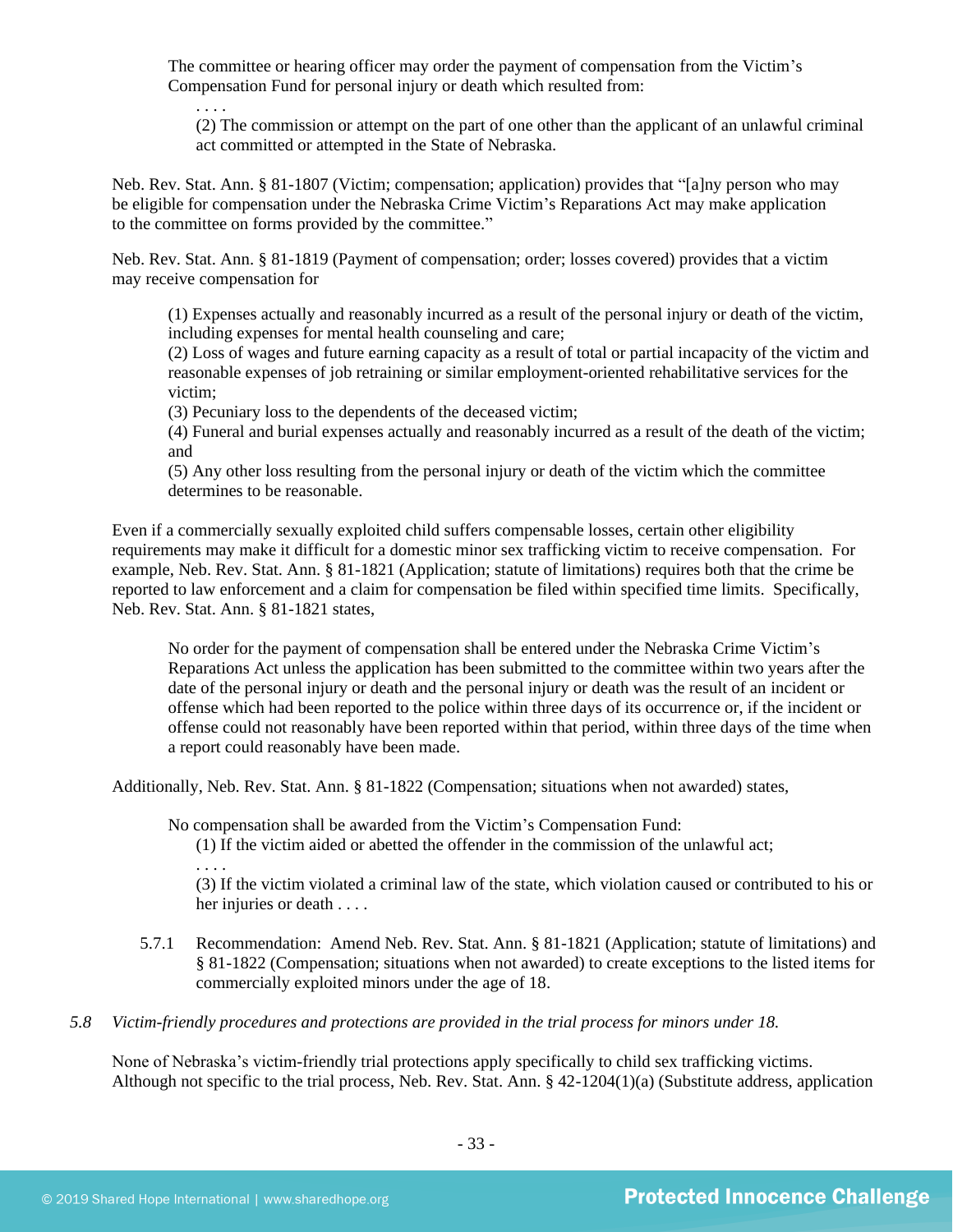> The committee or hearing officer may order the payment of compensation from the Victim's Compensation Fund for personal injury or death which resulted from:
>
> > . . . .
> > (2) The commission or attempt on the part of one other than the applicant of an unlawful criminal act committed or attempted in the State of Nebraska.

Neb. Rev. Stat. Ann. § 81-1807 (Victim; compensation; application) provides that "[a]ny person who may be eligible for compensation under the Nebraska Crime Victim's Reparations Act may make application to the committee on forms provided by the committee."

Neb. Rev. Stat. Ann. § 81-1819 (Payment of compensation; order; losses covered) provides that a victim may receive compensation for

> (1) Expenses actually and reasonably incurred as a result of the personal injury or death of the victim, including expenses for mental health counseling and care;
> (2) Loss of wages and future earning capacity as a result of total or partial incapacity of the victim and reasonable expenses of job retraining or similar employment-oriented rehabilitative services for the victim;
> (3) Pecuniary loss to the dependents of the deceased victim;
> (4) Funeral and burial expenses actually and reasonably incurred as a result of the death of the victim; and
> (5) Any other loss resulting from the personal injury or death of the victim which the committee determines to be reasonable.

Even if a commercially sexually exploited child suffers compensable losses, certain other eligibility requirements may make it difficult for a domestic minor sex trafficking victim to receive compensation. For example, Neb. Rev. Stat. Ann. § 81-1821 (Application; statute of limitations) requires both that the crime be reported to law enforcement and a claim for compensation be filed within specified time limits. Specifically, Neb. Rev. Stat. Ann. § 81-1821 states,

> No order for the payment of compensation shall be entered under the Nebraska Crime Victim's Reparations Act unless the application has been submitted to the committee within two years after the date of the personal injury or death and the personal injury or death was the result of an incident or offense which had been reported to the police within three days of its occurrence or, if the incident or offense could not reasonably have been reported within that period, within three days of the time when a report could reasonably have been made.

Additionally, Neb. Rev. Stat. Ann. § 81-1822 (Compensation; situations when not awarded) states,

> No compensation shall be awarded from the Victim's Compensation Fund:
>
> > (1) If the victim aided or abetted the offender in the commission of the unlawful act;
> > . . . .
> > (3) If the victim violated a criminal law of the state, which violation caused or contributed to his or her injuries or death . . . .

5.7.1 Recommendation: Amend Neb. Rev. Stat. Ann. § 81-1821 (Application; statute of limitations) and § 81-1822 (Compensation; situations when not awarded) to create exceptions to the listed items for commercially exploited minors under the age of 18.

*5.8 Victim-friendly procedures and protections are provided in the trial process for minors under 18.*

None of Nebraska's victim-friendly trial protections apply specifically to child sex trafficking victims. Although not specific to the trial process, Neb. Rev. Stat. Ann. § 42-1204(1)(a) (Substitute address, application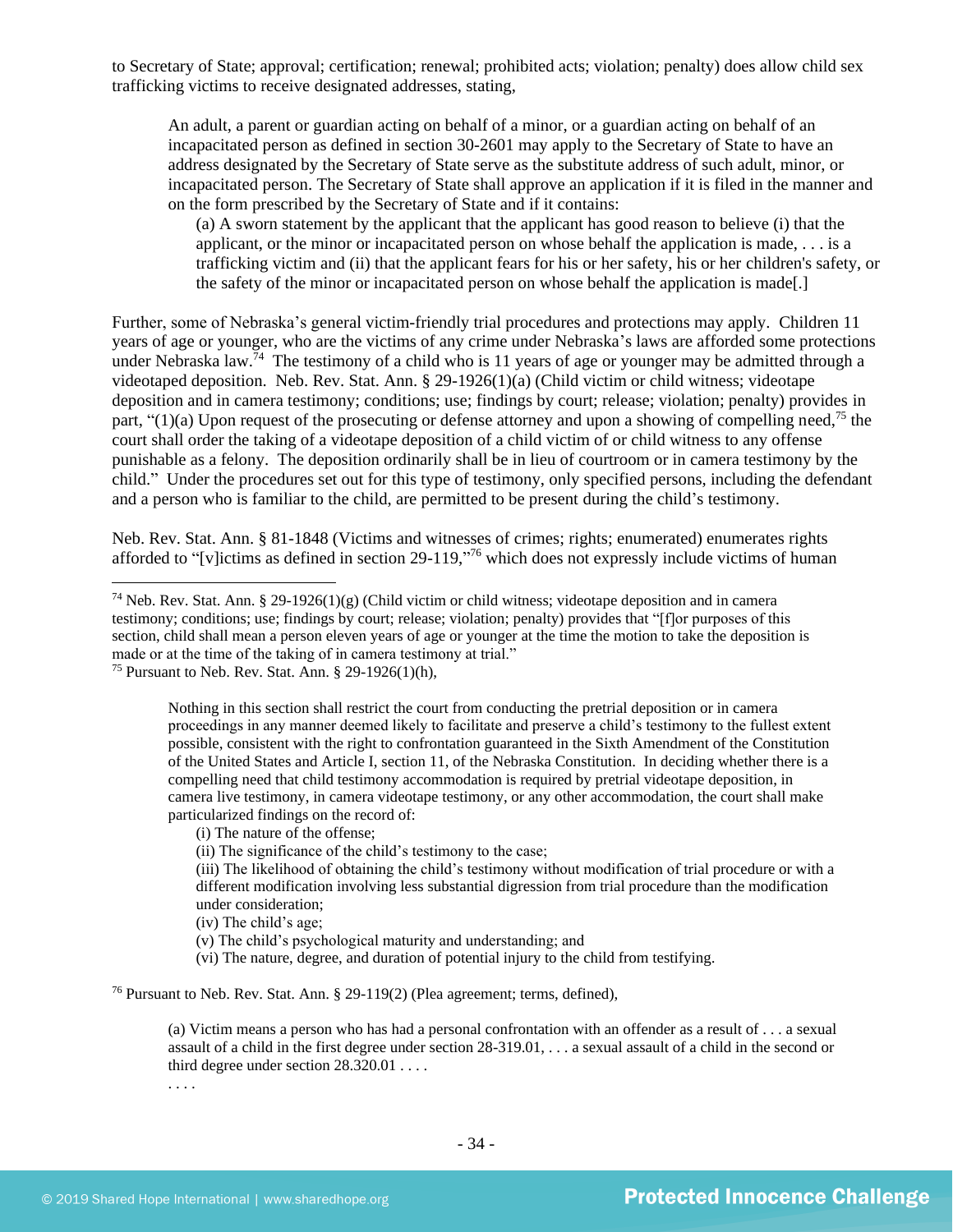to Secretary of State; approval; certification; renewal; prohibited acts; violation; penalty) does allow child sex trafficking victims to receive designated addresses, stating,

> An adult, a parent or guardian acting on behalf of a minor, or a guardian acting on behalf of an incapacitated person as defined in section 30-2601 may apply to the Secretary of State to have an address designated by the Secretary of State serve as the substitute address of such adult, minor, or incapacitated person. The Secretary of State shall approve an application if it is filed in the manner and on the form prescribed by the Secretary of State and if it contains:
>
> > (a) A sworn statement by the applicant that the applicant has good reason to believe (i) that the applicant, or the minor or incapacitated person on whose behalf the application is made, . . . is a trafficking victim and (ii) that the applicant fears for his or her safety, his or her children's safety, or the safety of the minor or incapacitated person on whose behalf the application is made[.]

Further, some of Nebraska's general victim-friendly trial procedures and protections may apply. Children 11 years of age or younger, who are the victims of any crime under Nebraska's laws are afforded some protections under Nebraska law.[74] The testimony of a child who is 11 years of age or younger may be admitted through a videotaped deposition. Neb. Rev. Stat. Ann. § 29-1926(1)(a) (Child victim or child witness; videotape deposition and in camera testimony; conditions; use; findings by court; release; violation; penalty) provides in part, "(1)(a) Upon request of the prosecuting or defense attorney and upon a showing of compelling need,[75] the court shall order the taking of a videotape deposition of a child victim of or child witness to any offense punishable as a felony. The deposition ordinarily shall be in lieu of courtroom or in camera testimony by the child." Under the procedures set out for this type of testimony, only specified persons, including the defendant and a person who is familiar to the child, are permitted to be present during the child's testimony.

Neb. Rev. Stat. Ann. § 81-1848 (Victims and witnesses of crimes; rights; enumerated) enumerates rights afforded to "[v]ictims as defined in section 29-119,"[76] which does not expressly include victims of human

---

[74] Neb. Rev. Stat. Ann. § 29-1926(1)(g) (Child victim or child witness; videotape deposition and in camera testimony; conditions; use; findings by court; release; violation; penalty) provides that "[f]or purposes of this section, child shall mean a person eleven years of age or younger at the time the motion to take the deposition is made or at the time of the taking of in camera testimony at trial."

[75] Pursuant to Neb. Rev. Stat. Ann. § 29-1926(1)(h),

> Nothing in this section shall restrict the court from conducting the pretrial deposition or in camera proceedings in any manner deemed likely to facilitate and preserve a child's testimony to the fullest extent possible, consistent with the right to confrontation guaranteed in the Sixth Amendment of the Constitution of the United States and Article I, section 11, of the Nebraska Constitution. In deciding whether there is a compelling need that child testimony accommodation is required by pretrial videotape deposition, in camera live testimony, in camera videotape testimony, or any other accommodation, the court shall make particularized findings on the record of:
>
> > (i) The nature of the offense;
> > (ii) The significance of the child's testimony to the case;
> > (iii) The likelihood of obtaining the child's testimony without modification of trial procedure or with a different modification involving less substantial digression from trial procedure than the modification under consideration;
> > (iv) The child's age;
> > (v) The child's psychological maturity and understanding; and
> > (vi) The nature, degree, and duration of potential injury to the child from testifying.

[76] Pursuant to Neb. Rev. Stat. Ann. § 29-119(2) (Plea agreement; terms, defined),

> (a) Victim means a person who has had a personal confrontation with an offender as a result of . . . a sexual assault of a child in the first degree under section 28-319.01, . . . a sexual assault of a child in the second or third degree under section 28.320.01 . . . .
>
> . . . .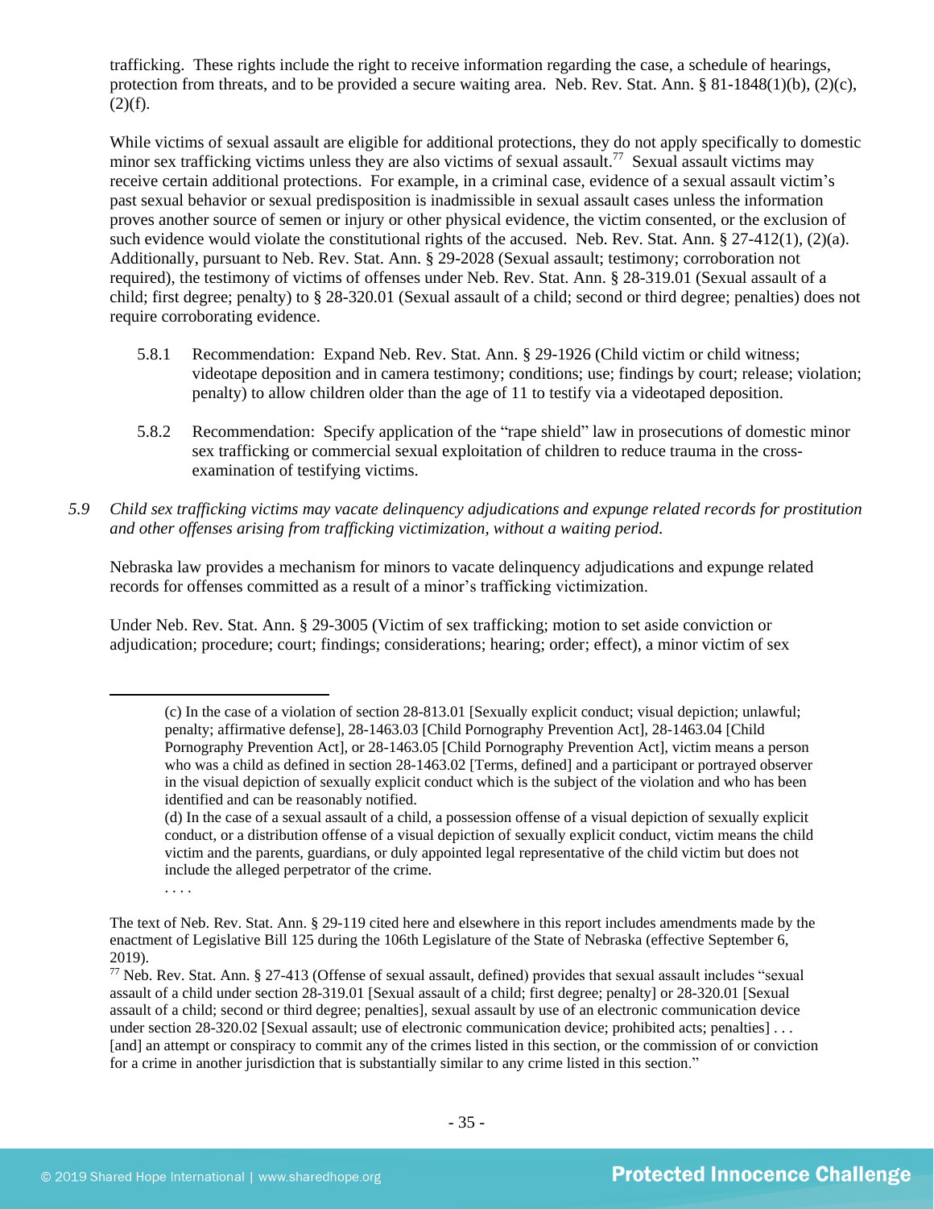trafficking. These rights include the right to receive information regarding the case, a schedule of hearings, protection from threats, and to be provided a secure waiting area. Neb. Rev. Stat. Ann. § 81-1848(1)(b), (2)(c), (2)(f).

While victims of sexual assault are eligible for additional protections, they do not apply specifically to domestic minor sex trafficking victims unless they are also victims of sexual assault.[77] Sexual assault victims may receive certain additional protections. For example, in a criminal case, evidence of a sexual assault victim's past sexual behavior or sexual predisposition is inadmissible in sexual assault cases unless the information proves another source of semen or injury or other physical evidence, the victim consented, or the exclusion of such evidence would violate the constitutional rights of the accused. Neb. Rev. Stat. Ann. § 27-412(1), (2)(a). Additionally, pursuant to Neb. Rev. Stat. Ann. § 29-2028 (Sexual assault; testimony; corroboration not required), the testimony of victims of offenses under Neb. Rev. Stat. Ann. § 28-319.01 (Sexual assault of a child; first degree; penalty) to § 28-320.01 (Sexual assault of a child; second or third degree; penalties) does not require corroborating evidence.

5.8.1 Recommendation: Expand Neb. Rev. Stat. Ann. § 29-1926 (Child victim or child witness; videotape deposition and in camera testimony; conditions; use; findings by court; release; violation; penalty) to allow children older than the age of 11 to testify via a videotaped deposition.

5.8.2 Recommendation: Specify application of the "rape shield" law in prosecutions of domestic minor sex trafficking or commercial sexual exploitation of children to reduce trauma in the cross-examination of testifying victims.

*5.9 Child sex trafficking victims may vacate delinquency adjudications and expunge related records for prostitution and other offenses arising from trafficking victimization, without a waiting period.*

Nebraska law provides a mechanism for minors to vacate delinquency adjudications and expunge related records for offenses committed as a result of a minor's trafficking victimization.

Under Neb. Rev. Stat. Ann. § 29-3005 (Victim of sex trafficking; motion to set aside conviction or adjudication; procedure; court; findings; considerations; hearing; order; effect), a minor victim of sex

---

(c) In the case of a violation of section 28-813.01 [Sexually explicit conduct; visual depiction; unlawful; penalty; affirmative defense], 28-1463.03 [Child Pornography Prevention Act], 28-1463.04 [Child Pornography Prevention Act], or 28-1463.05 [Child Pornography Prevention Act], victim means a person who was a child as defined in section 28-1463.02 [Terms, defined] and a participant or portrayed observer in the visual depiction of sexually explicit conduct which is the subject of the violation and who has been identified and can be reasonably notified.

(d) In the case of a sexual assault of a child, a possession offense of a visual depiction of sexually explicit conduct, or a distribution offense of a visual depiction of sexually explicit conduct, victim means the child victim and the parents, guardians, or duly appointed legal representative of the child victim but does not include the alleged perpetrator of the crime.

. . . .

The text of Neb. Rev. Stat. Ann. § 29-119 cited here and elsewhere in this report includes amendments made by the enactment of Legislative Bill 125 during the 106th Legislature of the State of Nebraska (effective September 6, 2019).

[77] Neb. Rev. Stat. Ann. § 27-413 (Offense of sexual assault, defined) provides that sexual assault includes "sexual assault of a child under section 28-319.01 [Sexual assault of a child; first degree; penalty] or 28-320.01 [Sexual assault of a child; second or third degree; penalties], sexual assault by use of an electronic communication device under section 28-320.02 [Sexual assault; use of electronic communication device; prohibited acts; penalties] . . . [and] an attempt or conspiracy to commit any of the crimes listed in this section, or the commission of or conviction for a crime in another jurisdiction that is substantially similar to any crime listed in this section."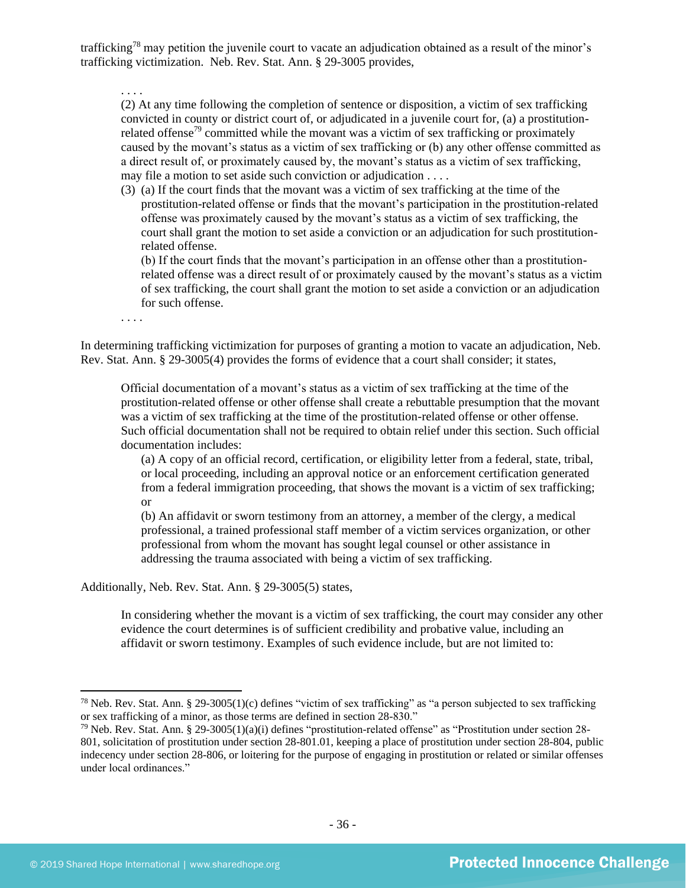trafficking[78] may petition the juvenile court to vacate an adjudication obtained as a result of the minor's trafficking victimization. Neb. Rev. Stat. Ann. § 29-3005 provides,

> . . . .
>
> (2) At any time following the completion of sentence or disposition, a victim of sex trafficking convicted in county or district court of, or adjudicated in a juvenile court for, (a) a prostitution-related offense[79] committed while the movant was a victim of sex trafficking or proximately caused by the movant's status as a victim of sex trafficking or (b) any other offense committed as a direct result of, or proximately caused by, the movant's status as a victim of sex trafficking, may file a motion to set aside such conviction or adjudication . . . .
>
> (3) (a) If the court finds that the movant was a victim of sex trafficking at the time of the prostitution-related offense or finds that the movant's participation in the prostitution-related offense was proximately caused by the movant's status as a victim of sex trafficking, the court shall grant the motion to set aside a conviction or an adjudication for such prostitution-related offense.
>
> (b) If the court finds that the movant's participation in an offense other than a prostitution-related offense was a direct result of or proximately caused by the movant's status as a victim of sex trafficking, the court shall grant the motion to set aside a conviction or an adjudication for such offense.
>
> . . . .

In determining trafficking victimization for purposes of granting a motion to vacate an adjudication, Neb. Rev. Stat. Ann. § 29-3005(4) provides the forms of evidence that a court shall consider; it states,

> Official documentation of a movant's status as a victim of sex trafficking at the time of the prostitution-related offense or other offense shall create a rebuttable presumption that the movant was a victim of sex trafficking at the time of the prostitution-related offense or other offense. Such official documentation shall not be required to obtain relief under this section. Such official documentation includes:
>
> (a) A copy of an official record, certification, or eligibility letter from a federal, state, tribal, or local proceeding, including an approval notice or an enforcement certification generated from a federal immigration proceeding, that shows the movant is a victim of sex trafficking; or
>
> (b) An affidavit or sworn testimony from an attorney, a member of the clergy, a medical professional, a trained professional staff member of a victim services organization, or other professional from whom the movant has sought legal counsel or other assistance in addressing the trauma associated with being a victim of sex trafficking.

Additionally, Neb. Rev. Stat. Ann. § 29-3005(5) states,

> In considering whether the movant is a victim of sex trafficking, the court may consider any other evidence the court determines is of sufficient credibility and probative value, including an affidavit or sworn testimony. Examples of such evidence include, but are not limited to:

---

[78] Neb. Rev. Stat. Ann. § 29-3005(1)(c) defines "victim of sex trafficking" as "a person subjected to sex trafficking or sex trafficking of a minor, as those terms are defined in section 28-830."

[79] Neb. Rev. Stat. Ann. § 29-3005(1)(a)(i) defines "prostitution-related offense" as "Prostitution under section 28-801, solicitation of prostitution under section 28-801.01, keeping a place of prostitution under section 28-804, public indecency under section 28-806, or loitering for the purpose of engaging in prostitution or related or similar offenses under local ordinances."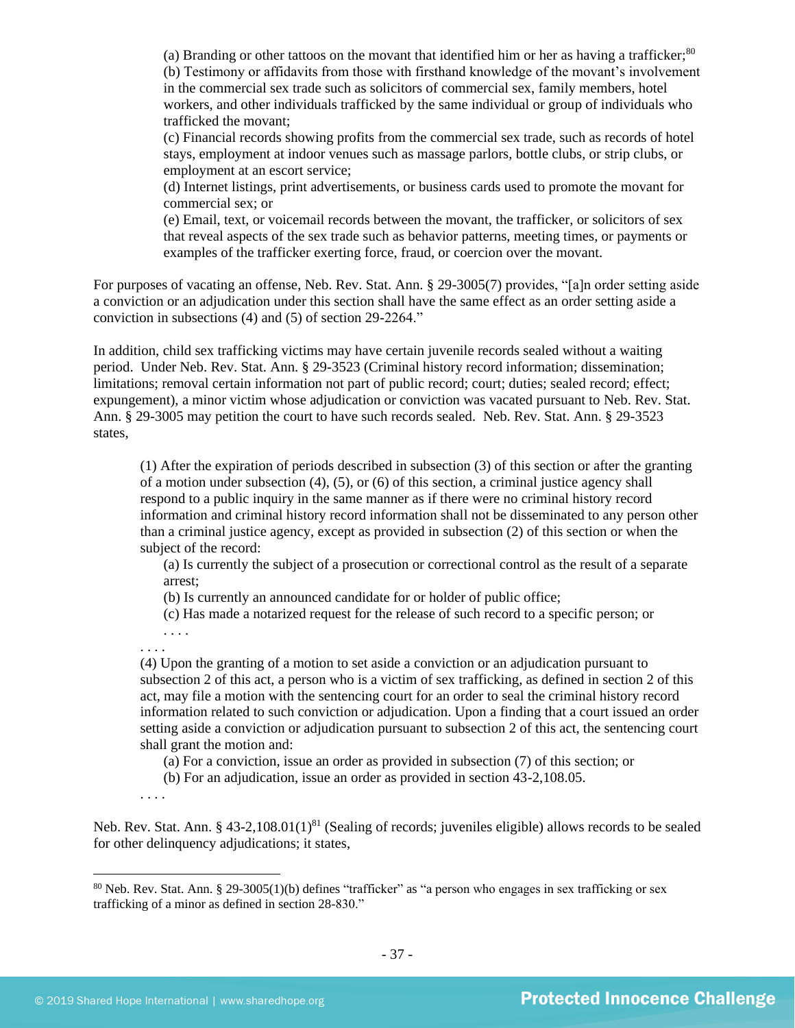> (a) Branding or other tattoos on the movant that identified him or her as having a trafficker;[80]
> (b) Testimony or affidavits from those with firsthand knowledge of the movant's involvement in the commercial sex trade such as solicitors of commercial sex, family members, hotel workers, and other individuals trafficked by the same individual or group of individuals who trafficked the movant;
> (c) Financial records showing profits from the commercial sex trade, such as records of hotel stays, employment at indoor venues such as massage parlors, bottle clubs, or strip clubs, or employment at an escort service;
> (d) Internet listings, print advertisements, or business cards used to promote the movant for commercial sex; or
> (e) Email, text, or voicemail records between the movant, the trafficker, or solicitors of sex that reveal aspects of the sex trade such as behavior patterns, meeting times, or payments or examples of the trafficker exerting force, fraud, or coercion over the movant.

For purposes of vacating an offense, Neb. Rev. Stat. Ann. § 29-3005(7) provides, "[a]n order setting aside a conviction or an adjudication under this section shall have the same effect as an order setting aside a conviction in subsections (4) and (5) of section 29-2264."

In addition, child sex trafficking victims may have certain juvenile records sealed without a waiting period. Under Neb. Rev. Stat. Ann. § 29-3523 (Criminal history record information; dissemination; limitations; removal certain information not part of public record; court; duties; sealed record; effect; expungement), a minor victim whose adjudication or conviction was vacated pursuant to Neb. Rev. Stat. Ann. § 29-3005 may petition the court to have such records sealed. Neb. Rev. Stat. Ann. § 29-3523 states,

> (1) After the expiration of periods described in subsection (3) of this section or after the granting of a motion under subsection (4), (5), or (6) of this section, a criminal justice agency shall respond to a public inquiry in the same manner as if there were no criminal history record information and criminal history record information shall not be disseminated to any person other than a criminal justice agency, except as provided in subsection (2) of this section or when the subject of the record:
>
> (a) Is currently the subject of a prosecution or correctional control as the result of a separate arrest;
> (b) Is currently an announced candidate for or holder of public office;
> (c) Has made a notarized request for the release of such record to a specific person; or
> . . . .
>
> . . . .
>
> (4) Upon the granting of a motion to set aside a conviction or an adjudication pursuant to subsection 2 of this act, a person who is a victim of sex trafficking, as defined in section 2 of this act, may file a motion with the sentencing court for an order to seal the criminal history record information related to such conviction or adjudication. Upon a finding that a court issued an order setting aside a conviction or adjudication pursuant to subsection 2 of this act, the sentencing court shall grant the motion and:
>
> (a) For a conviction, issue an order as provided in subsection (7) of this section; or
> (b) For an adjudication, issue an order as provided in section 43-2,108.05.
>
> . . . .

Neb. Rev. Stat. Ann. § 43-2,108.01(1)[81] (Sealing of records; juveniles eligible) allows records to be sealed for other delinquency adjudications; it states,

[80] Neb. Rev. Stat. Ann. § 29-3005(1)(b) defines "trafficker" as "a person who engages in sex trafficking or sex trafficking of a minor as defined in section 28-830."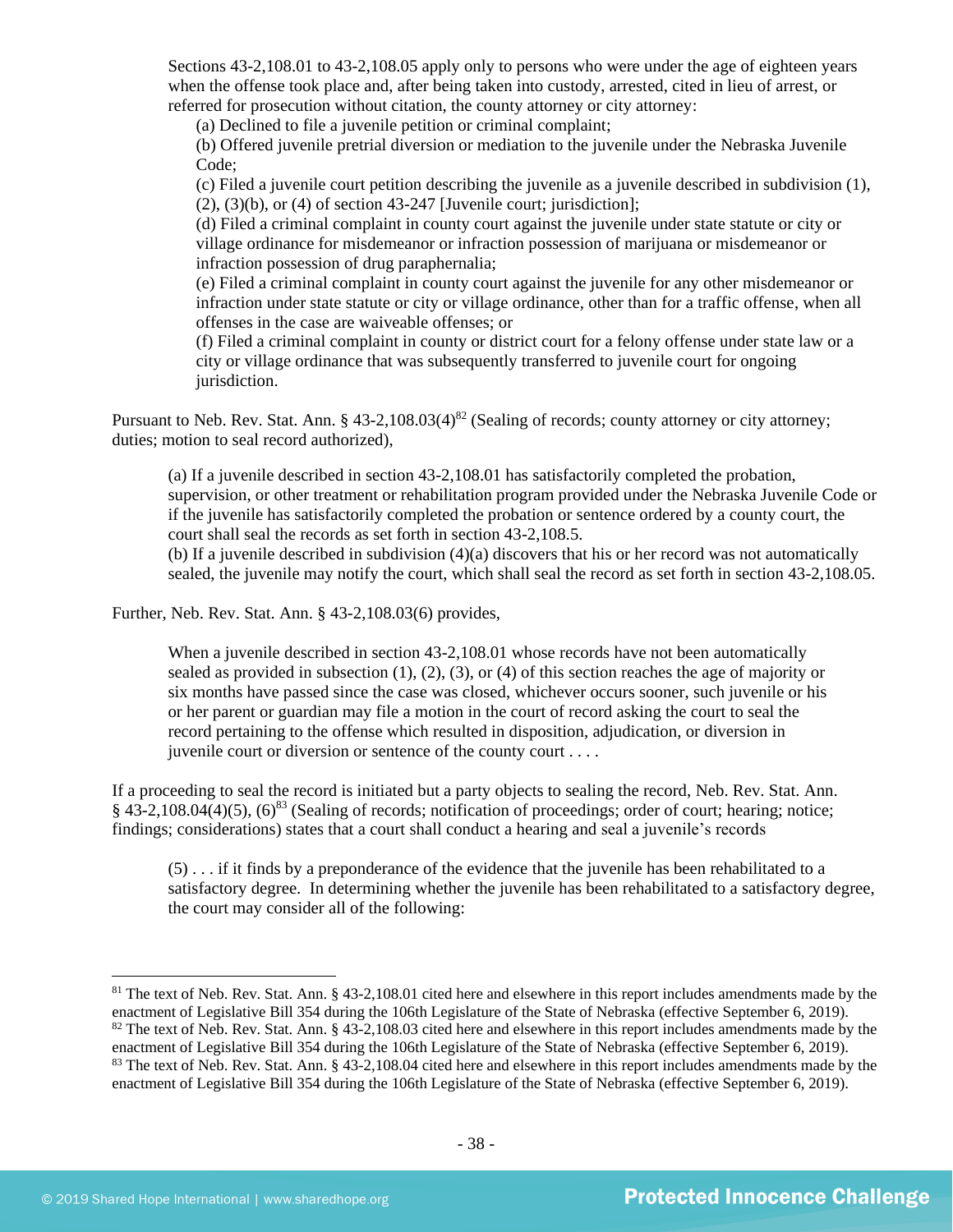> Sections 43-2,108.01 to 43-2,108.05 apply only to persons who were under the age of eighteen years when the offense took place and, after being taken into custody, arrested, cited in lieu of arrest, or referred for prosecution without citation, the county attorney or city attorney:
>
> (a) Declined to file a juvenile petition or criminal complaint;
>
> (b) Offered juvenile pretrial diversion or mediation to the juvenile under the Nebraska Juvenile Code;
>
> (c) Filed a juvenile court petition describing the juvenile as a juvenile described in subdivision (1), (2), (3)(b), or (4) of section 43-247 [Juvenile court; jurisdiction];
>
> (d) Filed a criminal complaint in county court against the juvenile under state statute or city or village ordinance for misdemeanor or infraction possession of marijuana or misdemeanor or infraction possession of drug paraphernalia;
>
> (e) Filed a criminal complaint in county court against the juvenile for any other misdemeanor or infraction under state statute or city or village ordinance, other than for a traffic offense, when all offenses in the case are waiveable offenses; or
>
> (f) Filed a criminal complaint in county or district court for a felony offense under state law or a city or village ordinance that was subsequently transferred to juvenile court for ongoing jurisdiction.

Pursuant to Neb. Rev. Stat. Ann. § 43-2,108.03(4)[82] (Sealing of records; county attorney or city attorney; duties; motion to seal record authorized),

> (a) If a juvenile described in section 43-2,108.01 has satisfactorily completed the probation, supervision, or other treatment or rehabilitation program provided under the Nebraska Juvenile Code or if the juvenile has satisfactorily completed the probation or sentence ordered by a county court, the court shall seal the records as set forth in section 43-2,108.5.
>
> (b) If a juvenile described in subdivision (4)(a) discovers that his or her record was not automatically sealed, the juvenile may notify the court, which shall seal the record as set forth in section 43-2,108.05.

Further, Neb. Rev. Stat. Ann. § 43-2,108.03(6) provides,

> When a juvenile described in section 43-2,108.01 whose records have not been automatically sealed as provided in subsection (1), (2), (3), or (4) of this section reaches the age of majority or six months have passed since the case was closed, whichever occurs sooner, such juvenile or his or her parent or guardian may file a motion in the court of record asking the court to seal the record pertaining to the offense which resulted in disposition, adjudication, or diversion in juvenile court or diversion or sentence of the county court . . . .

If a proceeding to seal the record is initiated but a party objects to sealing the record, Neb. Rev. Stat. Ann. § 43-2,108.04(4)(5), (6)[83] (Sealing of records; notification of proceedings; order of court; hearing; notice; findings; considerations) states that a court shall conduct a hearing and seal a juvenile's records

> (5) . . . if it finds by a preponderance of the evidence that the juvenile has been rehabilitated to a satisfactory degree. In determining whether the juvenile has been rehabilitated to a satisfactory degree, the court may consider all of the following:

---

[81] The text of Neb. Rev. Stat. Ann. § 43-2,108.01 cited here and elsewhere in this report includes amendments made by the enactment of Legislative Bill 354 during the 106th Legislature of the State of Nebraska (effective September 6, 2019).

[82] The text of Neb. Rev. Stat. Ann. § 43-2,108.03 cited here and elsewhere in this report includes amendments made by the enactment of Legislative Bill 354 during the 106th Legislature of the State of Nebraska (effective September 6, 2019).

[83] The text of Neb. Rev. Stat. Ann. § 43-2,108.04 cited here and elsewhere in this report includes amendments made by the enactment of Legislative Bill 354 during the 106th Legislature of the State of Nebraska (effective September 6, 2019).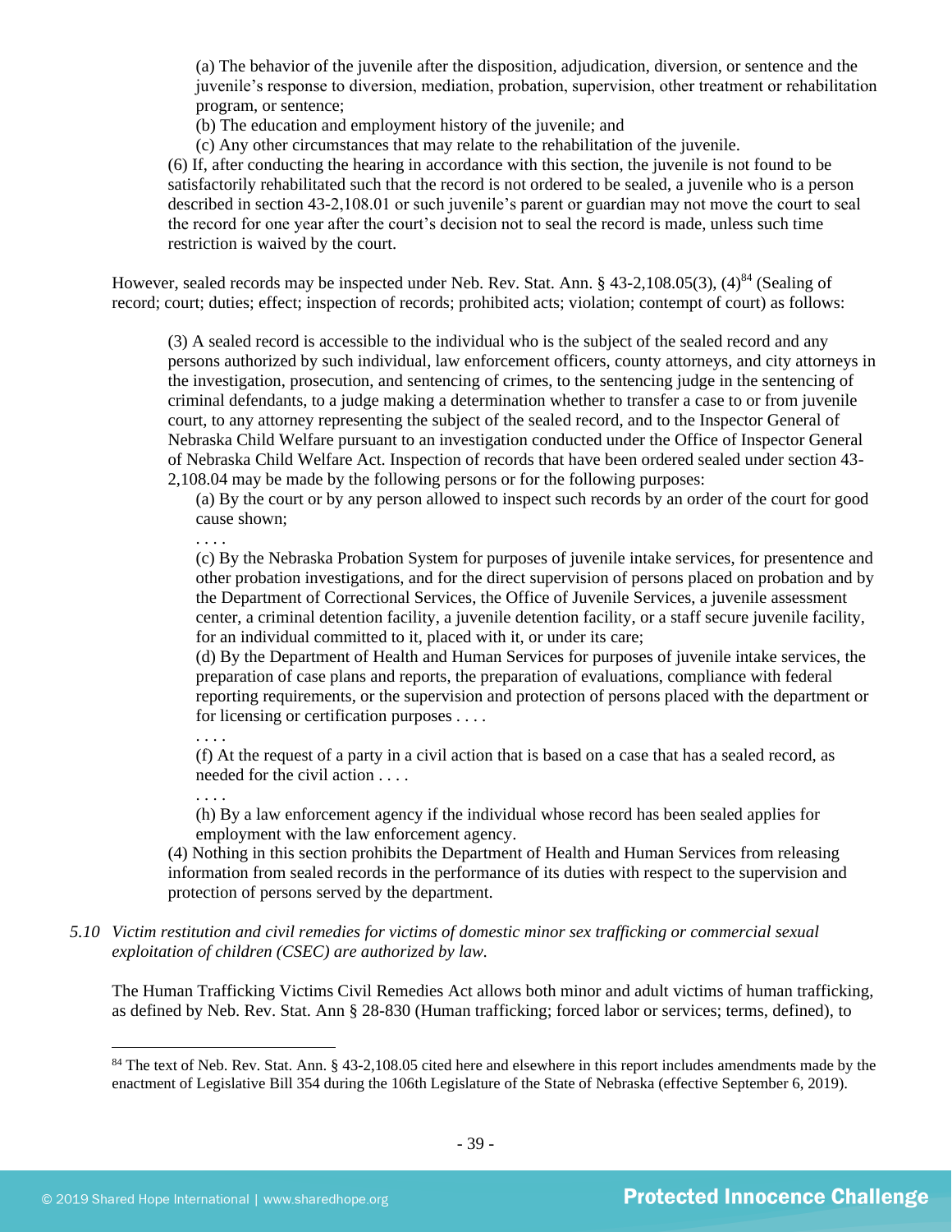> (a) The behavior of the juvenile after the disposition, adjudication, diversion, or sentence and the juvenile's response to diversion, mediation, probation, supervision, other treatment or rehabilitation program, or sentence;
> (b) The education and employment history of the juvenile; and
> (c) Any other circumstances that may relate to the rehabilitation of the juvenile.
>
> (6) If, after conducting the hearing in accordance with this section, the juvenile is not found to be satisfactorily rehabilitated such that the record is not ordered to be sealed, a juvenile who is a person described in section 43-2,108.01 or such juvenile's parent or guardian may not move the court to seal the record for one year after the court's decision not to seal the record is made, unless such time restriction is waived by the court.

However, sealed records may be inspected under Neb. Rev. Stat. Ann. § 43-2,108.05(3), (4)[84] (Sealing of record; court; duties; effect; inspection of records; prohibited acts; violation; contempt of court) as follows:

> (3) A sealed record is accessible to the individual who is the subject of the sealed record and any persons authorized by such individual, law enforcement officers, county attorneys, and city attorneys in the investigation, prosecution, and sentencing of crimes, to the sentencing judge in the sentencing of criminal defendants, to a judge making a determination whether to transfer a case to or from juvenile court, to any attorney representing the subject of the sealed record, and to the Inspector General of Nebraska Child Welfare pursuant to an investigation conducted under the Office of Inspector General of Nebraska Child Welfare Act. Inspection of records that have been ordered sealed under section 43-2,108.04 may be made by the following persons or for the following purposes:
>
> (a) By the court or by any person allowed to inspect such records by an order of the court for good cause shown;
>
> . . . .
>
> (c) By the Nebraska Probation System for purposes of juvenile intake services, for presentence and other probation investigations, and for the direct supervision of persons placed on probation and by the Department of Correctional Services, the Office of Juvenile Services, a juvenile assessment center, a criminal detention facility, a juvenile detention facility, or a staff secure juvenile facility, for an individual committed to it, placed with it, or under its care;
>
> (d) By the Department of Health and Human Services for purposes of juvenile intake services, the preparation of case plans and reports, the preparation of evaluations, compliance with federal reporting requirements, or the supervision and protection of persons placed with the department or for licensing or certification purposes . . . .
>
> . . . .
>
> (f) At the request of a party in a civil action that is based on a case that has a sealed record, as needed for the civil action . . . .
>
> . . . .
>
> (h) By a law enforcement agency if the individual whose record has been sealed applies for employment with the law enforcement agency.
>
> (4) Nothing in this section prohibits the Department of Health and Human Services from releasing information from sealed records in the performance of its duties with respect to the supervision and protection of persons served by the department.

*5.10 Victim restitution and civil remedies for victims of domestic minor sex trafficking or commercial sexual exploitation of children (CSEC) are authorized by law.*

The Human Trafficking Victims Civil Remedies Act allows both minor and adult victims of human trafficking, as defined by Neb. Rev. Stat. Ann § 28-830 (Human trafficking; forced labor or services; terms, defined), to

---

[84] The text of Neb. Rev. Stat. Ann. § 43-2,108.05 cited here and elsewhere in this report includes amendments made by the enactment of Legislative Bill 354 during the 106th Legislature of the State of Nebraska (effective September 6, 2019).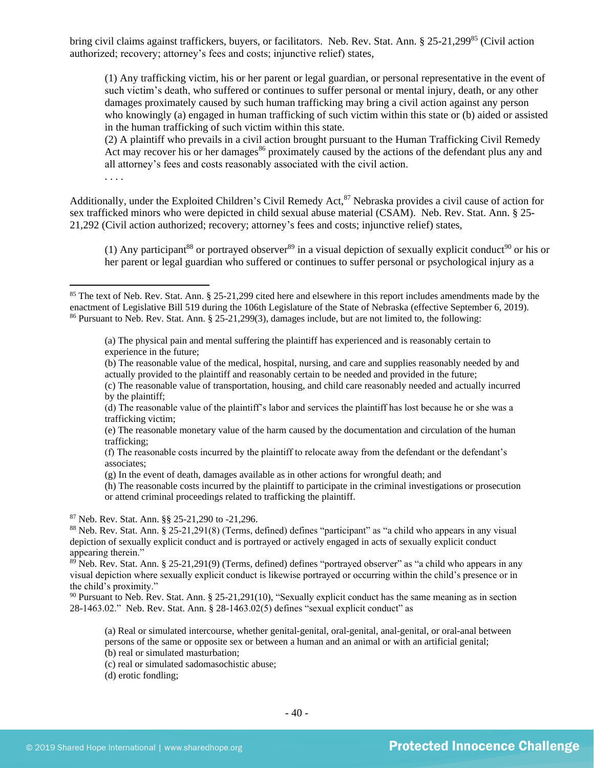bring civil claims against traffickers, buyers, or facilitators. Neb. Rev. Stat. Ann. § 25-21,299[85] (Civil action authorized; recovery; attorney's fees and costs; injunctive relief) states,

> (1) Any trafficking victim, his or her parent or legal guardian, or personal representative in the event of such victim's death, who suffered or continues to suffer personal or mental injury, death, or any other damages proximately caused by such human trafficking may bring a civil action against any person who knowingly (a) engaged in human trafficking of such victim within this state or (b) aided or assisted in the human trafficking of such victim within this state.
> (2) A plaintiff who prevails in a civil action brought pursuant to the Human Trafficking Civil Remedy Act may recover his or her damages[86] proximately caused by the actions of the defendant plus any and all attorney's fees and costs reasonably associated with the civil action.
> . . . .

Additionally, under the Exploited Children's Civil Remedy Act,[87] Nebraska provides a civil cause of action for sex trafficked minors who were depicted in child sexual abuse material (CSAM). Neb. Rev. Stat. Ann. § 25-21,292 (Civil action authorized; recovery; attorney's fees and costs; injunctive relief) states,

> (1) Any participant[88] or portrayed observer[89] in a visual depiction of sexually explicit conduct[90] or his or her parent or legal guardian who suffered or continues to suffer personal or psychological injury as a

---

[85] The text of Neb. Rev. Stat. Ann. § 25-21,299 cited here and elsewhere in this report includes amendments made by the enactment of Legislative Bill 519 during the 106th Legislature of the State of Nebraska (effective September 6, 2019).

[86] Pursuant to Neb. Rev. Stat. Ann. § 25-21,299(3), damages include, but are not limited to, the following:

> (a) The physical pain and mental suffering the plaintiff has experienced and is reasonably certain to experience in the future;
> (b) The reasonable value of the medical, hospital, nursing, and care and supplies reasonably needed by and actually provided to the plaintiff and reasonably certain to be needed and provided in the future;
> (c) The reasonable value of transportation, housing, and child care reasonably needed and actually incurred by the plaintiff;
> (d) The reasonable value of the plaintiff's labor and services the plaintiff has lost because he or she was a trafficking victim;
> (e) The reasonable monetary value of the harm caused by the documentation and circulation of the human trafficking;
> (f) The reasonable costs incurred by the plaintiff to relocate away from the defendant or the defendant's associates;
> (g) In the event of death, damages available as in other actions for wrongful death; and
> (h) The reasonable costs incurred by the plaintiff to participate in the criminal investigations or prosecution or attend criminal proceedings related to trafficking the plaintiff.

[87] Neb. Rev. Stat. Ann. §§ 25-21,290 to -21,296.

[88] Neb. Rev. Stat. Ann. § 25-21,291(8) (Terms, defined) defines "participant" as "a child who appears in any visual depiction of sexually explicit conduct and is portrayed or actively engaged in acts of sexually explicit conduct appearing therein."

[89] Neb. Rev. Stat. Ann. § 25-21,291(9) (Terms, defined) defines "portrayed observer" as "a child who appears in any visual depiction where sexually explicit conduct is likewise portrayed or occurring within the child's presence or in the child's proximity."

[90] Pursuant to Neb. Rev. Stat. Ann. § 25-21,291(10), "Sexually explicit conduct has the same meaning as in section 28-1463.02." Neb. Rev. Stat. Ann. § 28-1463.02(5) defines "sexual explicit conduct" as

> (a) Real or simulated intercourse, whether genital-genital, oral-genital, anal-genital, or oral-anal between persons of the same or opposite sex or between a human and an animal or with an artificial genital;
> (b) real or simulated masturbation;
> (c) real or simulated sadomasochistic abuse;
> (d) erotic fondling;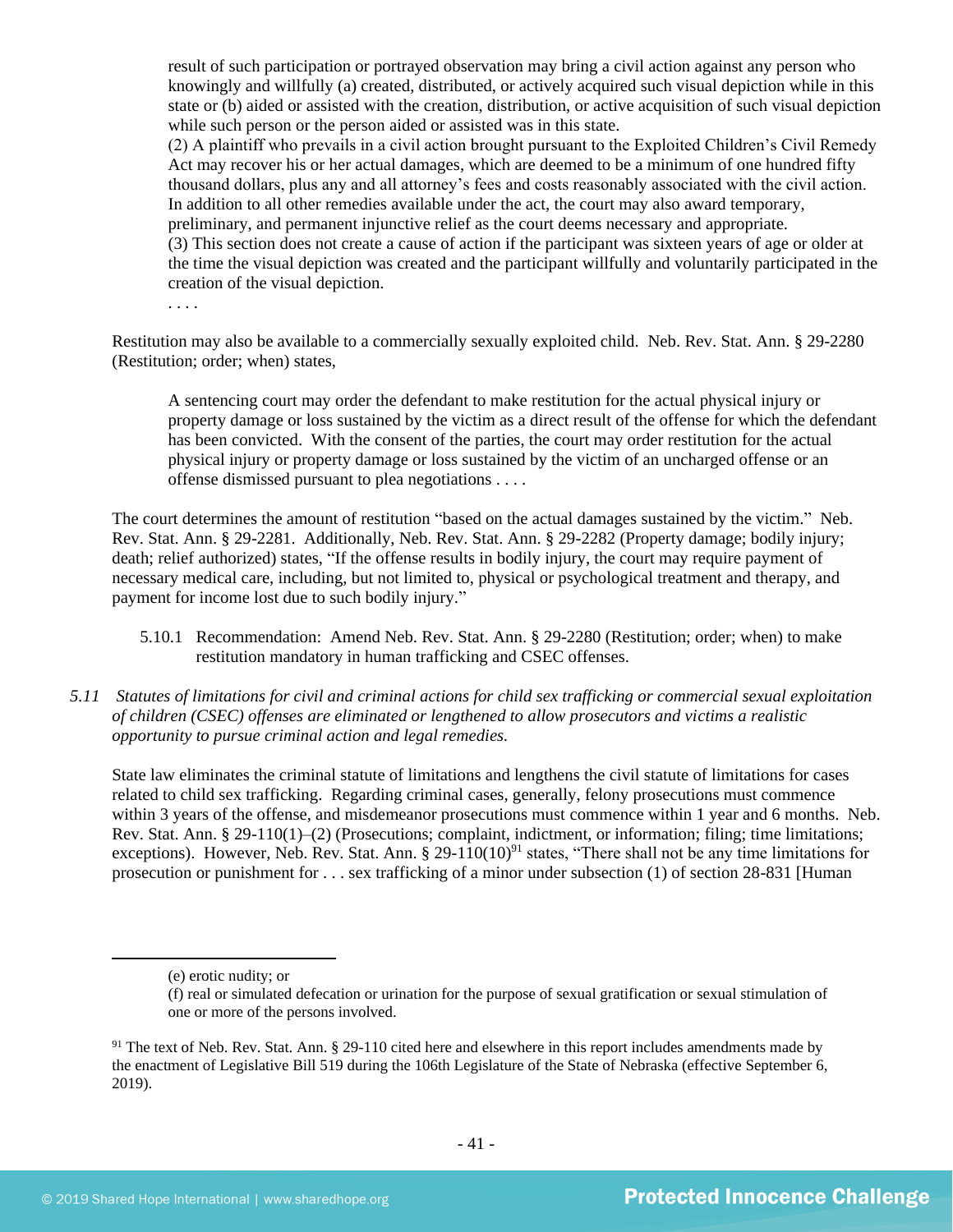> result of such participation or portrayed observation may bring a civil action against any person who knowingly and willfully (a) created, distributed, or actively acquired such visual depiction while in this state or (b) aided or assisted with the creation, distribution, or active acquisition of such visual depiction while such person or the person aided or assisted was in this state.
> (2) A plaintiff who prevails in a civil action brought pursuant to the Exploited Children's Civil Remedy Act may recover his or her actual damages, which are deemed to be a minimum of one hundred fifty thousand dollars, plus any and all attorney's fees and costs reasonably associated with the civil action. In addition to all other remedies available under the act, the court may also award temporary, preliminary, and permanent injunctive relief as the court deems necessary and appropriate.
> (3) This section does not create a cause of action if the participant was sixteen years of age or older at the time the visual depiction was created and the participant willfully and voluntarily participated in the creation of the visual depiction.
> . . . .

Restitution may also be available to a commercially sexually exploited child. Neb. Rev. Stat. Ann. § 29-2280 (Restitution; order; when) states,

> A sentencing court may order the defendant to make restitution for the actual physical injury or property damage or loss sustained by the victim as a direct result of the offense for which the defendant has been convicted. With the consent of the parties, the court may order restitution for the actual physical injury or property damage or loss sustained by the victim of an uncharged offense or an offense dismissed pursuant to plea negotiations . . . .

The court determines the amount of restitution "based on the actual damages sustained by the victim." Neb. Rev. Stat. Ann. § 29-2281. Additionally, Neb. Rev. Stat. Ann. § 29-2282 (Property damage; bodily injury; death; relief authorized) states, "If the offense results in bodily injury, the court may require payment of necessary medical care, including, but not limited to, physical or psychological treatment and therapy, and payment for income lost due to such bodily injury."

5.10.1 Recommendation: Amend Neb. Rev. Stat. Ann. § 29-2280 (Restitution; order; when) to make restitution mandatory in human trafficking and CSEC offenses.

*5.11 Statutes of limitations for civil and criminal actions for child sex trafficking or commercial sexual exploitation of children (CSEC) offenses are eliminated or lengthened to allow prosecutors and victims a realistic opportunity to pursue criminal action and legal remedies.*

State law eliminates the criminal statute of limitations and lengthens the civil statute of limitations for cases related to child sex trafficking. Regarding criminal cases, generally, felony prosecutions must commence within 3 years of the offense, and misdemeanor prosecutions must commence within 1 year and 6 months. Neb. Rev. Stat. Ann. § 29-110(1)–(2) (Prosecutions; complaint, indictment, or information; filing; time limitations; exceptions). However, Neb. Rev. Stat. Ann. § 29-110(10)[91] states, "There shall not be any time limitations for prosecution or punishment for . . . sex trafficking of a minor under subsection (1) of section 28-831 [Human

---

(e) erotic nudity; or
(f) real or simulated defecation or urination for the purpose of sexual gratification or sexual stimulation of one or more of the persons involved.

[91] The text of Neb. Rev. Stat. Ann. § 29-110 cited here and elsewhere in this report includes amendments made by the enactment of Legislative Bill 519 during the 106th Legislature of the State of Nebraska (effective September 6, 2019).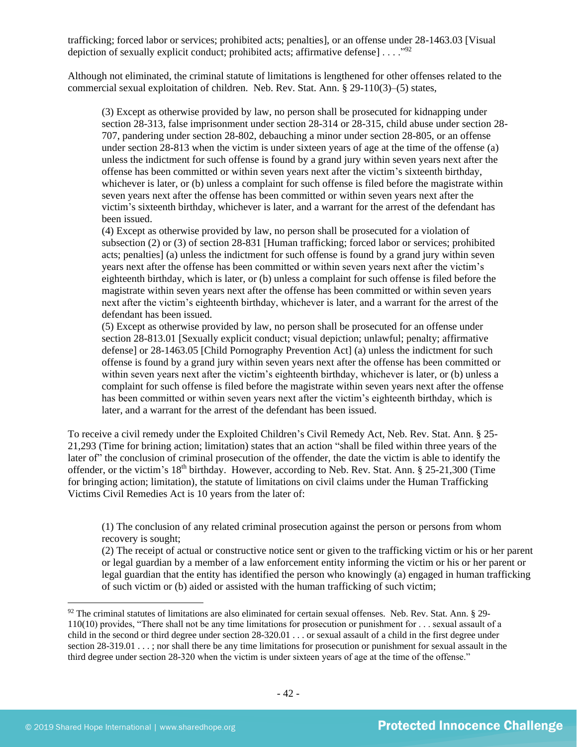trafficking; forced labor or services; prohibited acts; penalties], or an offense under 28-1463.03 [Visual depiction of sexually explicit conduct; prohibited acts; affirmative defense] . . . ."[92]

Although not eliminated, the criminal statute of limitations is lengthened for other offenses related to the commercial sexual exploitation of children. Neb. Rev. Stat. Ann. § 29-110(3)–(5) states,

> (3) Except as otherwise provided by law, no person shall be prosecuted for kidnapping under section 28-313, false imprisonment under section 28-314 or 28-315, child abuse under section 28-707, pandering under section 28-802, debauching a minor under section 28-805, or an offense under section 28-813 when the victim is under sixteen years of age at the time of the offense (a) unless the indictment for such offense is found by a grand jury within seven years next after the offense has been committed or within seven years next after the victim's sixteenth birthday, whichever is later, or (b) unless a complaint for such offense is filed before the magistrate within seven years next after the offense has been committed or within seven years next after the victim's sixteenth birthday, whichever is later, and a warrant for the arrest of the defendant has been issued.
>
> (4) Except as otherwise provided by law, no person shall be prosecuted for a violation of subsection (2) or (3) of section 28-831 [Human trafficking; forced labor or services; prohibited acts; penalties] (a) unless the indictment for such offense is found by a grand jury within seven years next after the offense has been committed or within seven years next after the victim's eighteenth birthday, which is later, or (b) unless a complaint for such offense is filed before the magistrate within seven years next after the offense has been committed or within seven years next after the victim's eighteenth birthday, whichever is later, and a warrant for the arrest of the defendant has been issued.
>
> (5) Except as otherwise provided by law, no person shall be prosecuted for an offense under section 28-813.01 [Sexually explicit conduct; visual depiction; unlawful; penalty; affirmative defense] or 28-1463.05 [Child Pornography Prevention Act] (a) unless the indictment for such offense is found by a grand jury within seven years next after the offense has been committed or within seven years next after the victim's eighteenth birthday, whichever is later, or (b) unless a complaint for such offense is filed before the magistrate within seven years next after the offense has been committed or within seven years next after the victim's eighteenth birthday, which is later, and a warrant for the arrest of the defendant has been issued.

To receive a civil remedy under the Exploited Children's Civil Remedy Act, Neb. Rev. Stat. Ann. § 25-21,293 (Time for brining action; limitation) states that an action "shall be filed within three years of the later of" the conclusion of criminal prosecution of the offender, the date the victim is able to identify the offender, or the victim's 18th birthday. However, according to Neb. Rev. Stat. Ann. § 25-21,300 (Time for bringing action; limitation), the statute of limitations on civil claims under the Human Trafficking Victims Civil Remedies Act is 10 years from the later of:

> (1) The conclusion of any related criminal prosecution against the person or persons from whom recovery is sought;
>
> (2) The receipt of actual or constructive notice sent or given to the trafficking victim or his or her parent or legal guardian by a member of a law enforcement entity informing the victim or his or her parent or legal guardian that the entity has identified the person who knowingly (a) engaged in human trafficking of such victim or (b) aided or assisted with the human trafficking of such victim;

[92] The criminal statutes of limitations are also eliminated for certain sexual offenses. Neb. Rev. Stat. Ann. § 29-110(10) provides, "There shall not be any time limitations for prosecution or punishment for . . . sexual assault of a child in the second or third degree under section 28-320.01 . . . or sexual assault of a child in the first degree under section 28-319.01 . . . ; nor shall there be any time limitations for prosecution or punishment for sexual assault in the third degree under section 28-320 when the victim is under sixteen years of age at the time of the offense."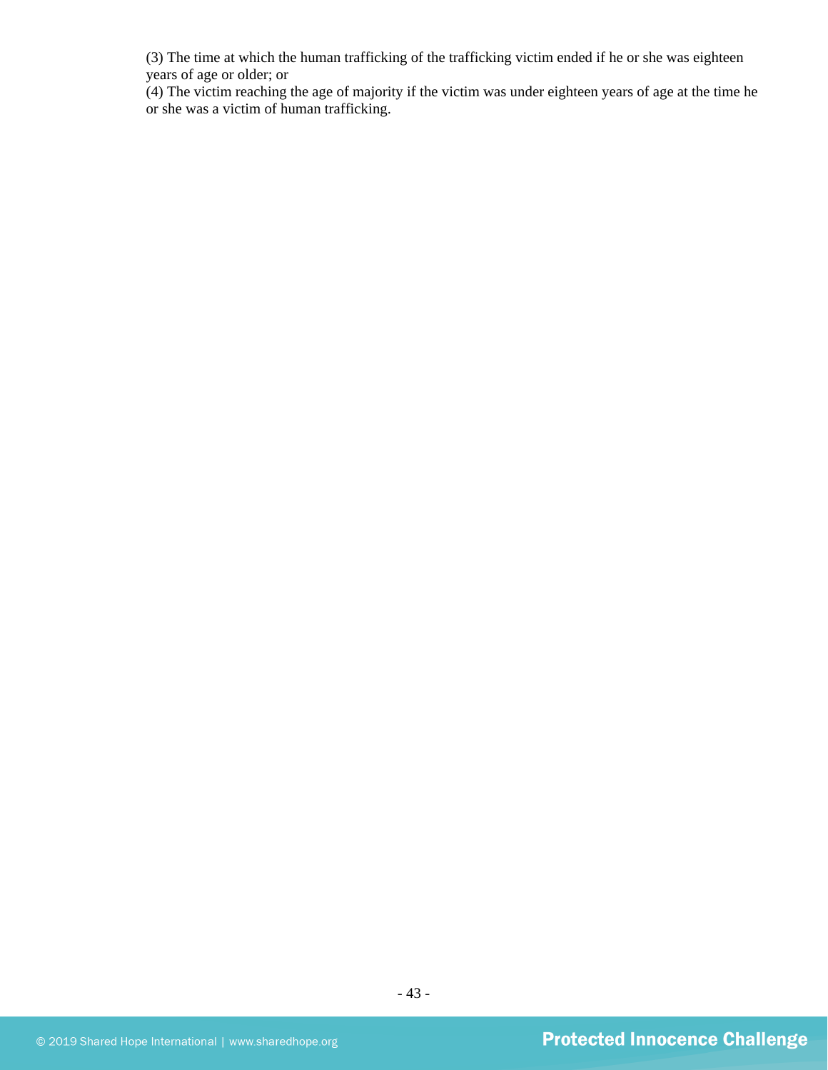(3) The time at which the human trafficking of the trafficking victim ended if he or she was eighteen years of age or older; or

(4) The victim reaching the age of majority if the victim was under eighteen years of age at the time he or she was a victim of human trafficking.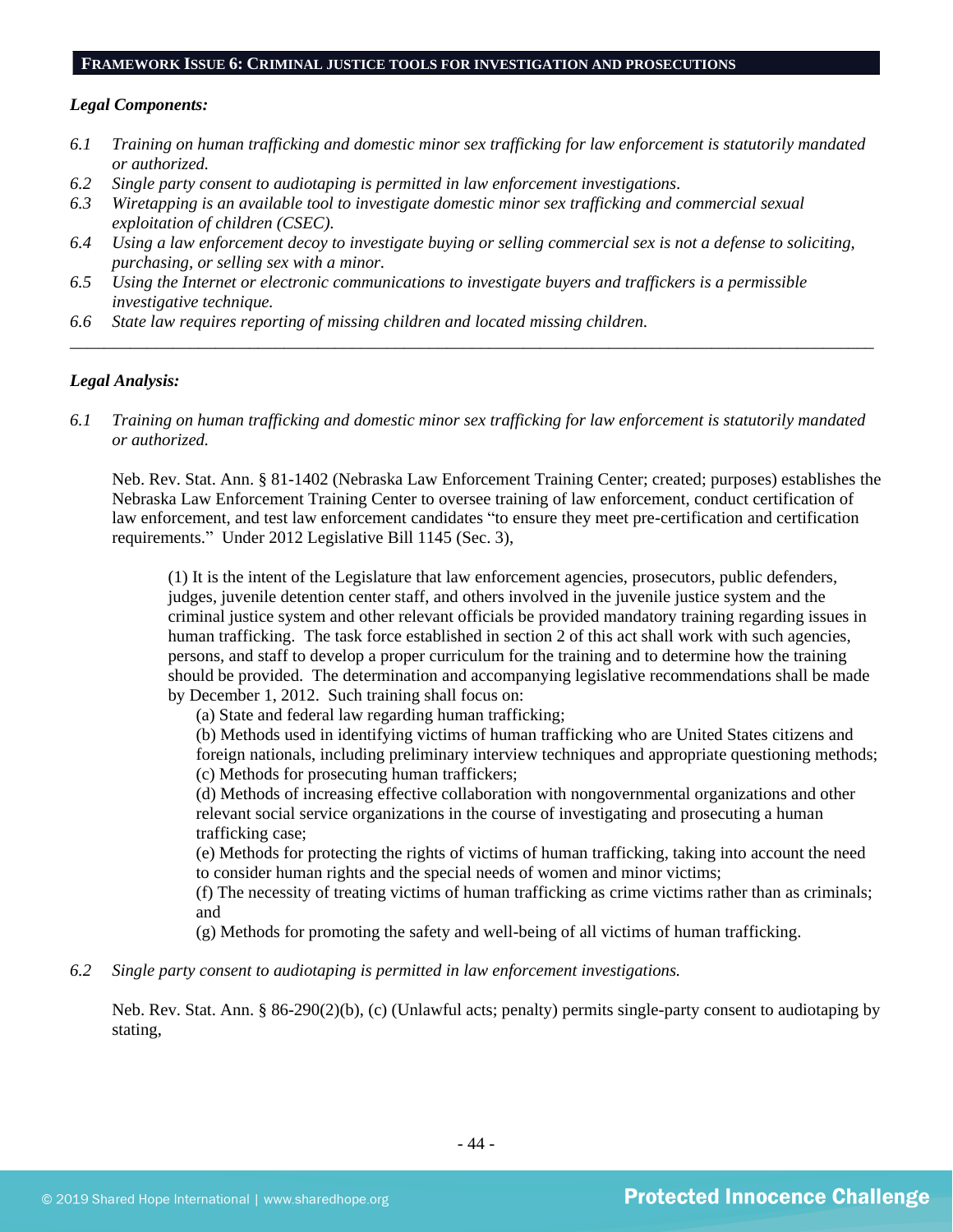## FRAMEWORK ISSUE 6: CRIMINAL JUSTICE TOOLS FOR INVESTIGATION AND PROSECUTIONS

***Legal Components:***

*6.1 Training on human trafficking and domestic minor sex trafficking for law enforcement is statutorily mandated or authorized.*

*6.2 Single party consent to audiotaping is permitted in law enforcement investigations.*

*6.3 Wiretapping is an available tool to investigate domestic minor sex trafficking and commercial sexual exploitation of children (CSEC).*

*6.4 Using a law enforcement decoy to investigate buying or selling commercial sex is not a defense to soliciting, purchasing, or selling sex with a minor.*

*6.5 Using the Internet or electronic communications to investigate buyers and traffickers is a permissible investigative technique.*

*6.6 State law requires reporting of missing children and located missing children.*

---

***Legal Analysis:***

*6.1 Training on human trafficking and domestic minor sex trafficking for law enforcement is statutorily mandated or authorized.*

Neb. Rev. Stat. Ann. § 81-1402 (Nebraska Law Enforcement Training Center; created; purposes) establishes the Nebraska Law Enforcement Training Center to oversee training of law enforcement, conduct certification of law enforcement, and test law enforcement candidates "to ensure they meet pre-certification and certification requirements." Under 2012 Legislative Bill 1145 (Sec. 3),

> (1) It is the intent of the Legislature that law enforcement agencies, prosecutors, public defenders, judges, juvenile detention center staff, and others involved in the juvenile justice system and the criminal justice system and other relevant officials be provided mandatory training regarding issues in human trafficking. The task force established in section 2 of this act shall work with such agencies, persons, and staff to develop a proper curriculum for the training and to determine how the training should be provided. The determination and accompanying legislative recommendations shall be made by December 1, 2012. Such training shall focus on:
>
> (a) State and federal law regarding human trafficking;
>
> (b) Methods used in identifying victims of human trafficking who are United States citizens and foreign nationals, including preliminary interview techniques and appropriate questioning methods;
>
> (c) Methods for prosecuting human traffickers;
>
> (d) Methods of increasing effective collaboration with nongovernmental organizations and other relevant social service organizations in the course of investigating and prosecuting a human trafficking case;
>
> (e) Methods for protecting the rights of victims of human trafficking, taking into account the need to consider human rights and the special needs of women and minor victims;
>
> (f) The necessity of treating victims of human trafficking as crime victims rather than as criminals; and
>
> (g) Methods for promoting the safety and well-being of all victims of human trafficking.

*6.2 Single party consent to audiotaping is permitted in law enforcement investigations.*

Neb. Rev. Stat. Ann. § 86-290(2)(b), (c) (Unlawful acts; penalty) permits single-party consent to audiotaping by stating,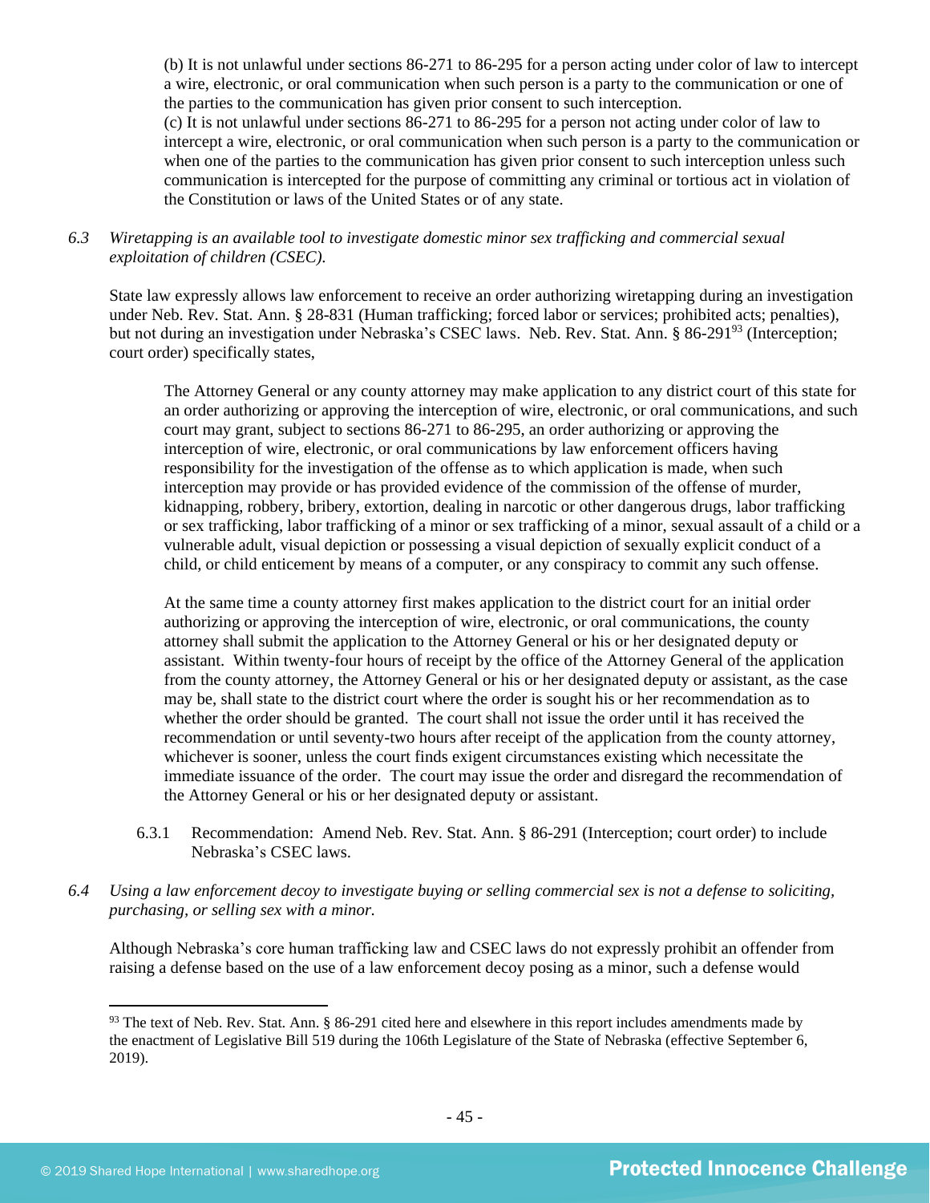> (b) It is not unlawful under sections 86-271 to 86-295 for a person acting under color of law to intercept a wire, electronic, or oral communication when such person is a party to the communication or one of the parties to the communication has given prior consent to such interception.
> (c) It is not unlawful under sections 86-271 to 86-295 for a person not acting under color of law to intercept a wire, electronic, or oral communication when such person is a party to the communication or when one of the parties to the communication has given prior consent to such interception unless such communication is intercepted for the purpose of committing any criminal or tortious act in violation of the Constitution or laws of the United States or of any state.

*6.3 Wiretapping is an available tool to investigate domestic minor sex trafficking and commercial sexual exploitation of children (CSEC).*

State law expressly allows law enforcement to receive an order authorizing wiretapping during an investigation under Neb. Rev. Stat. Ann. § 28-831 (Human trafficking; forced labor or services; prohibited acts; penalties), but not during an investigation under Nebraska's CSEC laws. Neb. Rev. Stat. Ann. § 86-291[93] (Interception; court order) specifically states,

> The Attorney General or any county attorney may make application to any district court of this state for an order authorizing or approving the interception of wire, electronic, or oral communications, and such court may grant, subject to sections 86-271 to 86-295, an order authorizing or approving the interception of wire, electronic, or oral communications by law enforcement officers having responsibility for the investigation of the offense as to which application is made, when such interception may provide or has provided evidence of the commission of the offense of murder, kidnapping, robbery, bribery, extortion, dealing in narcotic or other dangerous drugs, labor trafficking or sex trafficking, labor trafficking of a minor or sex trafficking of a minor, sexual assault of a child or a vulnerable adult, visual depiction or possessing a visual depiction of sexually explicit conduct of a child, or child enticement by means of a computer, or any conspiracy to commit any such offense.
>
> At the same time a county attorney first makes application to the district court for an initial order authorizing or approving the interception of wire, electronic, or oral communications, the county attorney shall submit the application to the Attorney General or his or her designated deputy or assistant. Within twenty-four hours of receipt by the office of the Attorney General of the application from the county attorney, the Attorney General or his or her designated deputy or assistant, as the case may be, shall state to the district court where the order is sought his or her recommendation as to whether the order should be granted. The court shall not issue the order until it has received the recommendation or until seventy-two hours after receipt of the application from the county attorney, whichever is sooner, unless the court finds exigent circumstances existing which necessitate the immediate issuance of the order. The court may issue the order and disregard the recommendation of the Attorney General or his or her designated deputy or assistant.

6.3.1 Recommendation: Amend Neb. Rev. Stat. Ann. § 86-291 (Interception; court order) to include Nebraska's CSEC laws.

*6.4 Using a law enforcement decoy to investigate buying or selling commercial sex is not a defense to soliciting, purchasing, or selling sex with a minor.*

Although Nebraska's core human trafficking law and CSEC laws do not expressly prohibit an offender from raising a defense based on the use of a law enforcement decoy posing as a minor, such a defense would

---

[93] The text of Neb. Rev. Stat. Ann. § 86-291 cited here and elsewhere in this report includes amendments made by the enactment of Legislative Bill 519 during the 106th Legislature of the State of Nebraska (effective September 6, 2019).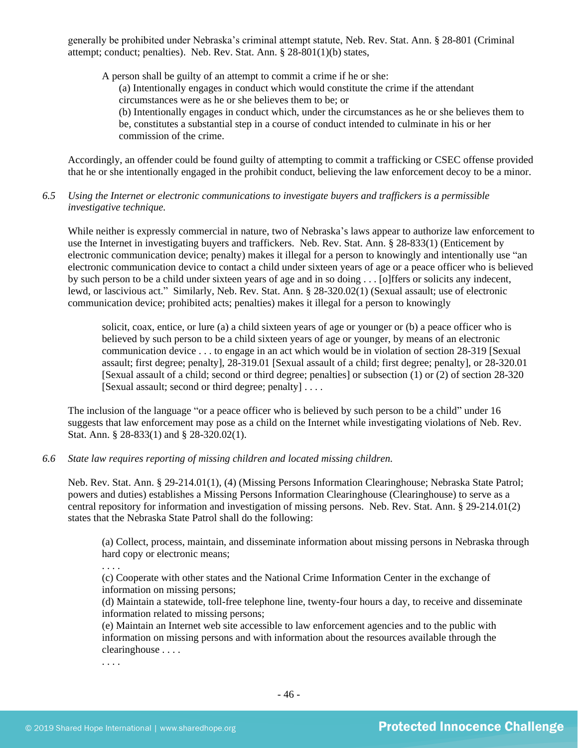generally be prohibited under Nebraska's criminal attempt statute, Neb. Rev. Stat. Ann. § 28-801 (Criminal attempt; conduct; penalties). Neb. Rev. Stat. Ann. § 28-801(1)(b) states,

> A person shall be guilty of an attempt to commit a crime if he or she:
> (a) Intentionally engages in conduct which would constitute the crime if the attendant circumstances were as he or she believes them to be; or
> (b) Intentionally engages in conduct which, under the circumstances as he or she believes them to be, constitutes a substantial step in a course of conduct intended to culminate in his or her commission of the crime.

Accordingly, an offender could be found guilty of attempting to commit a trafficking or CSEC offense provided that he or she intentionally engaged in the prohibit conduct, believing the law enforcement decoy to be a minor.

6.5 *Using the Internet or electronic communications to investigate buyers and traffickers is a permissible investigative technique.*

While neither is expressly commercial in nature, two of Nebraska's laws appear to authorize law enforcement to use the Internet in investigating buyers and traffickers. Neb. Rev. Stat. Ann. § 28-833(1) (Enticement by electronic communication device; penalty) makes it illegal for a person to knowingly and intentionally use "an electronic communication device to contact a child under sixteen years of age or a peace officer who is believed by such person to be a child under sixteen years of age and in so doing . . . [o]ffers or solicits any indecent, lewd, or lascivious act." Similarly, Neb. Rev. Stat. Ann. § 28-320.02(1) (Sexual assault; use of electronic communication device; prohibited acts; penalties) makes it illegal for a person to knowingly

> solicit, coax, entice, or lure (a) a child sixteen years of age or younger or (b) a peace officer who is believed by such person to be a child sixteen years of age or younger, by means of an electronic communication device . . . to engage in an act which would be in violation of section 28-319 [Sexual assault; first degree; penalty], 28-319.01 [Sexual assault of a child; first degree; penalty], or 28-320.01 [Sexual assault of a child; second or third degree; penalties] or subsection (1) or (2) of section 28-320 [Sexual assault; second or third degree; penalty] . . . .

The inclusion of the language "or a peace officer who is believed by such person to be a child" under 16 suggests that law enforcement may pose as a child on the Internet while investigating violations of Neb. Rev. Stat. Ann. § 28-833(1) and § 28-320.02(1).

6.6 *State law requires reporting of missing children and located missing children.*

Neb. Rev. Stat. Ann. § 29-214.01(1), (4) (Missing Persons Information Clearinghouse; Nebraska State Patrol; powers and duties) establishes a Missing Persons Information Clearinghouse (Clearinghouse) to serve as a central repository for information and investigation of missing persons. Neb. Rev. Stat. Ann. § 29-214.01(2) states that the Nebraska State Patrol shall do the following:

> (a) Collect, process, maintain, and disseminate information about missing persons in Nebraska through hard copy or electronic means;
> . . . .
> (c) Cooperate with other states and the National Crime Information Center in the exchange of information on missing persons;
> (d) Maintain a statewide, toll-free telephone line, twenty-four hours a day, to receive and disseminate information related to missing persons;
> (e) Maintain an Internet web site accessible to law enforcement agencies and to the public with information on missing persons and with information about the resources available through the clearinghouse . . . .
> . . . .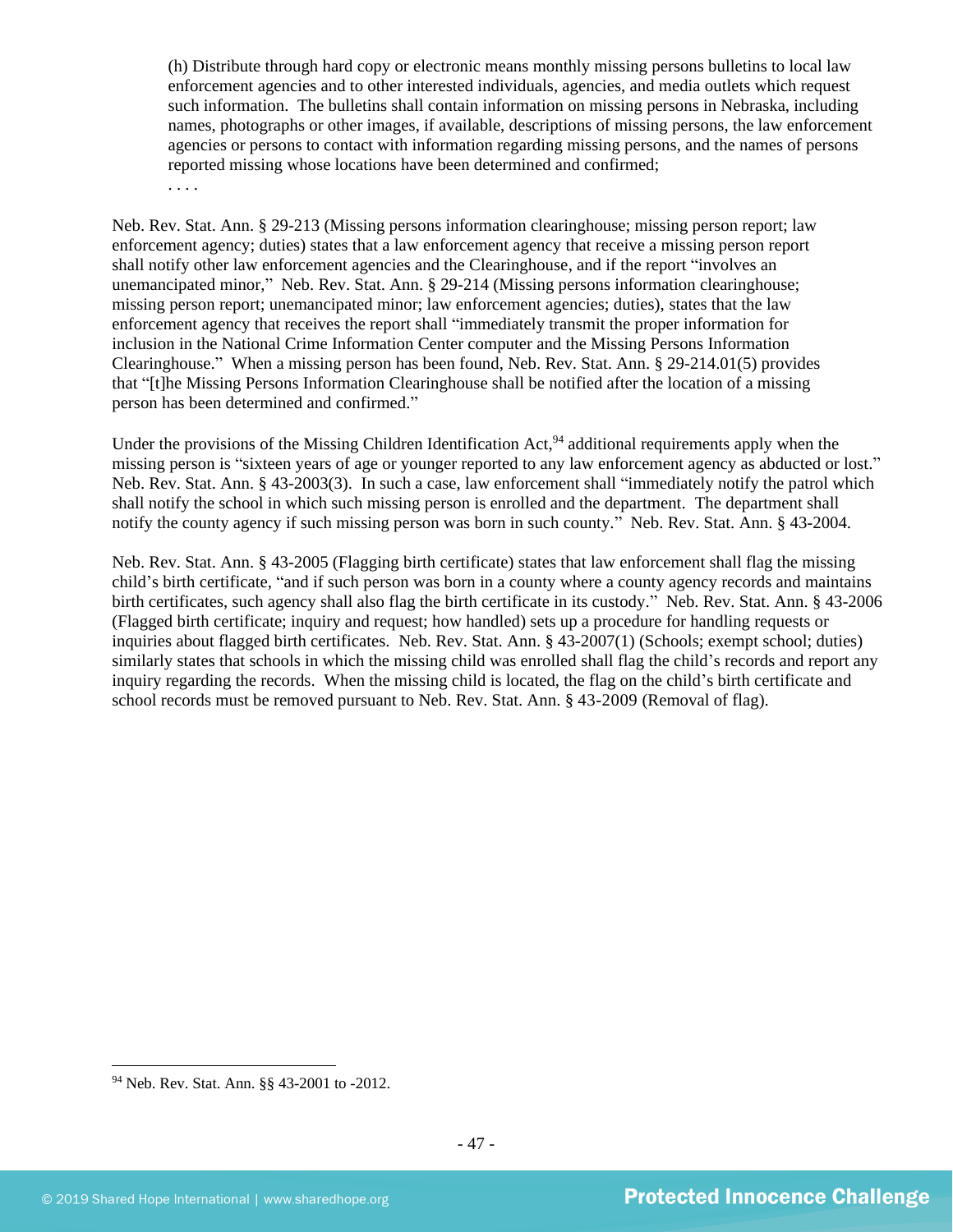> (h) Distribute through hard copy or electronic means monthly missing persons bulletins to local law enforcement agencies and to other interested individuals, agencies, and media outlets which request such information. The bulletins shall contain information on missing persons in Nebraska, including names, photographs or other images, if available, descriptions of missing persons, the law enforcement agencies or persons to contact with information regarding missing persons, and the names of persons reported missing whose locations have been determined and confirmed;
>
> . . . .

Neb. Rev. Stat. Ann. § 29-213 (Missing persons information clearinghouse; missing person report; law enforcement agency; duties) states that a law enforcement agency that receive a missing person report shall notify other law enforcement agencies and the Clearinghouse, and if the report "involves an unemancipated minor," Neb. Rev. Stat. Ann. § 29-214 (Missing persons information clearinghouse; missing person report; unemancipated minor; law enforcement agencies; duties), states that the law enforcement agency that receives the report shall "immediately transmit the proper information for inclusion in the National Crime Information Center computer and the Missing Persons Information Clearinghouse." When a missing person has been found, Neb. Rev. Stat. Ann. § 29-214.01(5) provides that "[t]he Missing Persons Information Clearinghouse shall be notified after the location of a missing person has been determined and confirmed."

Under the provisions of the Missing Children Identification Act,[94] additional requirements apply when the missing person is "sixteen years of age or younger reported to any law enforcement agency as abducted or lost." Neb. Rev. Stat. Ann. § 43-2003(3). In such a case, law enforcement shall "immediately notify the patrol which shall notify the school in which such missing person is enrolled and the department. The department shall notify the county agency if such missing person was born in such county." Neb. Rev. Stat. Ann. § 43-2004.

Neb. Rev. Stat. Ann. § 43-2005 (Flagging birth certificate) states that law enforcement shall flag the missing child's birth certificate, "and if such person was born in a county where a county agency records and maintains birth certificates, such agency shall also flag the birth certificate in its custody." Neb. Rev. Stat. Ann. § 43-2006 (Flagged birth certificate; inquiry and request; how handled) sets up a procedure for handling requests or inquiries about flagged birth certificates. Neb. Rev. Stat. Ann. § 43-2007(1) (Schools; exempt school; duties) similarly states that schools in which the missing child was enrolled shall flag the child's records and report any inquiry regarding the records. When the missing child is located, the flag on the child's birth certificate and school records must be removed pursuant to Neb. Rev. Stat. Ann. § 43-2009 (Removal of flag).

---

[94] Neb. Rev. Stat. Ann. §§ 43-2001 to -2012.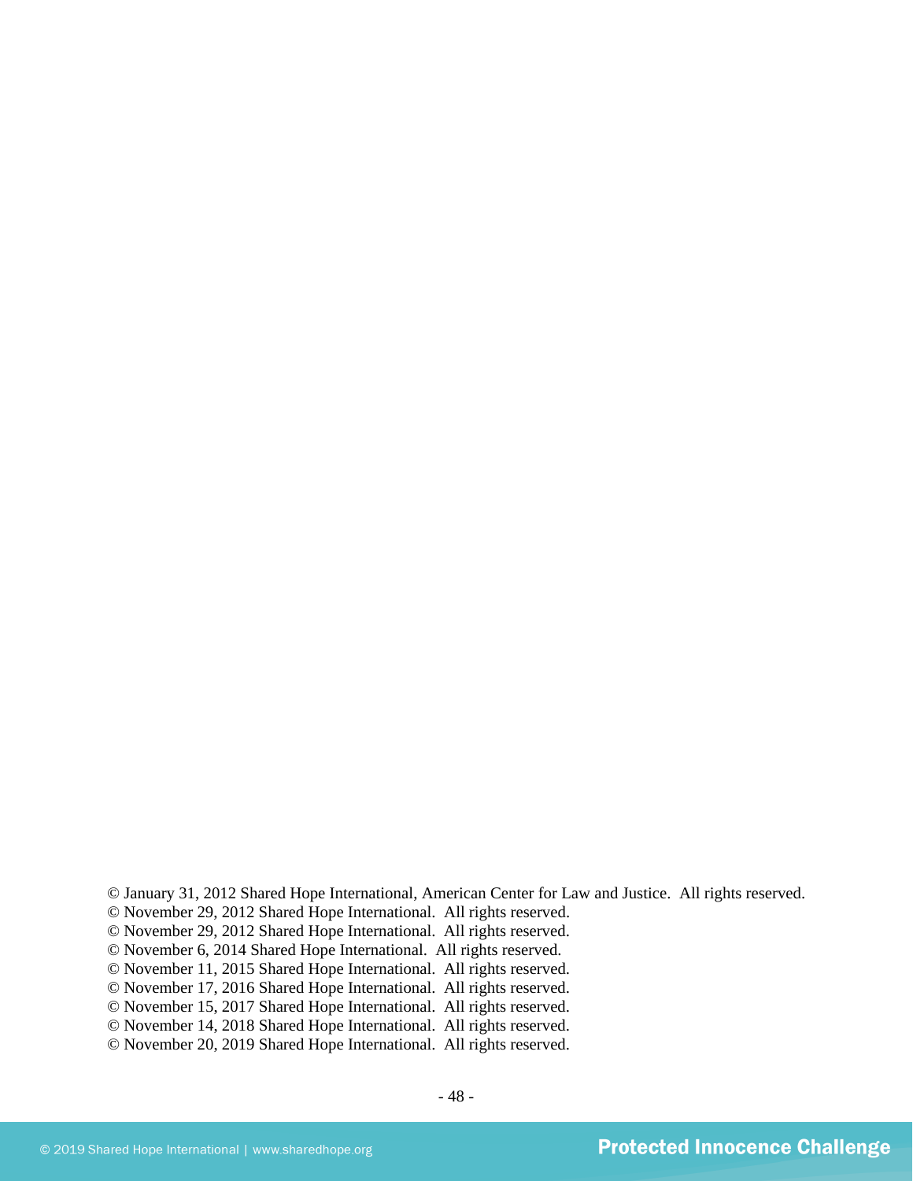© January 31, 2012 Shared Hope International, American Center for Law and Justice.  All rights reserved.
© November 29, 2012 Shared Hope International.  All rights reserved.
© November 29, 2012 Shared Hope International.  All rights reserved.
© November 6, 2014 Shared Hope International.  All rights reserved.
© November 11, 2015 Shared Hope International.  All rights reserved.
© November 17, 2016 Shared Hope International.  All rights reserved.
© November 15, 2017 Shared Hope International.  All rights reserved.
© November 14, 2018 Shared Hope International.  All rights reserved.
© November 20, 2019 Shared Hope International.  All rights reserved.